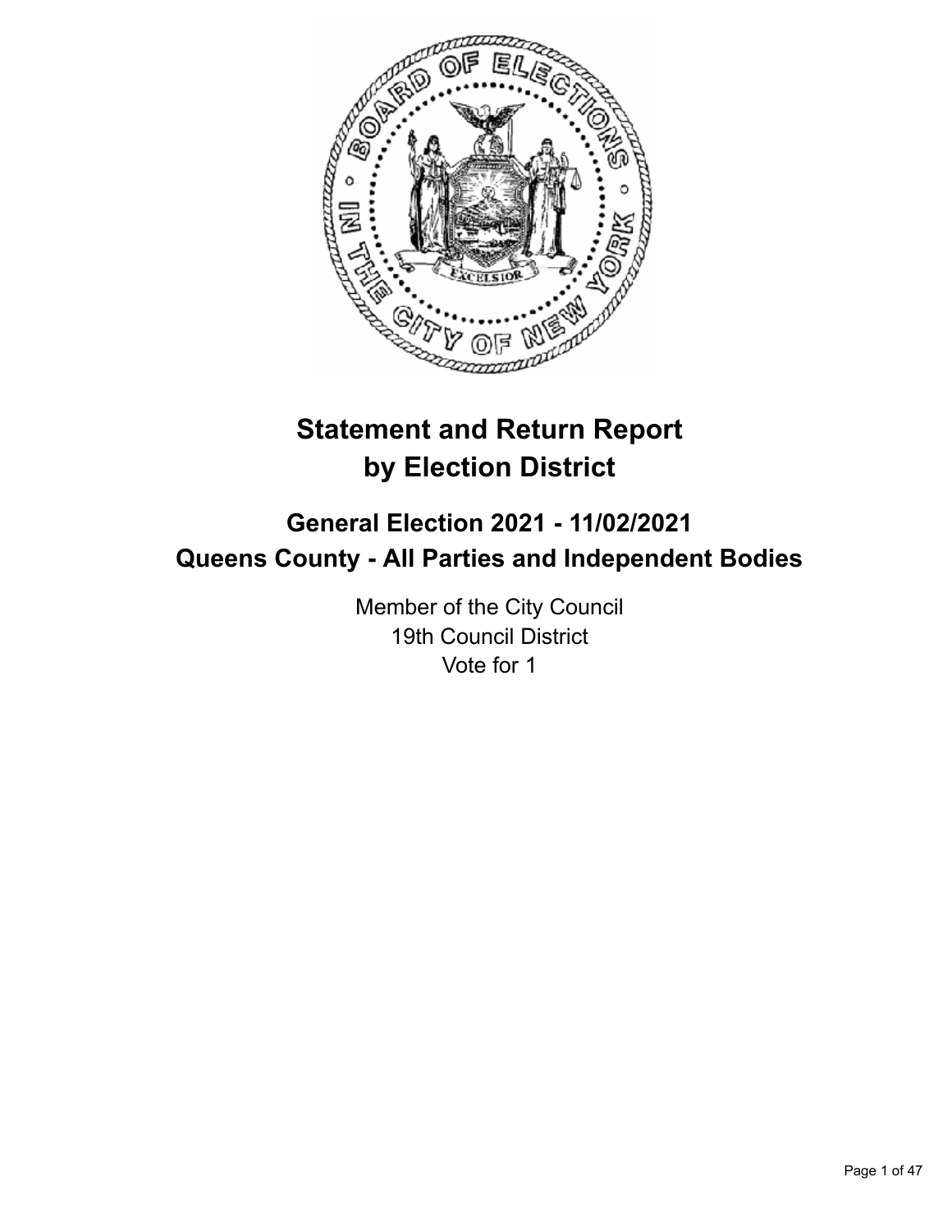# Statement and Return Report by Election District

## General Election 2021 - 11/02/2021
## Queens County - All Parties and Independent Bodies

Member of the City Council
19th Council District
Vote for 1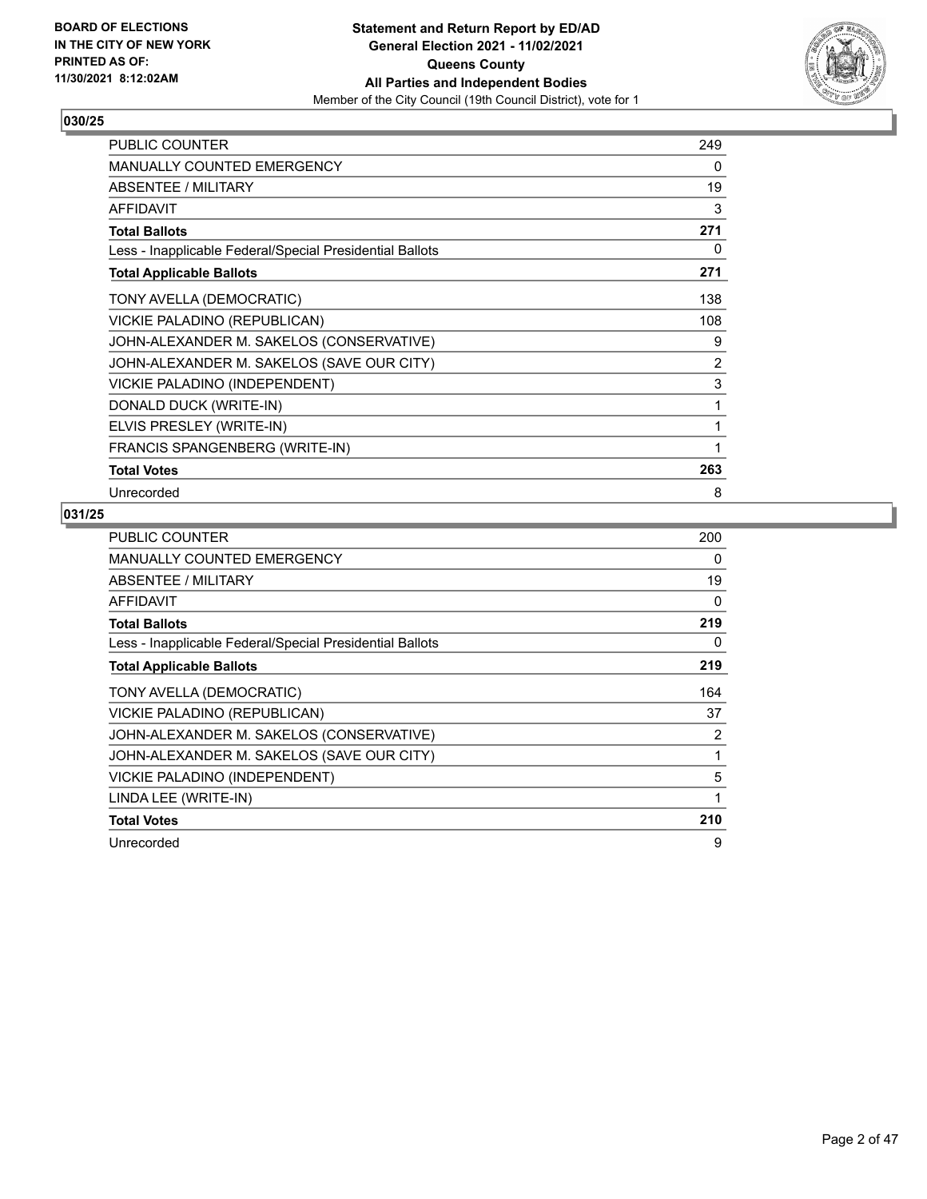## 030/25

| | |
|---|---|
| PUBLIC COUNTER | 249 |
| MANUALLY COUNTED EMERGENCY | 0 |
| ABSENTEE / MILITARY | 19 |
| AFFIDAVIT | 3 |
| **Total Ballots** | **271** |
| Less - Inapplicable Federal/Special Presidential Ballots | 0 |
| **Total Applicable Ballots** | **271** |
| TONY AVELLA (DEMOCRATIC) | 138 |
| VICKIE PALADINO (REPUBLICAN) | 108 |
| JOHN-ALEXANDER M. SAKELOS (CONSERVATIVE) | 9 |
| JOHN-ALEXANDER M. SAKELOS (SAVE OUR CITY) | 2 |
| VICKIE PALADINO (INDEPENDENT) | 3 |
| DONALD DUCK (WRITE-IN) | 1 |
| ELVIS PRESLEY (WRITE-IN) | 1 |
| FRANCIS SPANGENBERG (WRITE-IN) | 1 |
| **Total Votes** | **263** |
| Unrecorded | 8 |

## 031/25

| | |
|---|---|
| PUBLIC COUNTER | 200 |
| MANUALLY COUNTED EMERGENCY | 0 |
| ABSENTEE / MILITARY | 19 |
| AFFIDAVIT | 0 |
| **Total Ballots** | **219** |
| Less - Inapplicable Federal/Special Presidential Ballots | 0 |
| **Total Applicable Ballots** | **219** |
| TONY AVELLA (DEMOCRATIC) | 164 |
| VICKIE PALADINO (REPUBLICAN) | 37 |
| JOHN-ALEXANDER M. SAKELOS (CONSERVATIVE) | 2 |
| JOHN-ALEXANDER M. SAKELOS (SAVE OUR CITY) | 1 |
| VICKIE PALADINO (INDEPENDENT) | 5 |
| LINDA LEE (WRITE-IN) | 1 |
| **Total Votes** | **210** |
| Unrecorded | 9 |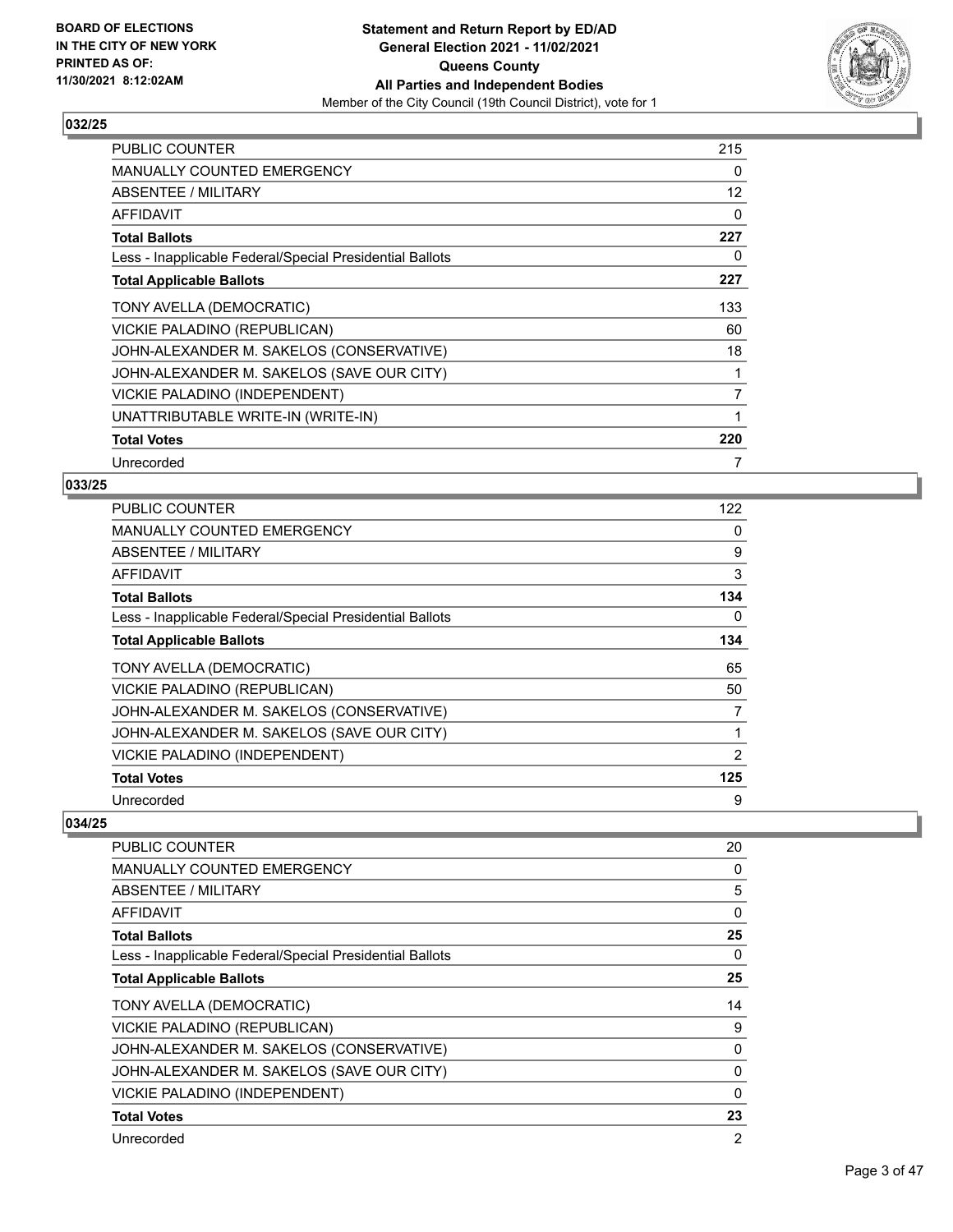**BOARD OF ELECTIONS IN THE CITY OF NEW YORK PRINTED AS OF: 11/30/2021 8:12:02AM**

**Statement and Return Report by ED/AD General Election 2021 - 11/02/2021 Queens County All Parties and Independent Bodies**
Member of the City Council (19th Council District), vote for 1

### 032/25

| | |
|---|---|
| PUBLIC COUNTER | 215 |
| MANUALLY COUNTED EMERGENCY | 0 |
| ABSENTEE / MILITARY | 12 |
| AFFIDAVIT | 0 |
| **Total Ballots** | **227** |
| Less - Inapplicable Federal/Special Presidential Ballots | 0 |
| **Total Applicable Ballots** | **227** |
| TONY AVELLA (DEMOCRATIC) | 133 |
| VICKIE PALADINO (REPUBLICAN) | 60 |
| JOHN-ALEXANDER M. SAKELOS (CONSERVATIVE) | 18 |
| JOHN-ALEXANDER M. SAKELOS (SAVE OUR CITY) | 1 |
| VICKIE PALADINO (INDEPENDENT) | 7 |
| UNATTRIBUTABLE WRITE-IN (WRITE-IN) | 1 |
| **Total Votes** | **220** |
| Unrecorded | 7 |

### 033/25

| | |
|---|---|
| PUBLIC COUNTER | 122 |
| MANUALLY COUNTED EMERGENCY | 0 |
| ABSENTEE / MILITARY | 9 |
| AFFIDAVIT | 3 |
| **Total Ballots** | **134** |
| Less - Inapplicable Federal/Special Presidential Ballots | 0 |
| **Total Applicable Ballots** | **134** |
| TONY AVELLA (DEMOCRATIC) | 65 |
| VICKIE PALADINO (REPUBLICAN) | 50 |
| JOHN-ALEXANDER M. SAKELOS (CONSERVATIVE) | 7 |
| JOHN-ALEXANDER M. SAKELOS (SAVE OUR CITY) | 1 |
| VICKIE PALADINO (INDEPENDENT) | 2 |
| **Total Votes** | **125** |
| Unrecorded | 9 |

### 034/25

| | |
|---|---|
| PUBLIC COUNTER | 20 |
| MANUALLY COUNTED EMERGENCY | 0 |
| ABSENTEE / MILITARY | 5 |
| AFFIDAVIT | 0 |
| **Total Ballots** | **25** |
| Less - Inapplicable Federal/Special Presidential Ballots | 0 |
| **Total Applicable Ballots** | **25** |
| TONY AVELLA (DEMOCRATIC) | 14 |
| VICKIE PALADINO (REPUBLICAN) | 9 |
| JOHN-ALEXANDER M. SAKELOS (CONSERVATIVE) | 0 |
| JOHN-ALEXANDER M. SAKELOS (SAVE OUR CITY) | 0 |
| VICKIE PALADINO (INDEPENDENT) | 0 |
| **Total Votes** | **23** |
| Unrecorded | 2 |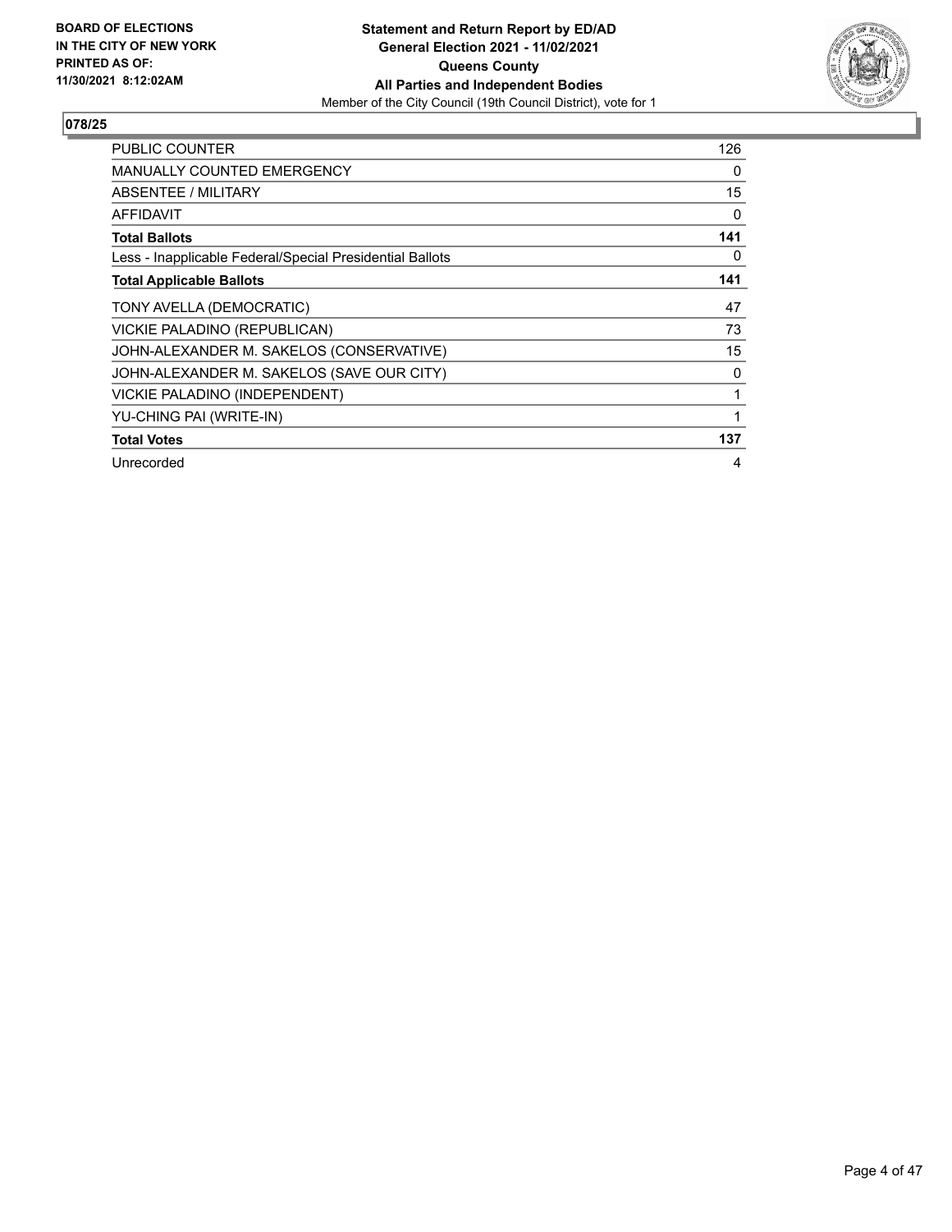**BOARD OF ELECTIONS IN THE CITY OF NEW YORK PRINTED AS OF: 11/30/2021 8:12:02AM**

**Statement and Return Report by ED/AD**
**General Election 2021 - 11/02/2021**
**Queens County**
**All Parties and Independent Bodies**
Member of the City Council (19th Council District), vote for 1

## 078/25

| | |
|---|---|
| PUBLIC COUNTER | 126 |
| MANUALLY COUNTED EMERGENCY | 0 |
| ABSENTEE / MILITARY | 15 |
| AFFIDAVIT | 0 |
| **Total Ballots** | **141** |
| Less - Inapplicable Federal/Special Presidential Ballots | 0 |
| **Total Applicable Ballots** | **141** |
| TONY AVELLA (DEMOCRATIC) | 47 |
| VICKIE PALADINO (REPUBLICAN) | 73 |
| JOHN-ALEXANDER M. SAKELOS (CONSERVATIVE) | 15 |
| JOHN-ALEXANDER M. SAKELOS (SAVE OUR CITY) | 0 |
| VICKIE PALADINO (INDEPENDENT) | 1 |
| YU-CHING PAI (WRITE-IN) | 1 |
| **Total Votes** | **137** |
| Unrecorded | 4 |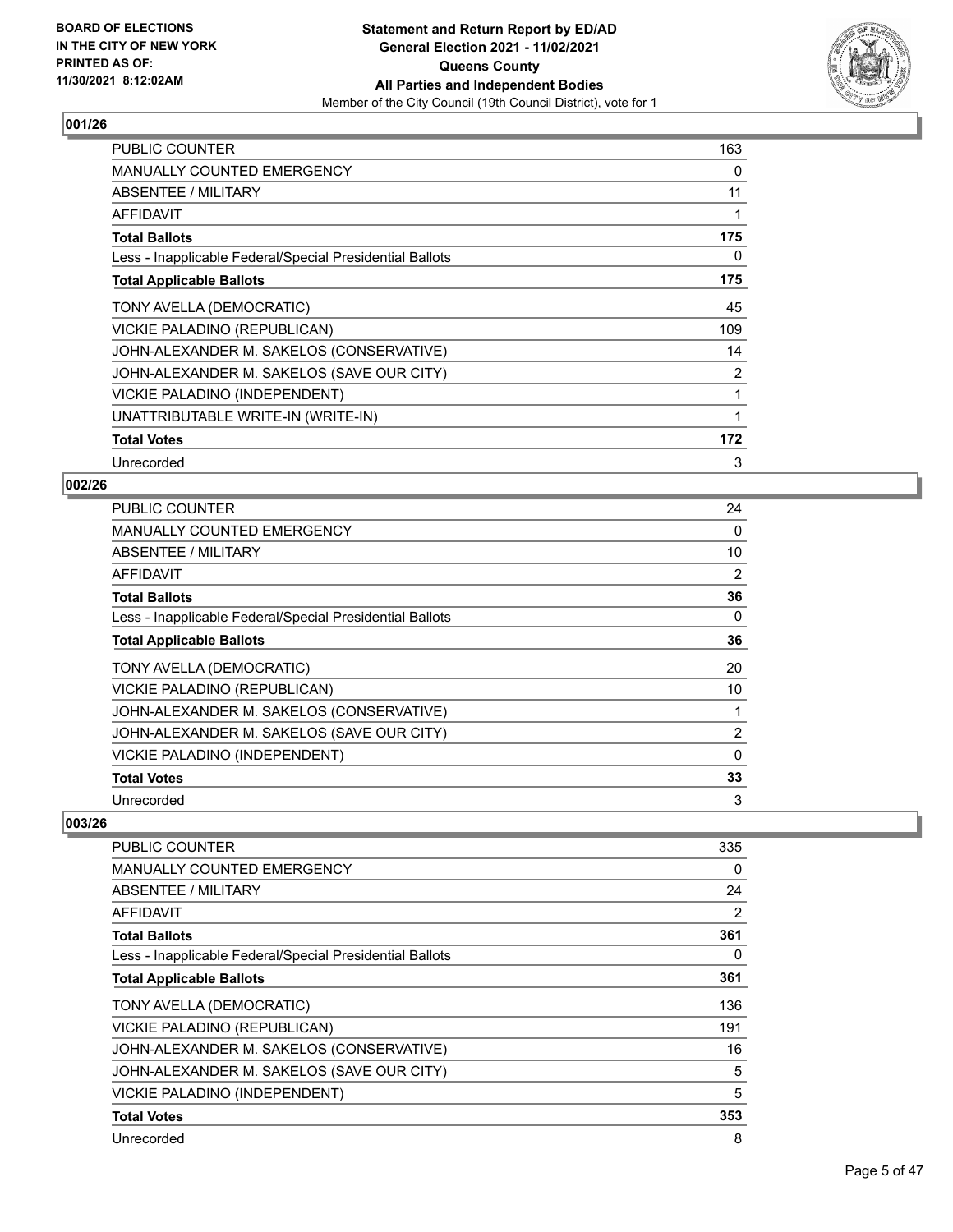## 001/26

| | |
|---|---|
| PUBLIC COUNTER | 163 |
| MANUALLY COUNTED EMERGENCY | 0 |
| ABSENTEE / MILITARY | 11 |
| AFFIDAVIT | 1 |
| **Total Ballots** | **175** |
| Less - Inapplicable Federal/Special Presidential Ballots | 0 |
| **Total Applicable Ballots** | **175** |
| TONY AVELLA (DEMOCRATIC) | 45 |
| VICKIE PALADINO (REPUBLICAN) | 109 |
| JOHN-ALEXANDER M. SAKELOS (CONSERVATIVE) | 14 |
| JOHN-ALEXANDER M. SAKELOS (SAVE OUR CITY) | 2 |
| VICKIE PALADINO (INDEPENDENT) | 1 |
| UNATTRIBUTABLE WRITE-IN (WRITE-IN) | 1 |
| **Total Votes** | **172** |
| Unrecorded | 3 |

## 002/26

| | |
|---|---|
| PUBLIC COUNTER | 24 |
| MANUALLY COUNTED EMERGENCY | 0 |
| ABSENTEE / MILITARY | 10 |
| AFFIDAVIT | 2 |
| **Total Ballots** | **36** |
| Less - Inapplicable Federal/Special Presidential Ballots | 0 |
| **Total Applicable Ballots** | **36** |
| TONY AVELLA (DEMOCRATIC) | 20 |
| VICKIE PALADINO (REPUBLICAN) | 10 |
| JOHN-ALEXANDER M. SAKELOS (CONSERVATIVE) | 1 |
| JOHN-ALEXANDER M. SAKELOS (SAVE OUR CITY) | 2 |
| VICKIE PALADINO (INDEPENDENT) | 0 |
| **Total Votes** | **33** |
| Unrecorded | 3 |

## 003/26

| | |
|---|---|
| PUBLIC COUNTER | 335 |
| MANUALLY COUNTED EMERGENCY | 0 |
| ABSENTEE / MILITARY | 24 |
| AFFIDAVIT | 2 |
| **Total Ballots** | **361** |
| Less - Inapplicable Federal/Special Presidential Ballots | 0 |
| **Total Applicable Ballots** | **361** |
| TONY AVELLA (DEMOCRATIC) | 136 |
| VICKIE PALADINO (REPUBLICAN) | 191 |
| JOHN-ALEXANDER M. SAKELOS (CONSERVATIVE) | 16 |
| JOHN-ALEXANDER M. SAKELOS (SAVE OUR CITY) | 5 |
| VICKIE PALADINO (INDEPENDENT) | 5 |
| **Total Votes** | **353** |
| Unrecorded | 8 |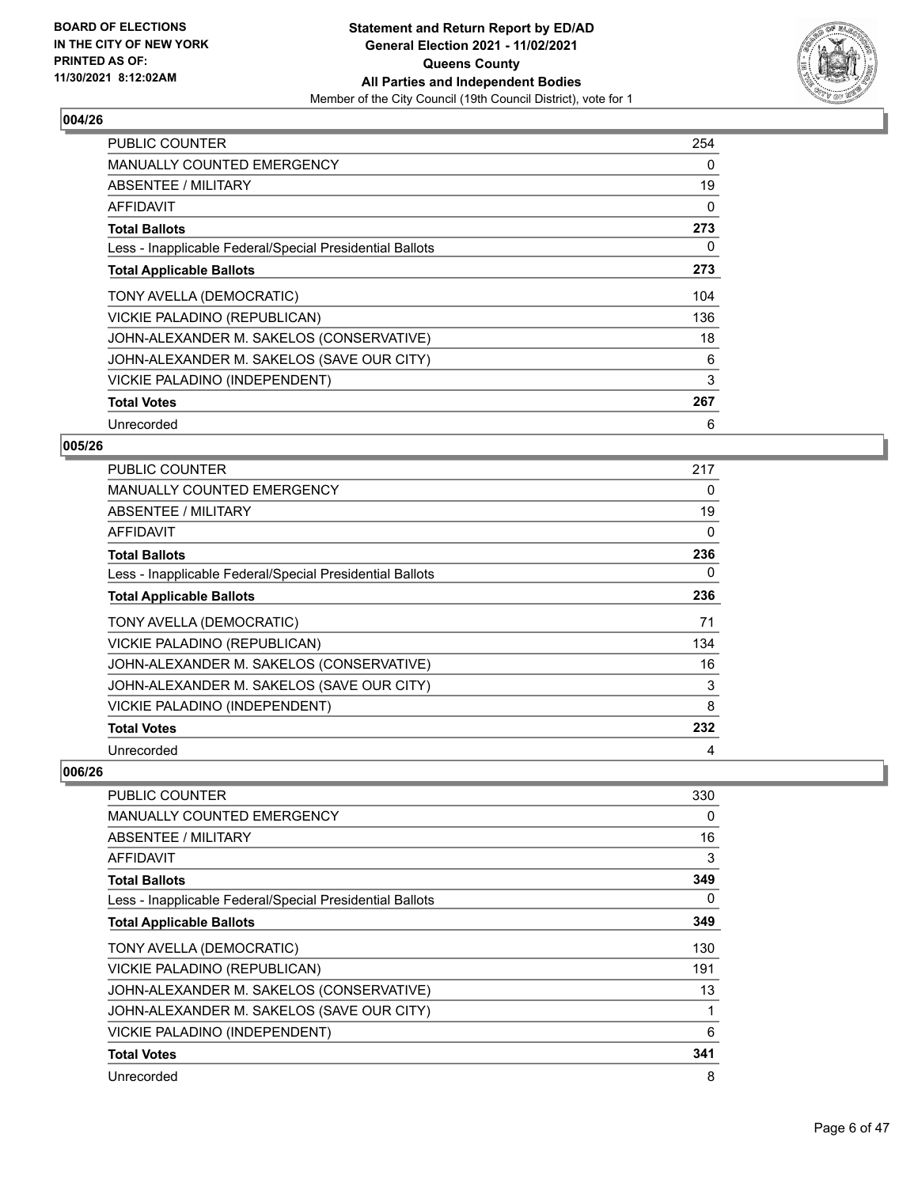## 004/26

| | |
|---|---|
| PUBLIC COUNTER | 254 |
| MANUALLY COUNTED EMERGENCY | 0 |
| ABSENTEE / MILITARY | 19 |
| AFFIDAVIT | 0 |
| **Total Ballots** | **273** |
| Less - Inapplicable Federal/Special Presidential Ballots | 0 |
| **Total Applicable Ballots** | **273** |
| TONY AVELLA (DEMOCRATIC) | 104 |
| VICKIE PALADINO (REPUBLICAN) | 136 |
| JOHN-ALEXANDER M. SAKELOS (CONSERVATIVE) | 18 |
| JOHN-ALEXANDER M. SAKELOS (SAVE OUR CITY) | 6 |
| VICKIE PALADINO (INDEPENDENT) | 3 |
| **Total Votes** | **267** |
| Unrecorded | 6 |

## 005/26

| | |
|---|---|
| PUBLIC COUNTER | 217 |
| MANUALLY COUNTED EMERGENCY | 0 |
| ABSENTEE / MILITARY | 19 |
| AFFIDAVIT | 0 |
| **Total Ballots** | **236** |
| Less - Inapplicable Federal/Special Presidential Ballots | 0 |
| **Total Applicable Ballots** | **236** |
| TONY AVELLA (DEMOCRATIC) | 71 |
| VICKIE PALADINO (REPUBLICAN) | 134 |
| JOHN-ALEXANDER M. SAKELOS (CONSERVATIVE) | 16 |
| JOHN-ALEXANDER M. SAKELOS (SAVE OUR CITY) | 3 |
| VICKIE PALADINO (INDEPENDENT) | 8 |
| **Total Votes** | **232** |
| Unrecorded | 4 |

## 006/26

| | |
|---|---|
| PUBLIC COUNTER | 330 |
| MANUALLY COUNTED EMERGENCY | 0 |
| ABSENTEE / MILITARY | 16 |
| AFFIDAVIT | 3 |
| **Total Ballots** | **349** |
| Less - Inapplicable Federal/Special Presidential Ballots | 0 |
| **Total Applicable Ballots** | **349** |
| TONY AVELLA (DEMOCRATIC) | 130 |
| VICKIE PALADINO (REPUBLICAN) | 191 |
| JOHN-ALEXANDER M. SAKELOS (CONSERVATIVE) | 13 |
| JOHN-ALEXANDER M. SAKELOS (SAVE OUR CITY) | 1 |
| VICKIE PALADINO (INDEPENDENT) | 6 |
| **Total Votes** | **341** |
| Unrecorded | 8 |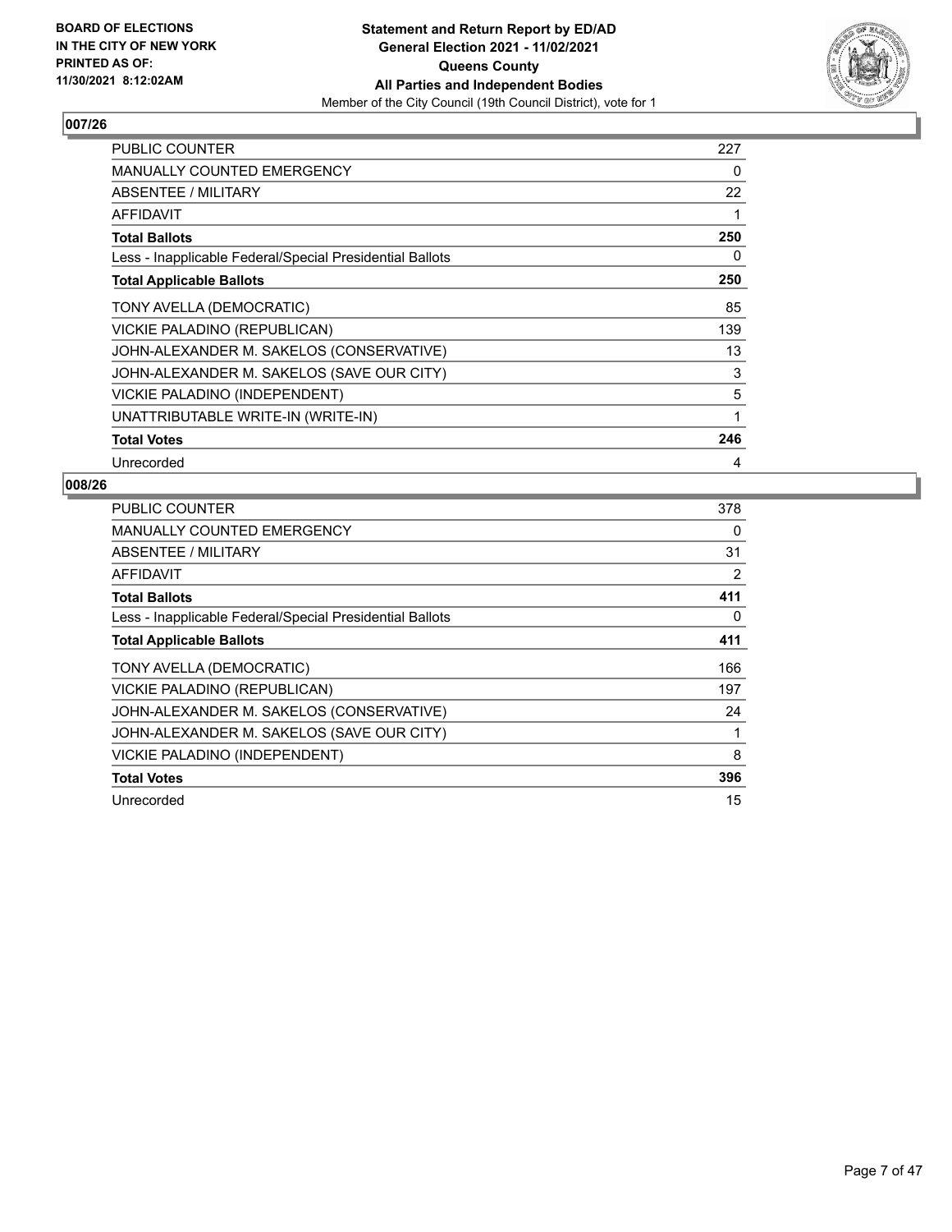BOARD OF ELECTIONS
IN THE CITY OF NEW YORK
PRINTED AS OF:
11/30/2021 8:12:02AM

**Statement and Return Report by ED/AD**
**General Election 2021 - 11/02/2021**
**Queens County**
**All Parties and Independent Bodies**
Member of the City Council (19th Council District), vote for 1

## 007/26

| | |
|---|---|
| PUBLIC COUNTER | 227 |
| MANUALLY COUNTED EMERGENCY | 0 |
| ABSENTEE / MILITARY | 22 |
| AFFIDAVIT | 1 |
| **Total Ballots** | **250** |
| Less - Inapplicable Federal/Special Presidential Ballots | 0 |
| **Total Applicable Ballots** | **250** |
| TONY AVELLA (DEMOCRATIC) | 85 |
| VICKIE PALADINO (REPUBLICAN) | 139 |
| JOHN-ALEXANDER M. SAKELOS (CONSERVATIVE) | 13 |
| JOHN-ALEXANDER M. SAKELOS (SAVE OUR CITY) | 3 |
| VICKIE PALADINO (INDEPENDENT) | 5 |
| UNATTRIBUTABLE WRITE-IN (WRITE-IN) | 1 |
| **Total Votes** | **246** |
| Unrecorded | 4 |

## 008/26

| | |
|---|---|
| PUBLIC COUNTER | 378 |
| MANUALLY COUNTED EMERGENCY | 0 |
| ABSENTEE / MILITARY | 31 |
| AFFIDAVIT | 2 |
| **Total Ballots** | **411** |
| Less - Inapplicable Federal/Special Presidential Ballots | 0 |
| **Total Applicable Ballots** | **411** |
| TONY AVELLA (DEMOCRATIC) | 166 |
| VICKIE PALADINO (REPUBLICAN) | 197 |
| JOHN-ALEXANDER M. SAKELOS (CONSERVATIVE) | 24 |
| JOHN-ALEXANDER M. SAKELOS (SAVE OUR CITY) | 1 |
| VICKIE PALADINO (INDEPENDENT) | 8 |
| **Total Votes** | **396** |
| Unrecorded | 15 |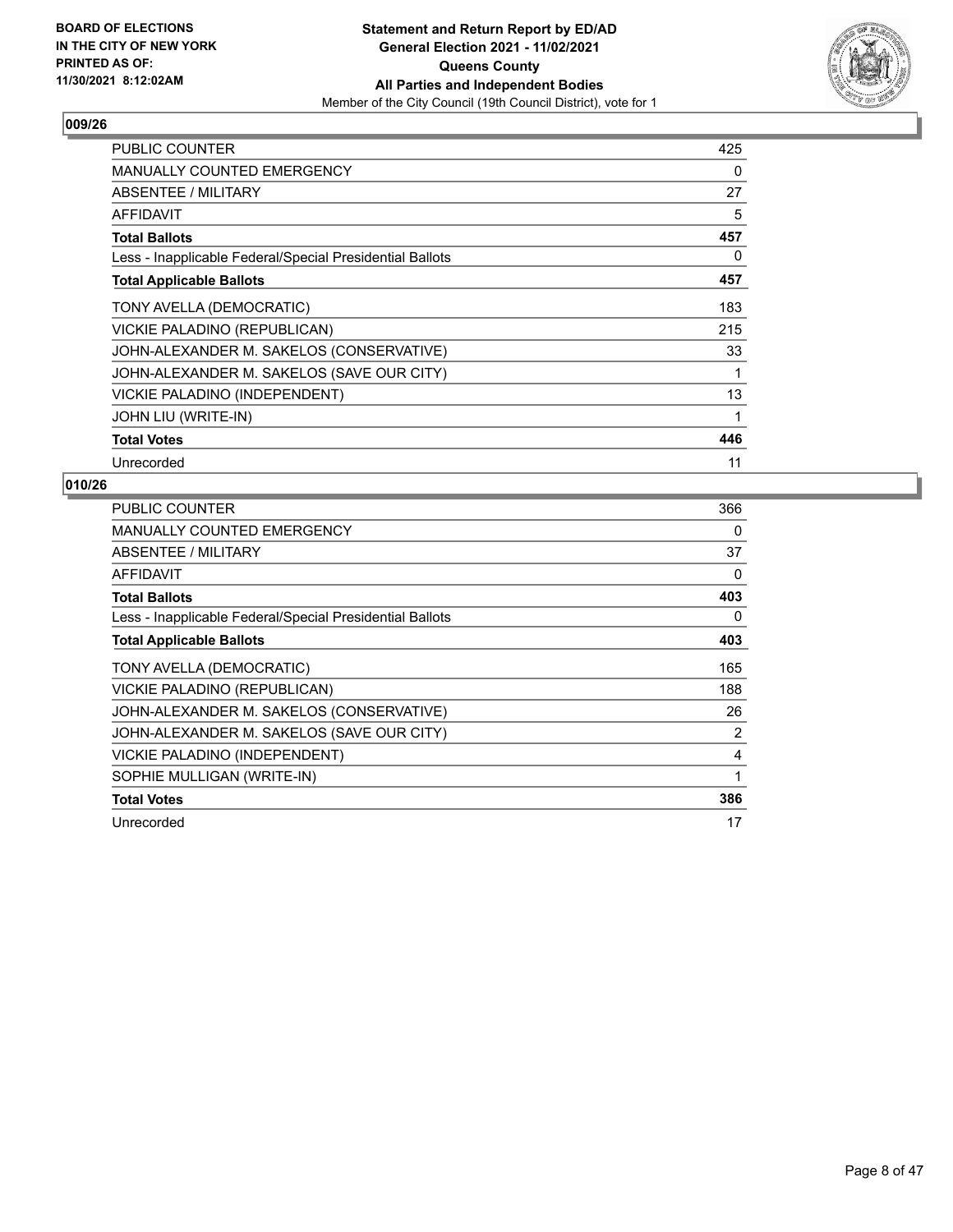BOARD OF ELECTIONS
IN THE CITY OF NEW YORK
PRINTED AS OF:
11/30/2021 8:12:02AM

**Statement and Return Report by ED/AD**
**General Election 2021 - 11/02/2021**
**Queens County**
**All Parties and Independent Bodies**
Member of the City Council (19th Council District), vote for 1

## 009/26

| | |
|---|---|
| PUBLIC COUNTER | 425 |
| MANUALLY COUNTED EMERGENCY | 0 |
| ABSENTEE / MILITARY | 27 |
| AFFIDAVIT | 5 |
| **Total Ballots** | **457** |
| Less - Inapplicable Federal/Special Presidential Ballots | 0 |
| **Total Applicable Ballots** | **457** |
| TONY AVELLA (DEMOCRATIC) | 183 |
| VICKIE PALADINO (REPUBLICAN) | 215 |
| JOHN-ALEXANDER M. SAKELOS (CONSERVATIVE) | 33 |
| JOHN-ALEXANDER M. SAKELOS (SAVE OUR CITY) | 1 |
| VICKIE PALADINO (INDEPENDENT) | 13 |
| JOHN LIU (WRITE-IN) | 1 |
| **Total Votes** | **446** |
| Unrecorded | 11 |

## 010/26

| | |
|---|---|
| PUBLIC COUNTER | 366 |
| MANUALLY COUNTED EMERGENCY | 0 |
| ABSENTEE / MILITARY | 37 |
| AFFIDAVIT | 0 |
| **Total Ballots** | **403** |
| Less - Inapplicable Federal/Special Presidential Ballots | 0 |
| **Total Applicable Ballots** | **403** |
| TONY AVELLA (DEMOCRATIC) | 165 |
| VICKIE PALADINO (REPUBLICAN) | 188 |
| JOHN-ALEXANDER M. SAKELOS (CONSERVATIVE) | 26 |
| JOHN-ALEXANDER M. SAKELOS (SAVE OUR CITY) | 2 |
| VICKIE PALADINO (INDEPENDENT) | 4 |
| SOPHIE MULLIGAN (WRITE-IN) | 1 |
| **Total Votes** | **386** |
| Unrecorded | 17 |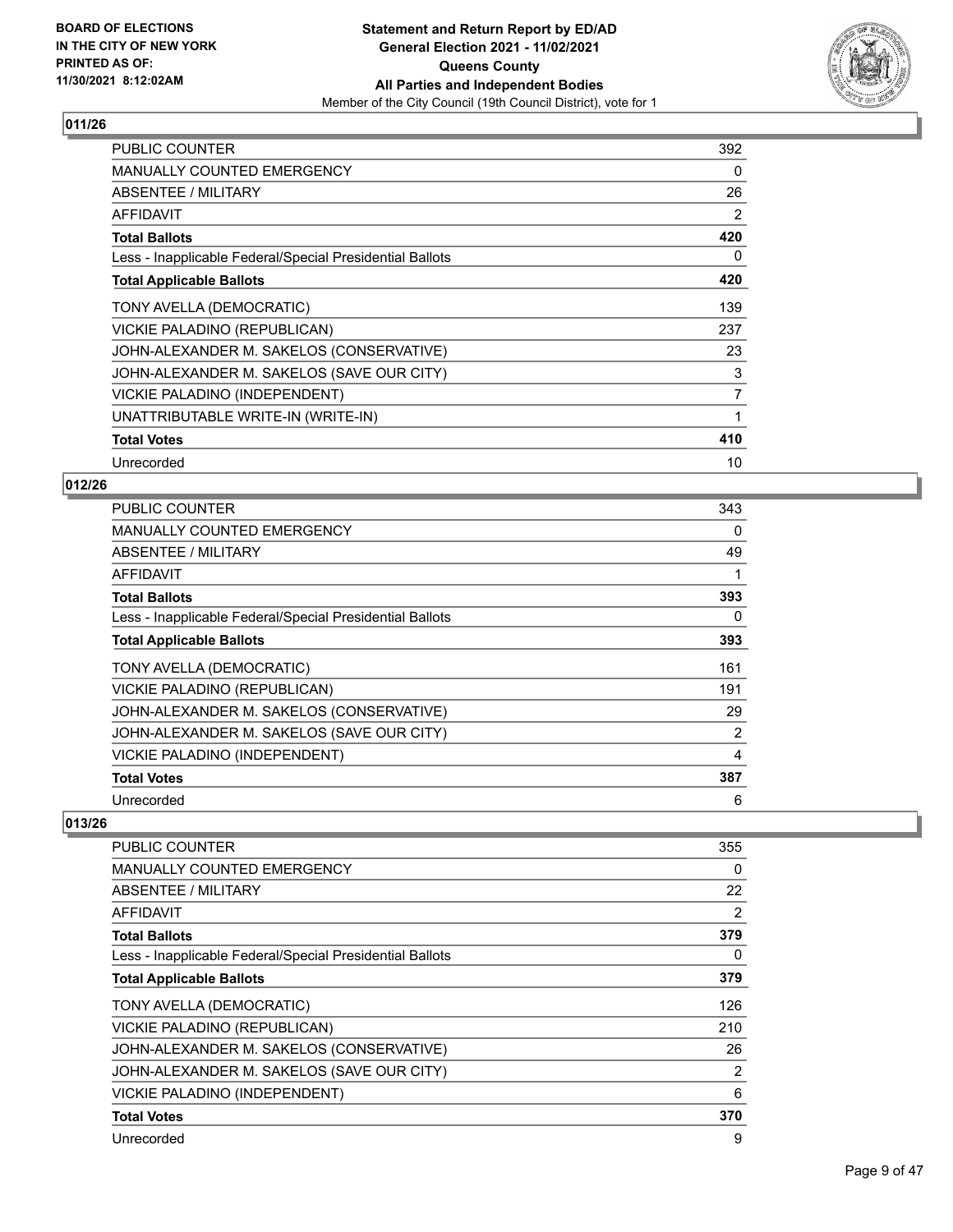**BOARD OF ELECTIONS IN THE CITY OF NEW YORK PRINTED AS OF: 11/30/2021 8:12:02AM**

**Statement and Return Report by ED/AD General Election 2021 - 11/02/2021 Queens County All Parties and Independent Bodies**

Member of the City Council (19th Council District), vote for 1

## 011/26

| | |
|---|---|
| PUBLIC COUNTER | 392 |
| MANUALLY COUNTED EMERGENCY | 0 |
| ABSENTEE / MILITARY | 26 |
| AFFIDAVIT | 2 |
| **Total Ballots** | **420** |
| Less - Inapplicable Federal/Special Presidential Ballots | 0 |
| **Total Applicable Ballots** | **420** |
| TONY AVELLA (DEMOCRATIC) | 139 |
| VICKIE PALADINO (REPUBLICAN) | 237 |
| JOHN-ALEXANDER M. SAKELOS (CONSERVATIVE) | 23 |
| JOHN-ALEXANDER M. SAKELOS (SAVE OUR CITY) | 3 |
| VICKIE PALADINO (INDEPENDENT) | 7 |
| UNATTRIBUTABLE WRITE-IN (WRITE-IN) | 1 |
| **Total Votes** | **410** |
| Unrecorded | 10 |

## 012/26

| | |
|---|---|
| PUBLIC COUNTER | 343 |
| MANUALLY COUNTED EMERGENCY | 0 |
| ABSENTEE / MILITARY | 49 |
| AFFIDAVIT | 1 |
| **Total Ballots** | **393** |
| Less - Inapplicable Federal/Special Presidential Ballots | 0 |
| **Total Applicable Ballots** | **393** |
| TONY AVELLA (DEMOCRATIC) | 161 |
| VICKIE PALADINO (REPUBLICAN) | 191 |
| JOHN-ALEXANDER M. SAKELOS (CONSERVATIVE) | 29 |
| JOHN-ALEXANDER M. SAKELOS (SAVE OUR CITY) | 2 |
| VICKIE PALADINO (INDEPENDENT) | 4 |
| **Total Votes** | **387** |
| Unrecorded | 6 |

## 013/26

| | |
|---|---|
| PUBLIC COUNTER | 355 |
| MANUALLY COUNTED EMERGENCY | 0 |
| ABSENTEE / MILITARY | 22 |
| AFFIDAVIT | 2 |
| **Total Ballots** | **379** |
| Less - Inapplicable Federal/Special Presidential Ballots | 0 |
| **Total Applicable Ballots** | **379** |
| TONY AVELLA (DEMOCRATIC) | 126 |
| VICKIE PALADINO (REPUBLICAN) | 210 |
| JOHN-ALEXANDER M. SAKELOS (CONSERVATIVE) | 26 |
| JOHN-ALEXANDER M. SAKELOS (SAVE OUR CITY) | 2 |
| VICKIE PALADINO (INDEPENDENT) | 6 |
| **Total Votes** | **370** |
| Unrecorded | 9 |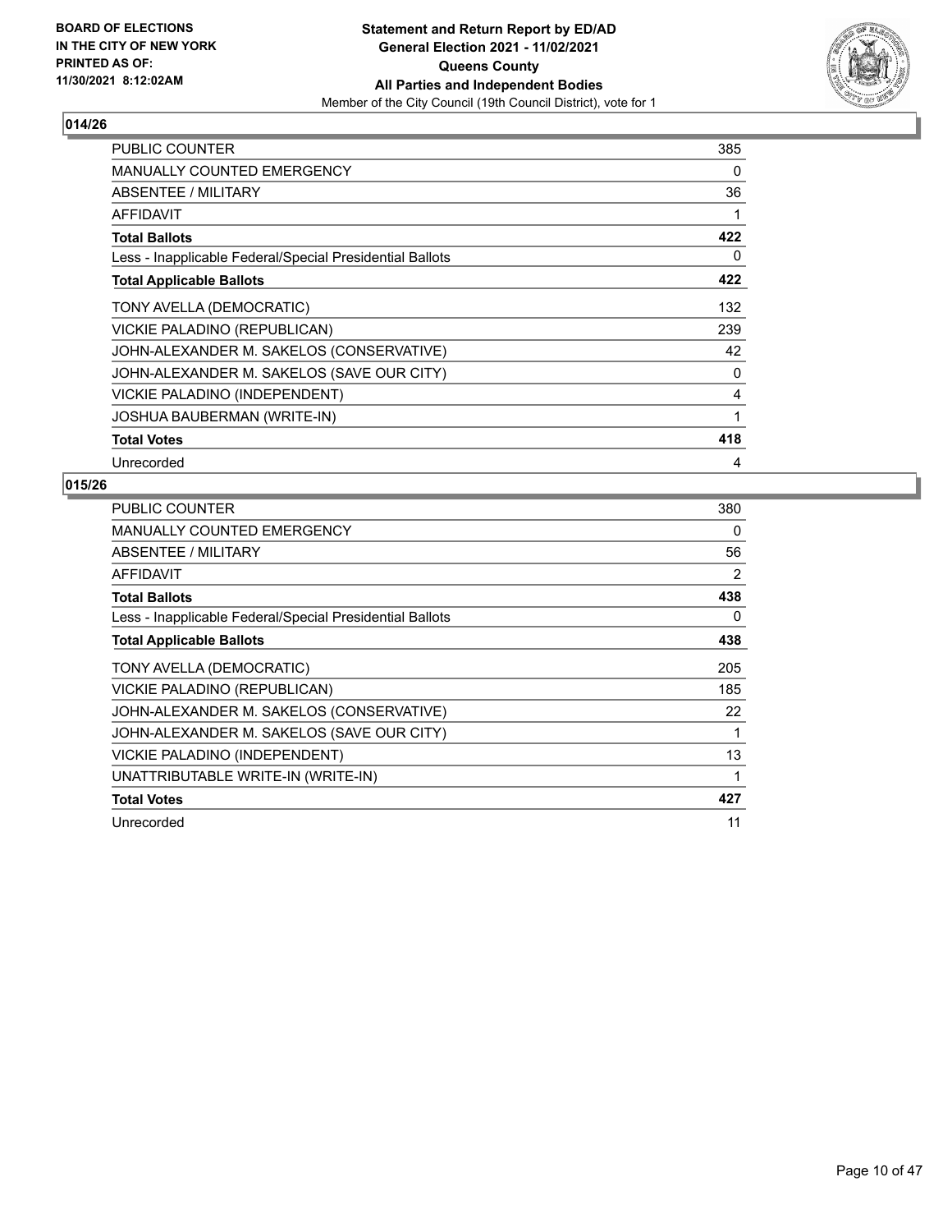**BOARD OF ELECTIONS IN THE CITY OF NEW YORK PRINTED AS OF: 11/30/2021 8:12:02AM**

**Statement and Return Report by ED/AD General Election 2021 - 11/02/2021 Queens County All Parties and Independent Bodies**

Member of the City Council (19th Council District), vote for 1

## 014/26

| | |
|---|---|
| PUBLIC COUNTER | 385 |
| MANUALLY COUNTED EMERGENCY | 0 |
| ABSENTEE / MILITARY | 36 |
| AFFIDAVIT | 1 |
| **Total Ballots** | **422** |
| Less - Inapplicable Federal/Special Presidential Ballots | 0 |
| **Total Applicable Ballots** | **422** |
| TONY AVELLA (DEMOCRATIC) | 132 |
| VICKIE PALADINO (REPUBLICAN) | 239 |
| JOHN-ALEXANDER M. SAKELOS (CONSERVATIVE) | 42 |
| JOHN-ALEXANDER M. SAKELOS (SAVE OUR CITY) | 0 |
| VICKIE PALADINO (INDEPENDENT) | 4 |
| JOSHUA BAUBERMAN (WRITE-IN) | 1 |
| **Total Votes** | **418** |
| Unrecorded | 4 |

## 015/26

| | |
|---|---|
| PUBLIC COUNTER | 380 |
| MANUALLY COUNTED EMERGENCY | 0 |
| ABSENTEE / MILITARY | 56 |
| AFFIDAVIT | 2 |
| **Total Ballots** | **438** |
| Less - Inapplicable Federal/Special Presidential Ballots | 0 |
| **Total Applicable Ballots** | **438** |
| TONY AVELLA (DEMOCRATIC) | 205 |
| VICKIE PALADINO (REPUBLICAN) | 185 |
| JOHN-ALEXANDER M. SAKELOS (CONSERVATIVE) | 22 |
| JOHN-ALEXANDER M. SAKELOS (SAVE OUR CITY) | 1 |
| VICKIE PALADINO (INDEPENDENT) | 13 |
| UNATTRIBUTABLE WRITE-IN (WRITE-IN) | 1 |
| **Total Votes** | **427** |
| Unrecorded | 11 |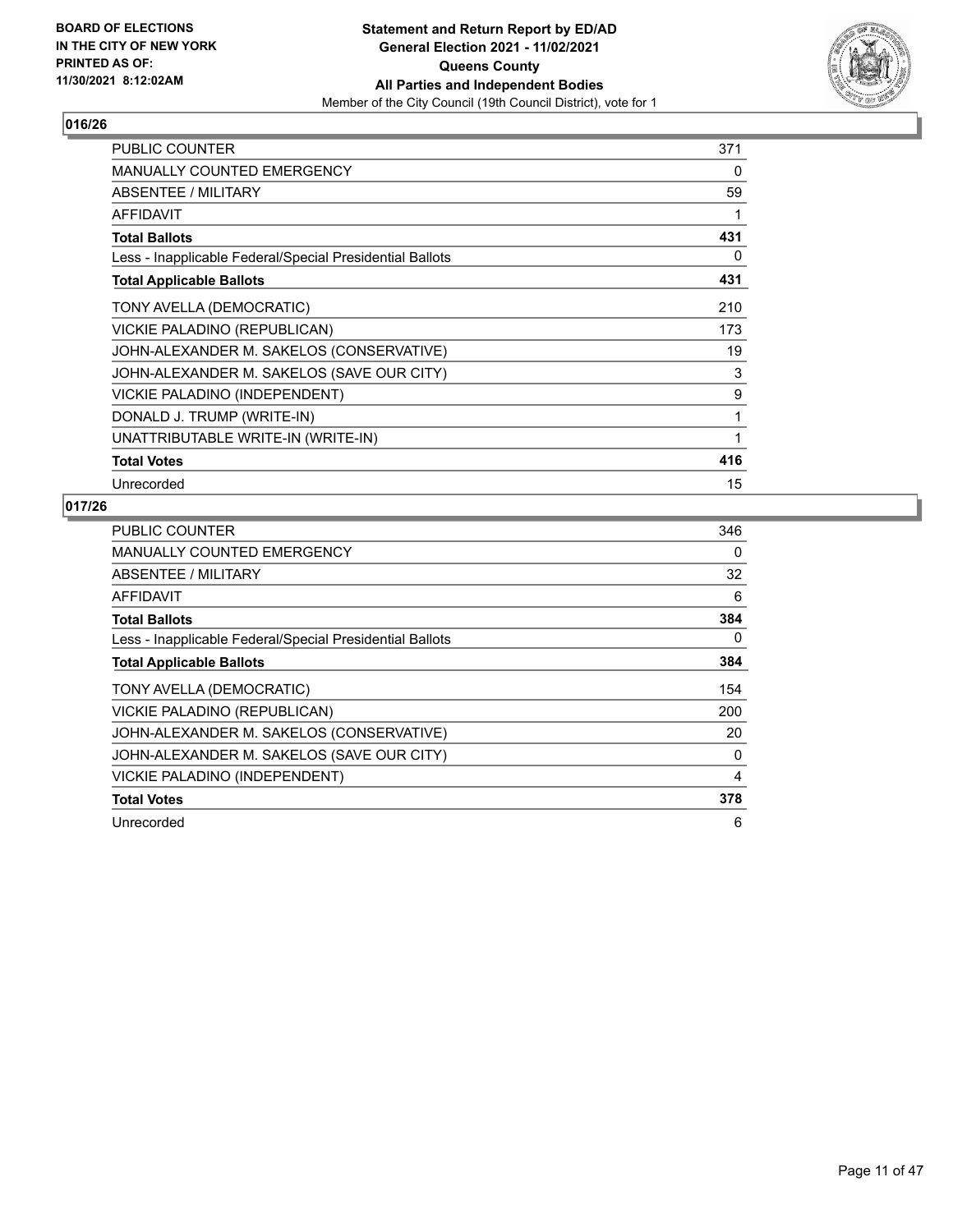**BOARD OF ELECTIONS IN THE CITY OF NEW YORK PRINTED AS OF: 11/30/2021 8:12:02AM**

**Statement and Return Report by ED/AD General Election 2021 - 11/02/2021 Queens County All Parties and Independent Bodies**

Member of the City Council (19th Council District), vote for 1

## 016/26

| | |
|---|---|
| PUBLIC COUNTER | 371 |
| MANUALLY COUNTED EMERGENCY | 0 |
| ABSENTEE / MILITARY | 59 |
| AFFIDAVIT | 1 |
| **Total Ballots** | **431** |
| Less - Inapplicable Federal/Special Presidential Ballots | 0 |
| **Total Applicable Ballots** | **431** |
| TONY AVELLA (DEMOCRATIC) | 210 |
| VICKIE PALADINO (REPUBLICAN) | 173 |
| JOHN-ALEXANDER M. SAKELOS (CONSERVATIVE) | 19 |
| JOHN-ALEXANDER M. SAKELOS (SAVE OUR CITY) | 3 |
| VICKIE PALADINO (INDEPENDENT) | 9 |
| DONALD J. TRUMP (WRITE-IN) | 1 |
| UNATTRIBUTABLE WRITE-IN (WRITE-IN) | 1 |
| **Total Votes** | **416** |
| Unrecorded | 15 |

## 017/26

| | |
|---|---|
| PUBLIC COUNTER | 346 |
| MANUALLY COUNTED EMERGENCY | 0 |
| ABSENTEE / MILITARY | 32 |
| AFFIDAVIT | 6 |
| **Total Ballots** | **384** |
| Less - Inapplicable Federal/Special Presidential Ballots | 0 |
| **Total Applicable Ballots** | **384** |
| TONY AVELLA (DEMOCRATIC) | 154 |
| VICKIE PALADINO (REPUBLICAN) | 200 |
| JOHN-ALEXANDER M. SAKELOS (CONSERVATIVE) | 20 |
| JOHN-ALEXANDER M. SAKELOS (SAVE OUR CITY) | 0 |
| VICKIE PALADINO (INDEPENDENT) | 4 |
| **Total Votes** | **378** |
| Unrecorded | 6 |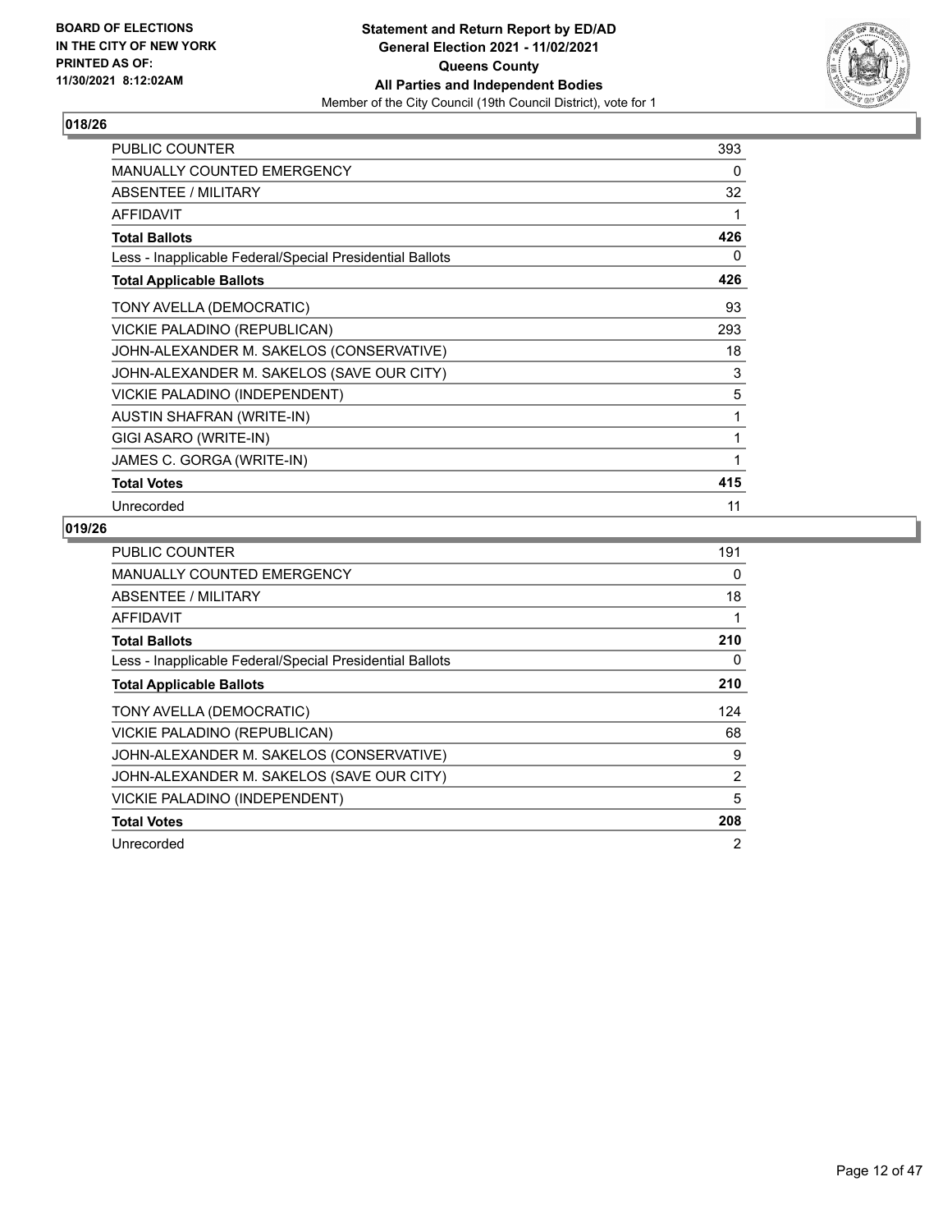BOARD OF ELECTIONS
IN THE CITY OF NEW YORK
PRINTED AS OF:
11/30/2021 8:12:02AM

**Statement and Return Report by ED/AD**
**General Election 2021 - 11/02/2021**
**Queens County**
**All Parties and Independent Bodies**
Member of the City Council (19th Council District), vote for 1

### 018/26

| | |
|---|---|
| PUBLIC COUNTER | 393 |
| MANUALLY COUNTED EMERGENCY | 0 |
| ABSENTEE / MILITARY | 32 |
| AFFIDAVIT | 1 |
| **Total Ballots** | **426** |
| Less - Inapplicable Federal/Special Presidential Ballots | 0 |
| **Total Applicable Ballots** | **426** |
| TONY AVELLA (DEMOCRATIC) | 93 |
| VICKIE PALADINO (REPUBLICAN) | 293 |
| JOHN-ALEXANDER M. SAKELOS (CONSERVATIVE) | 18 |
| JOHN-ALEXANDER M. SAKELOS (SAVE OUR CITY) | 3 |
| VICKIE PALADINO (INDEPENDENT) | 5 |
| AUSTIN SHAFRAN (WRITE-IN) | 1 |
| GIGI ASARO (WRITE-IN) | 1 |
| JAMES C. GORGA (WRITE-IN) | 1 |
| **Total Votes** | **415** |
| Unrecorded | 11 |

### 019/26

| | |
|---|---|
| PUBLIC COUNTER | 191 |
| MANUALLY COUNTED EMERGENCY | 0 |
| ABSENTEE / MILITARY | 18 |
| AFFIDAVIT | 1 |
| **Total Ballots** | **210** |
| Less - Inapplicable Federal/Special Presidential Ballots | 0 |
| **Total Applicable Ballots** | **210** |
| TONY AVELLA (DEMOCRATIC) | 124 |
| VICKIE PALADINO (REPUBLICAN) | 68 |
| JOHN-ALEXANDER M. SAKELOS (CONSERVATIVE) | 9 |
| JOHN-ALEXANDER M. SAKELOS (SAVE OUR CITY) | 2 |
| VICKIE PALADINO (INDEPENDENT) | 5 |
| **Total Votes** | **208** |
| Unrecorded | 2 |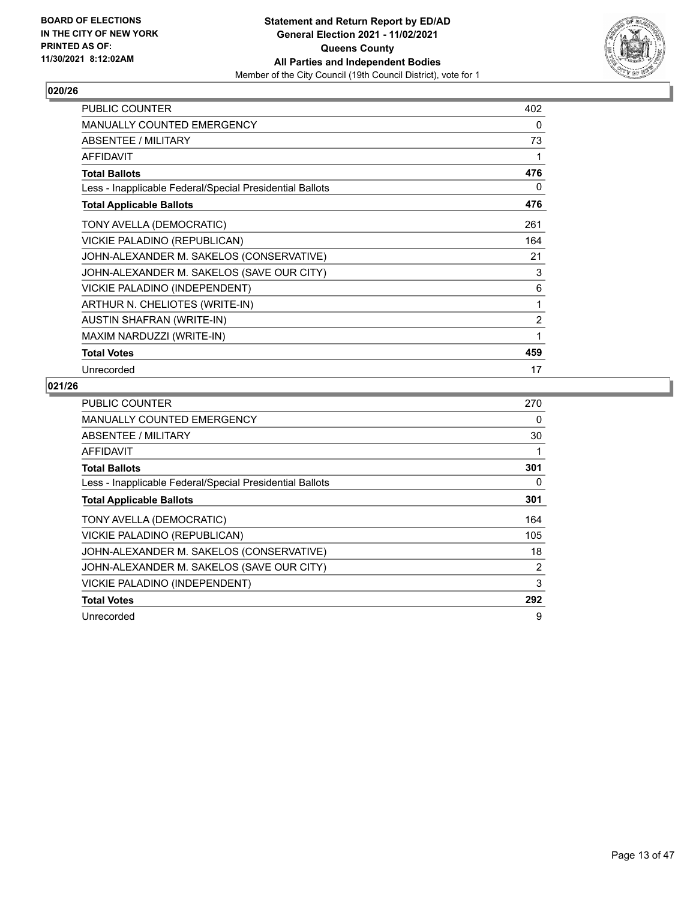BOARD OF ELECTIONS
IN THE CITY OF NEW YORK
PRINTED AS OF:
11/30/2021 8:12:02AM

**Statement and Return Report by ED/AD**
**General Election 2021 - 11/02/2021**
**Queens County**
**All Parties and Independent Bodies**
Member of the City Council (19th Council District), vote for 1

## 020/26

| | |
|---|---|
| PUBLIC COUNTER | 402 |
| MANUALLY COUNTED EMERGENCY | 0 |
| ABSENTEE / MILITARY | 73 |
| AFFIDAVIT | 1 |
| **Total Ballots** | **476** |
| Less - Inapplicable Federal/Special Presidential Ballots | 0 |
| **Total Applicable Ballots** | **476** |
| TONY AVELLA (DEMOCRATIC) | 261 |
| VICKIE PALADINO (REPUBLICAN) | 164 |
| JOHN-ALEXANDER M. SAKELOS (CONSERVATIVE) | 21 |
| JOHN-ALEXANDER M. SAKELOS (SAVE OUR CITY) | 3 |
| VICKIE PALADINO (INDEPENDENT) | 6 |
| ARTHUR N. CHELIOTES (WRITE-IN) | 1 |
| AUSTIN SHAFRAN (WRITE-IN) | 2 |
| MAXIM NARDUZZI (WRITE-IN) | 1 |
| **Total Votes** | **459** |
| Unrecorded | 17 |

## 021/26

| | |
|---|---|
| PUBLIC COUNTER | 270 |
| MANUALLY COUNTED EMERGENCY | 0 |
| ABSENTEE / MILITARY | 30 |
| AFFIDAVIT | 1 |
| **Total Ballots** | **301** |
| Less - Inapplicable Federal/Special Presidential Ballots | 0 |
| **Total Applicable Ballots** | **301** |
| TONY AVELLA (DEMOCRATIC) | 164 |
| VICKIE PALADINO (REPUBLICAN) | 105 |
| JOHN-ALEXANDER M. SAKELOS (CONSERVATIVE) | 18 |
| JOHN-ALEXANDER M. SAKELOS (SAVE OUR CITY) | 2 |
| VICKIE PALADINO (INDEPENDENT) | 3 |
| **Total Votes** | **292** |
| Unrecorded | 9 |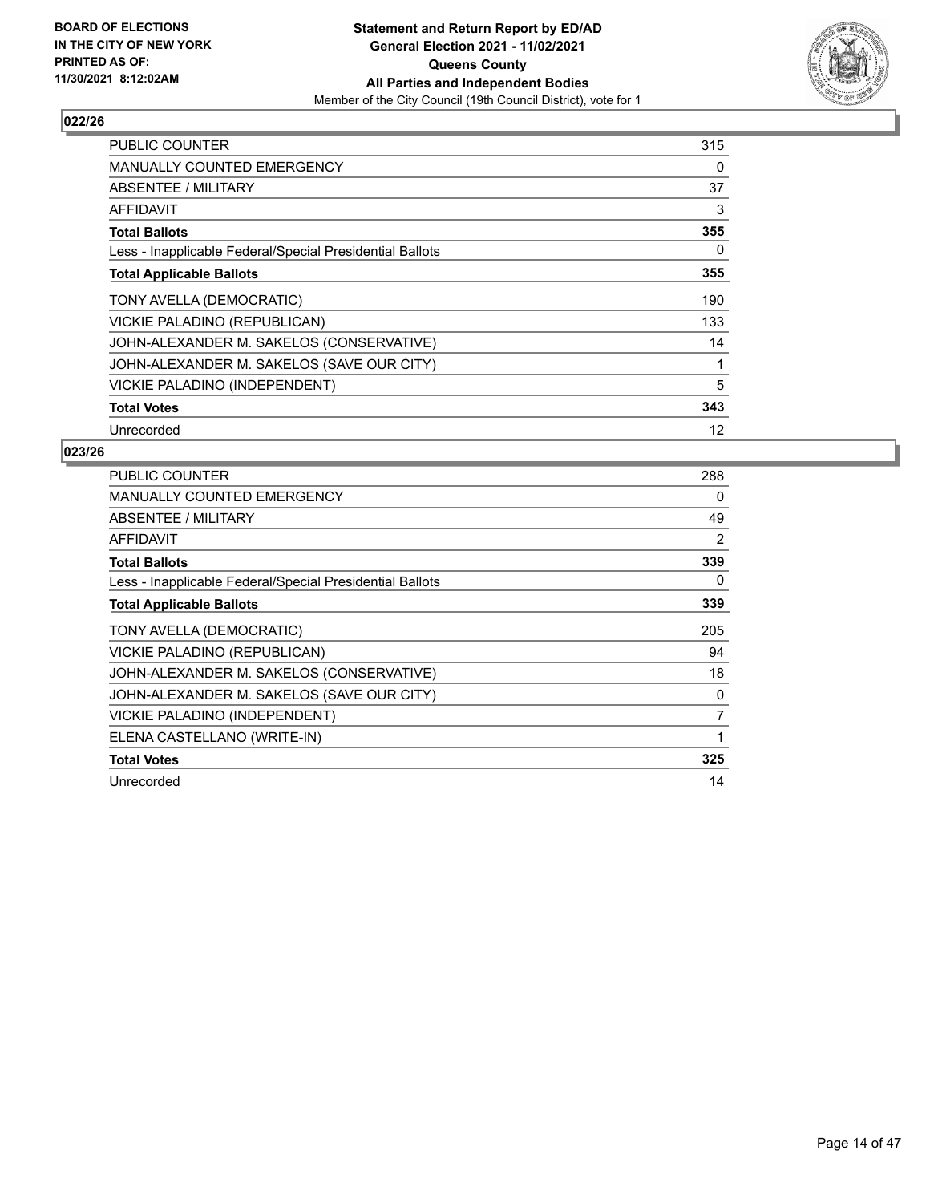BOARD OF ELECTIONS
IN THE CITY OF NEW YORK
PRINTED AS OF:
11/30/2021 8:12:02AM

**Statement and Return Report by ED/AD**
**General Election 2021 - 11/02/2021**
**Queens County**
**All Parties and Independent Bodies**
Member of the City Council (19th Council District), vote for 1

## 022/26

| | |
|---|---|
| PUBLIC COUNTER | 315 |
| MANUALLY COUNTED EMERGENCY | 0 |
| ABSENTEE / MILITARY | 37 |
| AFFIDAVIT | 3 |
| **Total Ballots** | **355** |
| Less - Inapplicable Federal/Special Presidential Ballots | 0 |
| **Total Applicable Ballots** | **355** |
| TONY AVELLA (DEMOCRATIC) | 190 |
| VICKIE PALADINO (REPUBLICAN) | 133 |
| JOHN-ALEXANDER M. SAKELOS (CONSERVATIVE) | 14 |
| JOHN-ALEXANDER M. SAKELOS (SAVE OUR CITY) | 1 |
| VICKIE PALADINO (INDEPENDENT) | 5 |
| **Total Votes** | **343** |
| Unrecorded | 12 |

## 023/26

| | |
|---|---|
| PUBLIC COUNTER | 288 |
| MANUALLY COUNTED EMERGENCY | 0 |
| ABSENTEE / MILITARY | 49 |
| AFFIDAVIT | 2 |
| **Total Ballots** | **339** |
| Less - Inapplicable Federal/Special Presidential Ballots | 0 |
| **Total Applicable Ballots** | **339** |
| TONY AVELLA (DEMOCRATIC) | 205 |
| VICKIE PALADINO (REPUBLICAN) | 94 |
| JOHN-ALEXANDER M. SAKELOS (CONSERVATIVE) | 18 |
| JOHN-ALEXANDER M. SAKELOS (SAVE OUR CITY) | 0 |
| VICKIE PALADINO (INDEPENDENT) | 7 |
| ELENA CASTELLANO (WRITE-IN) | 1 |
| **Total Votes** | **325** |
| Unrecorded | 14 |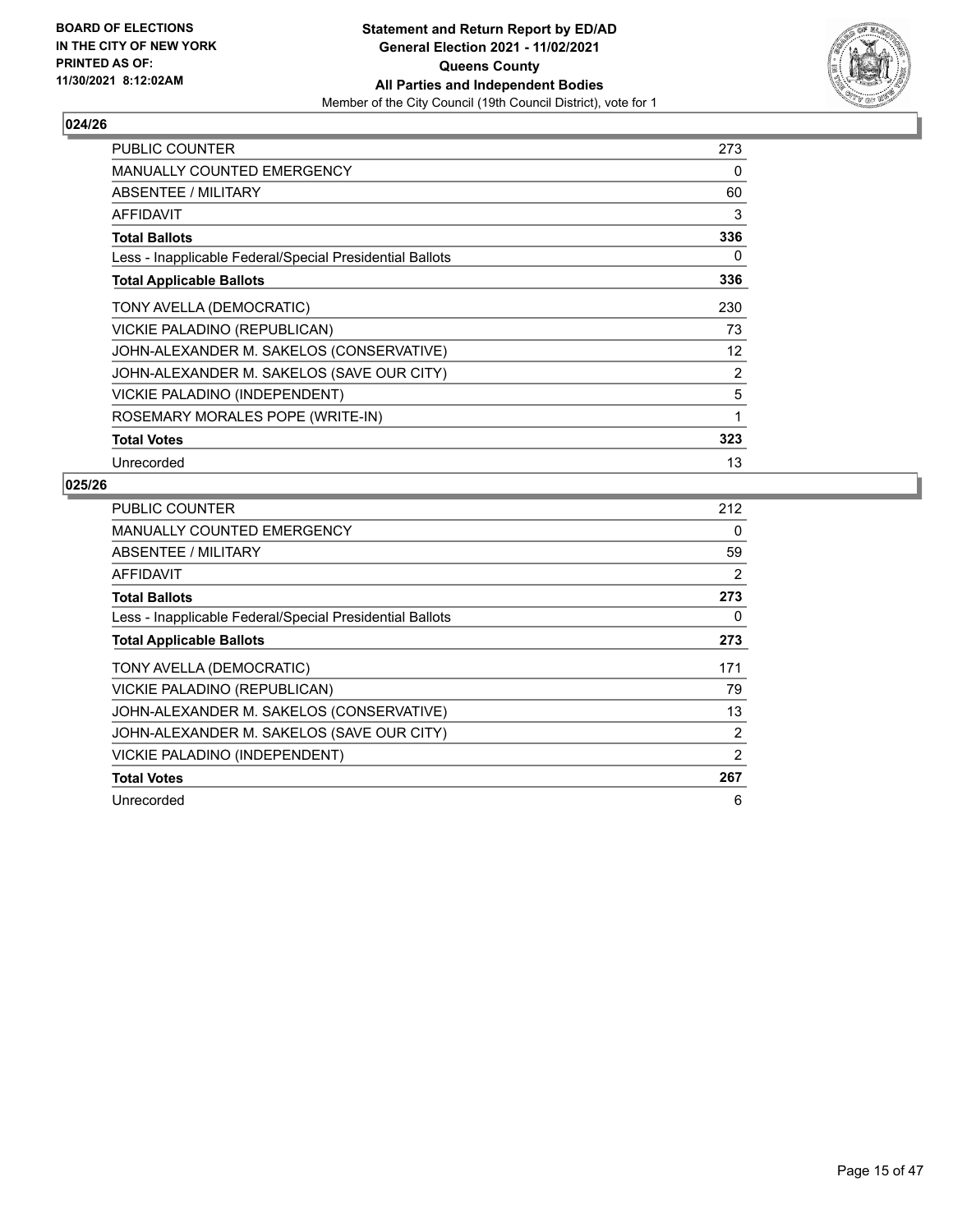**BOARD OF ELECTIONS IN THE CITY OF NEW YORK PRINTED AS OF: 11/30/2021 8:12:02AM**

**Statement and Return Report by ED/AD General Election 2021 - 11/02/2021 Queens County All Parties and Independent Bodies**

Member of the City Council (19th Council District), vote for 1

### 024/26

| | |
|---|---|
| PUBLIC COUNTER | 273 |
| MANUALLY COUNTED EMERGENCY | 0 |
| ABSENTEE / MILITARY | 60 |
| AFFIDAVIT | 3 |
| **Total Ballots** | **336** |
| Less - Inapplicable Federal/Special Presidential Ballots | 0 |
| **Total Applicable Ballots** | **336** |
| TONY AVELLA (DEMOCRATIC) | 230 |
| VICKIE PALADINO (REPUBLICAN) | 73 |
| JOHN-ALEXANDER M. SAKELOS (CONSERVATIVE) | 12 |
| JOHN-ALEXANDER M. SAKELOS (SAVE OUR CITY) | 2 |
| VICKIE PALADINO (INDEPENDENT) | 5 |
| ROSEMARY MORALES POPE (WRITE-IN) | 1 |
| **Total Votes** | **323** |
| Unrecorded | 13 |

### 025/26

| | |
|---|---|
| PUBLIC COUNTER | 212 |
| MANUALLY COUNTED EMERGENCY | 0 |
| ABSENTEE / MILITARY | 59 |
| AFFIDAVIT | 2 |
| **Total Ballots** | **273** |
| Less - Inapplicable Federal/Special Presidential Ballots | 0 |
| **Total Applicable Ballots** | **273** |
| TONY AVELLA (DEMOCRATIC) | 171 |
| VICKIE PALADINO (REPUBLICAN) | 79 |
| JOHN-ALEXANDER M. SAKELOS (CONSERVATIVE) | 13 |
| JOHN-ALEXANDER M. SAKELOS (SAVE OUR CITY) | 2 |
| VICKIE PALADINO (INDEPENDENT) | 2 |
| **Total Votes** | **267** |
| Unrecorded | 6 |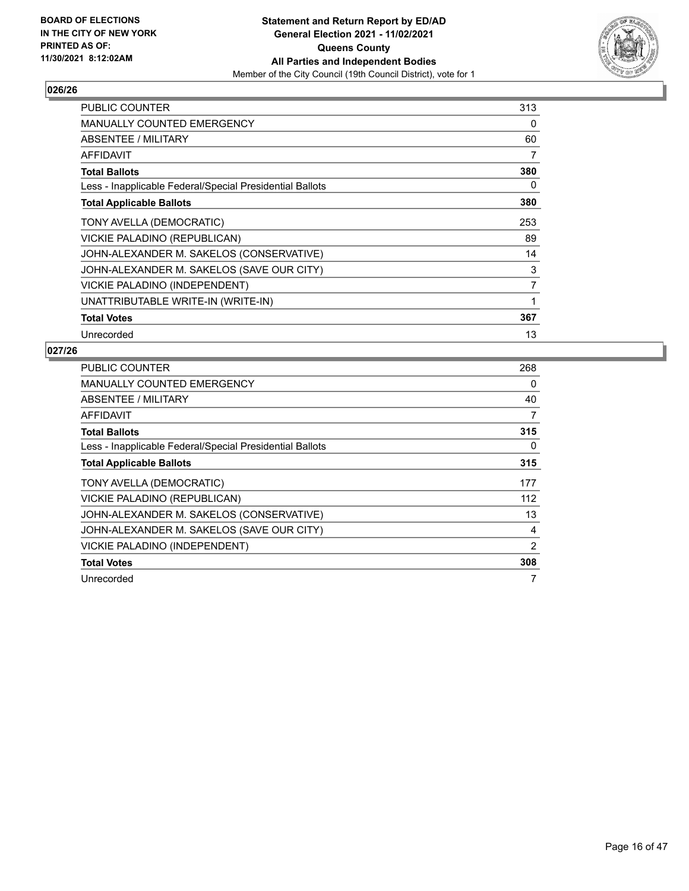**BOARD OF ELECTIONS IN THE CITY OF NEW YORK PRINTED AS OF: 11/30/2021 8:12:02AM**

**Statement and Return Report by ED/AD General Election 2021 - 11/02/2021 Queens County All Parties and Independent Bodies**

Member of the City Council (19th Council District), vote for 1

## 026/26

| | |
|---|---|
| PUBLIC COUNTER | 313 |
| MANUALLY COUNTED EMERGENCY | 0 |
| ABSENTEE / MILITARY | 60 |
| AFFIDAVIT | 7 |
| **Total Ballots** | **380** |
| Less - Inapplicable Federal/Special Presidential Ballots | 0 |
| **Total Applicable Ballots** | **380** |
| TONY AVELLA (DEMOCRATIC) | 253 |
| VICKIE PALADINO (REPUBLICAN) | 89 |
| JOHN-ALEXANDER M. SAKELOS (CONSERVATIVE) | 14 |
| JOHN-ALEXANDER M. SAKELOS (SAVE OUR CITY) | 3 |
| VICKIE PALADINO (INDEPENDENT) | 7 |
| UNATTRIBUTABLE WRITE-IN (WRITE-IN) | 1 |
| **Total Votes** | **367** |
| Unrecorded | 13 |

## 027/26

| | |
|---|---|
| PUBLIC COUNTER | 268 |
| MANUALLY COUNTED EMERGENCY | 0 |
| ABSENTEE / MILITARY | 40 |
| AFFIDAVIT | 7 |
| **Total Ballots** | **315** |
| Less - Inapplicable Federal/Special Presidential Ballots | 0 |
| **Total Applicable Ballots** | **315** |
| TONY AVELLA (DEMOCRATIC) | 177 |
| VICKIE PALADINO (REPUBLICAN) | 112 |
| JOHN-ALEXANDER M. SAKELOS (CONSERVATIVE) | 13 |
| JOHN-ALEXANDER M. SAKELOS (SAVE OUR CITY) | 4 |
| VICKIE PALADINO (INDEPENDENT) | 2 |
| **Total Votes** | **308** |
| Unrecorded | 7 |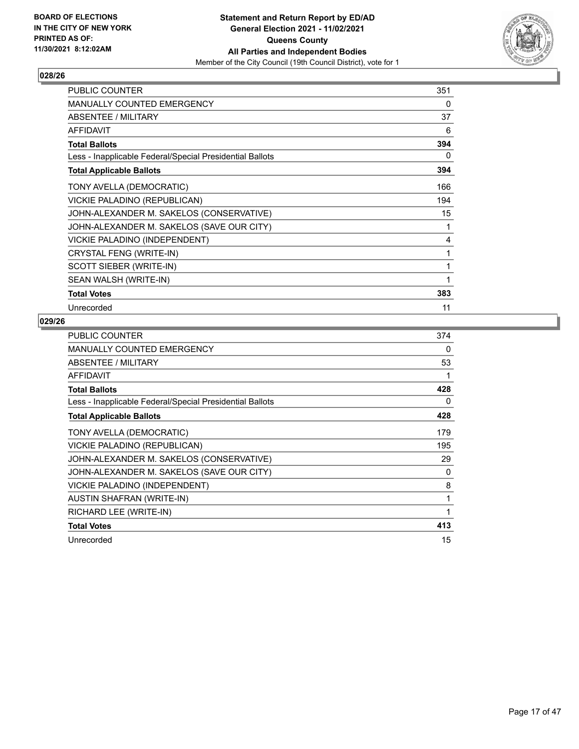**BOARD OF ELECTIONS IN THE CITY OF NEW YORK PRINTED AS OF: 11/30/2021 8:12:02AM**

**Statement and Return Report by ED/AD General Election 2021 - 11/02/2021 Queens County All Parties and Independent Bodies**
Member of the City Council (19th Council District), vote for 1

## 028/26

| | |
|---|---|
| PUBLIC COUNTER | 351 |
| MANUALLY COUNTED EMERGENCY | 0 |
| ABSENTEE / MILITARY | 37 |
| AFFIDAVIT | 6 |
| **Total Ballots** | **394** |
| Less - Inapplicable Federal/Special Presidential Ballots | 0 |
| **Total Applicable Ballots** | **394** |
| TONY AVELLA (DEMOCRATIC) | 166 |
| VICKIE PALADINO (REPUBLICAN) | 194 |
| JOHN-ALEXANDER M. SAKELOS (CONSERVATIVE) | 15 |
| JOHN-ALEXANDER M. SAKELOS (SAVE OUR CITY) | 1 |
| VICKIE PALADINO (INDEPENDENT) | 4 |
| CRYSTAL FENG (WRITE-IN) | 1 |
| SCOTT SIEBER (WRITE-IN) | 1 |
| SEAN WALSH (WRITE-IN) | 1 |
| **Total Votes** | **383** |
| Unrecorded | 11 |

## 029/26

| | |
|---|---|
| PUBLIC COUNTER | 374 |
| MANUALLY COUNTED EMERGENCY | 0 |
| ABSENTEE / MILITARY | 53 |
| AFFIDAVIT | 1 |
| **Total Ballots** | **428** |
| Less - Inapplicable Federal/Special Presidential Ballots | 0 |
| **Total Applicable Ballots** | **428** |
| TONY AVELLA (DEMOCRATIC) | 179 |
| VICKIE PALADINO (REPUBLICAN) | 195 |
| JOHN-ALEXANDER M. SAKELOS (CONSERVATIVE) | 29 |
| JOHN-ALEXANDER M. SAKELOS (SAVE OUR CITY) | 0 |
| VICKIE PALADINO (INDEPENDENT) | 8 |
| AUSTIN SHAFRAN (WRITE-IN) | 1 |
| RICHARD LEE (WRITE-IN) | 1 |
| **Total Votes** | **413** |
| Unrecorded | 15 |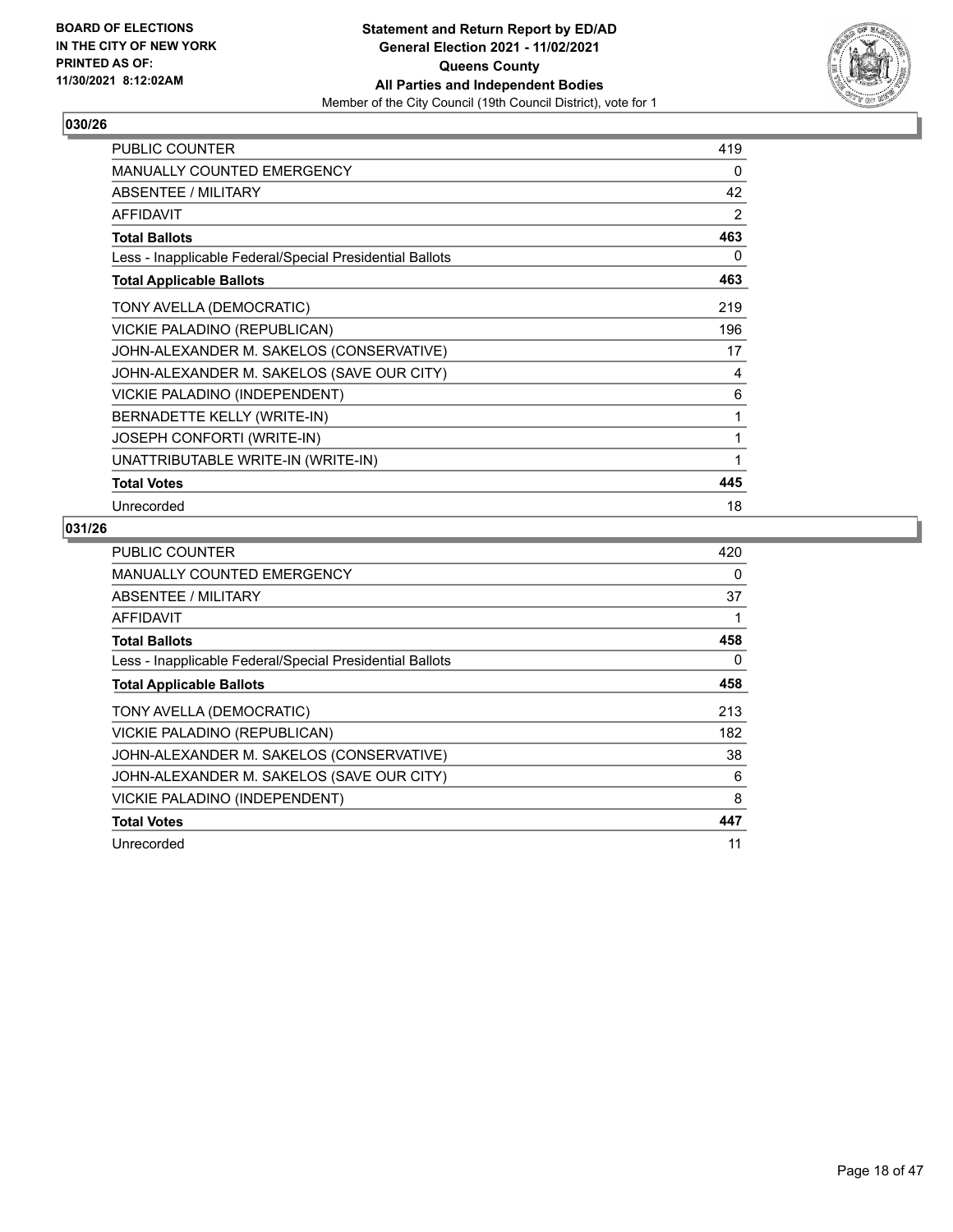**BOARD OF ELECTIONS IN THE CITY OF NEW YORK PRINTED AS OF: 11/30/2021 8:12:02AM**

**Statement and Return Report by ED/AD General Election 2021 - 11/02/2021 Queens County All Parties and Independent Bodies**

Member of the City Council (19th Council District), vote for 1

## 030/26

| | |
|---|---|
| PUBLIC COUNTER | 419 |
| MANUALLY COUNTED EMERGENCY | 0 |
| ABSENTEE / MILITARY | 42 |
| AFFIDAVIT | 2 |
| **Total Ballots** | **463** |
| Less - Inapplicable Federal/Special Presidential Ballots | 0 |
| **Total Applicable Ballots** | **463** |
| TONY AVELLA (DEMOCRATIC) | 219 |
| VICKIE PALADINO (REPUBLICAN) | 196 |
| JOHN-ALEXANDER M. SAKELOS (CONSERVATIVE) | 17 |
| JOHN-ALEXANDER M. SAKELOS (SAVE OUR CITY) | 4 |
| VICKIE PALADINO (INDEPENDENT) | 6 |
| BERNADETTE KELLY (WRITE-IN) | 1 |
| JOSEPH CONFORTI (WRITE-IN) | 1 |
| UNATTRIBUTABLE WRITE-IN (WRITE-IN) | 1 |
| **Total Votes** | **445** |
| Unrecorded | 18 |

## 031/26

| | |
|---|---|
| PUBLIC COUNTER | 420 |
| MANUALLY COUNTED EMERGENCY | 0 |
| ABSENTEE / MILITARY | 37 |
| AFFIDAVIT | 1 |
| **Total Ballots** | **458** |
| Less - Inapplicable Federal/Special Presidential Ballots | 0 |
| **Total Applicable Ballots** | **458** |
| TONY AVELLA (DEMOCRATIC) | 213 |
| VICKIE PALADINO (REPUBLICAN) | 182 |
| JOHN-ALEXANDER M. SAKELOS (CONSERVATIVE) | 38 |
| JOHN-ALEXANDER M. SAKELOS (SAVE OUR CITY) | 6 |
| VICKIE PALADINO (INDEPENDENT) | 8 |
| **Total Votes** | **447** |
| Unrecorded | 11 |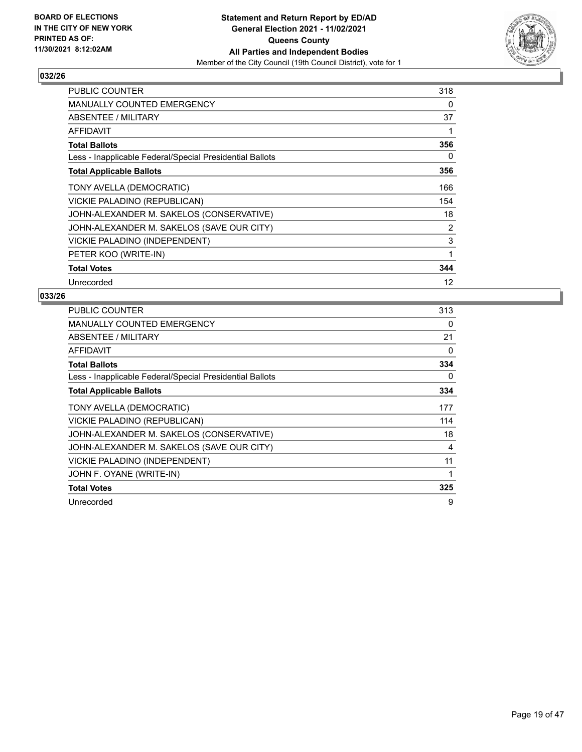BOARD OF ELECTIONS
IN THE CITY OF NEW YORK
PRINTED AS OF:
11/30/2021 8:12:02AM

**Statement and Return Report by ED/AD**
**General Election 2021 - 11/02/2021**
**Queens County**
**All Parties and Independent Bodies**
Member of the City Council (19th Council District), vote for 1

### 032/26

| | |
|---|---|
| PUBLIC COUNTER | 318 |
| MANUALLY COUNTED EMERGENCY | 0 |
| ABSENTEE / MILITARY | 37 |
| AFFIDAVIT | 1 |
| **Total Ballots** | **356** |
| Less - Inapplicable Federal/Special Presidential Ballots | 0 |
| **Total Applicable Ballots** | **356** |
| TONY AVELLA (DEMOCRATIC) | 166 |
| VICKIE PALADINO (REPUBLICAN) | 154 |
| JOHN-ALEXANDER M. SAKELOS (CONSERVATIVE) | 18 |
| JOHN-ALEXANDER M. SAKELOS (SAVE OUR CITY) | 2 |
| VICKIE PALADINO (INDEPENDENT) | 3 |
| PETER KOO (WRITE-IN) | 1 |
| **Total Votes** | **344** |
| Unrecorded | 12 |

### 033/26

| | |
|---|---|
| PUBLIC COUNTER | 313 |
| MANUALLY COUNTED EMERGENCY | 0 |
| ABSENTEE / MILITARY | 21 |
| AFFIDAVIT | 0 |
| **Total Ballots** | **334** |
| Less - Inapplicable Federal/Special Presidential Ballots | 0 |
| **Total Applicable Ballots** | **334** |
| TONY AVELLA (DEMOCRATIC) | 177 |
| VICKIE PALADINO (REPUBLICAN) | 114 |
| JOHN-ALEXANDER M. SAKELOS (CONSERVATIVE) | 18 |
| JOHN-ALEXANDER M. SAKELOS (SAVE OUR CITY) | 4 |
| VICKIE PALADINO (INDEPENDENT) | 11 |
| JOHN F. OYANE (WRITE-IN) | 1 |
| **Total Votes** | **325** |
| Unrecorded | 9 |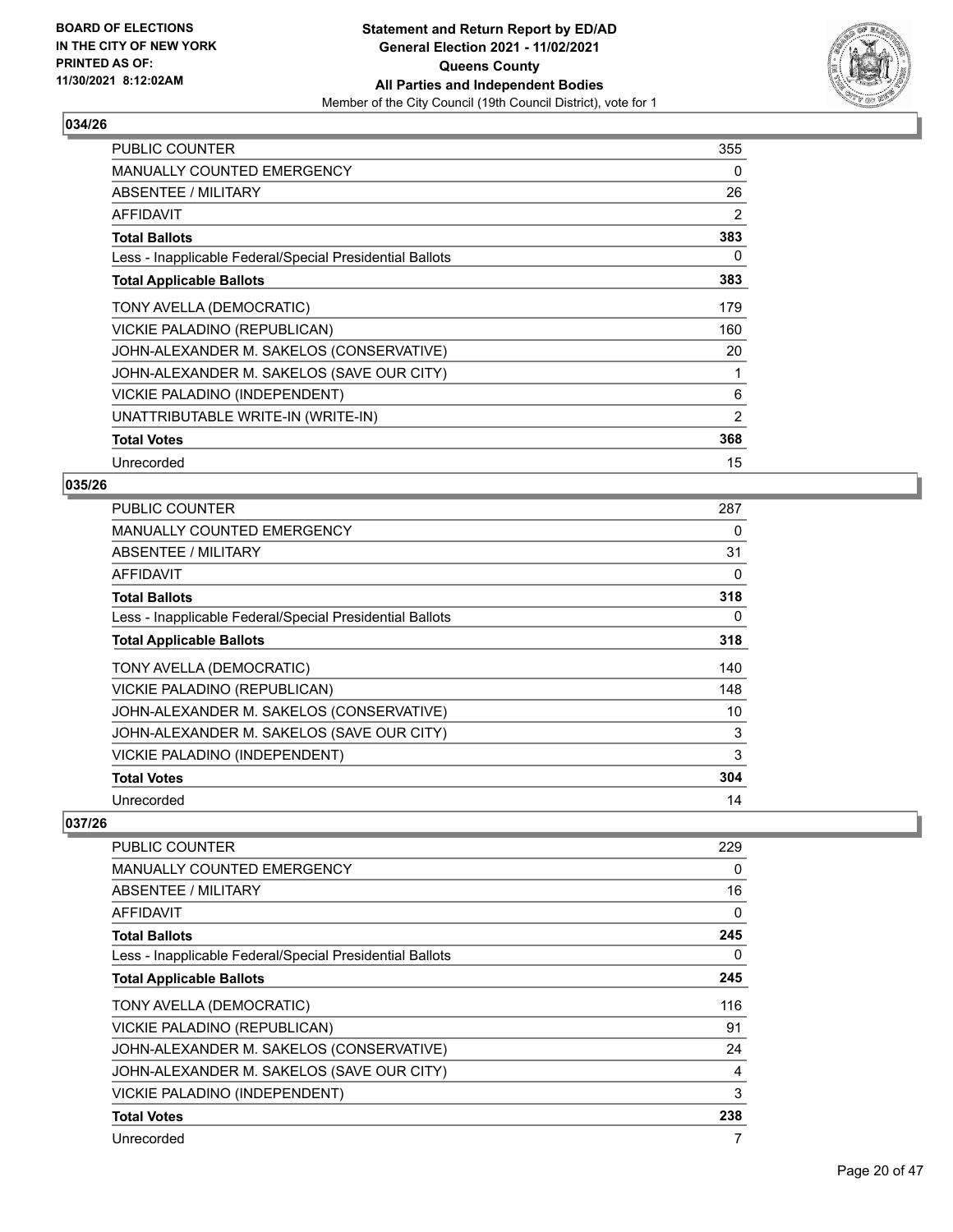**BOARD OF ELECTIONS IN THE CITY OF NEW YORK PRINTED AS OF: 11/30/2021 8:12:02AM**

**Statement and Return Report by ED/AD General Election 2021 - 11/02/2021 Queens County All Parties and Independent Bodies**

Member of the City Council (19th Council District), vote for 1

## 034/26

| | |
|---|---|
| PUBLIC COUNTER | 355 |
| MANUALLY COUNTED EMERGENCY | 0 |
| ABSENTEE / MILITARY | 26 |
| AFFIDAVIT | 2 |
| **Total Ballots** | **383** |
| Less - Inapplicable Federal/Special Presidential Ballots | 0 |
| **Total Applicable Ballots** | **383** |
| TONY AVELLA (DEMOCRATIC) | 179 |
| VICKIE PALADINO (REPUBLICAN) | 160 |
| JOHN-ALEXANDER M. SAKELOS (CONSERVATIVE) | 20 |
| JOHN-ALEXANDER M. SAKELOS (SAVE OUR CITY) | 1 |
| VICKIE PALADINO (INDEPENDENT) | 6 |
| UNATTRIBUTABLE WRITE-IN (WRITE-IN) | 2 |
| **Total Votes** | **368** |
| Unrecorded | 15 |

## 035/26

| | |
|---|---|
| PUBLIC COUNTER | 287 |
| MANUALLY COUNTED EMERGENCY | 0 |
| ABSENTEE / MILITARY | 31 |
| AFFIDAVIT | 0 |
| **Total Ballots** | **318** |
| Less - Inapplicable Federal/Special Presidential Ballots | 0 |
| **Total Applicable Ballots** | **318** |
| TONY AVELLA (DEMOCRATIC) | 140 |
| VICKIE PALADINO (REPUBLICAN) | 148 |
| JOHN-ALEXANDER M. SAKELOS (CONSERVATIVE) | 10 |
| JOHN-ALEXANDER M. SAKELOS (SAVE OUR CITY) | 3 |
| VICKIE PALADINO (INDEPENDENT) | 3 |
| **Total Votes** | **304** |
| Unrecorded | 14 |

## 037/26

| | |
|---|---|
| PUBLIC COUNTER | 229 |
| MANUALLY COUNTED EMERGENCY | 0 |
| ABSENTEE / MILITARY | 16 |
| AFFIDAVIT | 0 |
| **Total Ballots** | **245** |
| Less - Inapplicable Federal/Special Presidential Ballots | 0 |
| **Total Applicable Ballots** | **245** |
| TONY AVELLA (DEMOCRATIC) | 116 |
| VICKIE PALADINO (REPUBLICAN) | 91 |
| JOHN-ALEXANDER M. SAKELOS (CONSERVATIVE) | 24 |
| JOHN-ALEXANDER M. SAKELOS (SAVE OUR CITY) | 4 |
| VICKIE PALADINO (INDEPENDENT) | 3 |
| **Total Votes** | **238** |
| Unrecorded | 7 |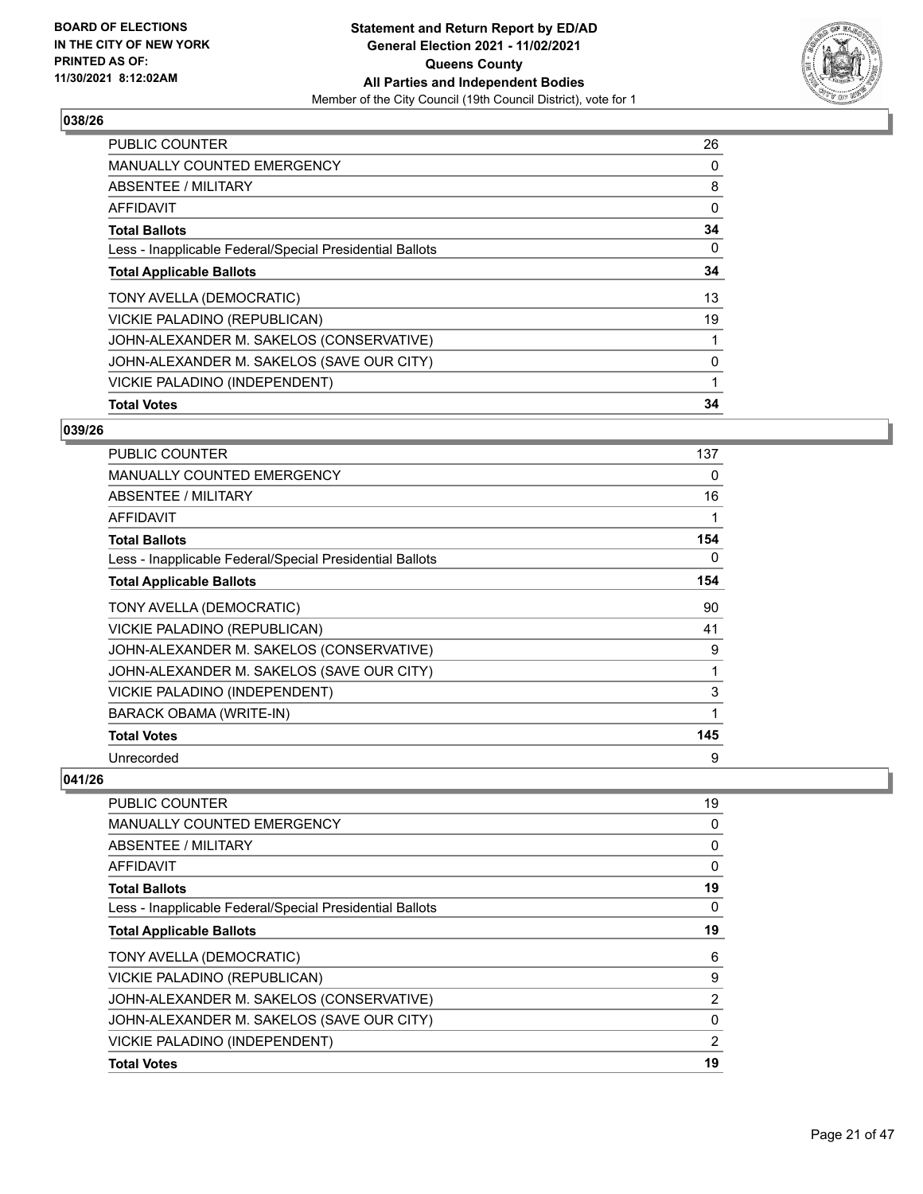BOARD OF ELECTIONS
IN THE CITY OF NEW YORK
PRINTED AS OF:
11/30/2021 8:12:02AM

**Statement and Return Report by ED/AD**
**General Election 2021 - 11/02/2021**
**Queens County**
**All Parties and Independent Bodies**
Member of the City Council (19th Council District), vote for 1

### 038/26

| | |
|---|---|
| PUBLIC COUNTER | 26 |
| MANUALLY COUNTED EMERGENCY | 0 |
| ABSENTEE / MILITARY | 8 |
| AFFIDAVIT | 0 |
| **Total Ballots** | **34** |
| Less - Inapplicable Federal/Special Presidential Ballots | 0 |
| **Total Applicable Ballots** | **34** |
| TONY AVELLA (DEMOCRATIC) | 13 |
| VICKIE PALADINO (REPUBLICAN) | 19 |
| JOHN-ALEXANDER M. SAKELOS (CONSERVATIVE) | 1 |
| JOHN-ALEXANDER M. SAKELOS (SAVE OUR CITY) | 0 |
| VICKIE PALADINO (INDEPENDENT) | 1 |
| **Total Votes** | **34** |

### 039/26

| | |
|---|---|
| PUBLIC COUNTER | 137 |
| MANUALLY COUNTED EMERGENCY | 0 |
| ABSENTEE / MILITARY | 16 |
| AFFIDAVIT | 1 |
| **Total Ballots** | **154** |
| Less - Inapplicable Federal/Special Presidential Ballots | 0 |
| **Total Applicable Ballots** | **154** |
| TONY AVELLA (DEMOCRATIC) | 90 |
| VICKIE PALADINO (REPUBLICAN) | 41 |
| JOHN-ALEXANDER M. SAKELOS (CONSERVATIVE) | 9 |
| JOHN-ALEXANDER M. SAKELOS (SAVE OUR CITY) | 1 |
| VICKIE PALADINO (INDEPENDENT) | 3 |
| BARACK OBAMA (WRITE-IN) | 1 |
| **Total Votes** | **145** |
| Unrecorded | 9 |

### 041/26

| | |
|---|---|
| PUBLIC COUNTER | 19 |
| MANUALLY COUNTED EMERGENCY | 0 |
| ABSENTEE / MILITARY | 0 |
| AFFIDAVIT | 0 |
| **Total Ballots** | **19** |
| Less - Inapplicable Federal/Special Presidential Ballots | 0 |
| **Total Applicable Ballots** | **19** |
| TONY AVELLA (DEMOCRATIC) | 6 |
| VICKIE PALADINO (REPUBLICAN) | 9 |
| JOHN-ALEXANDER M. SAKELOS (CONSERVATIVE) | 2 |
| JOHN-ALEXANDER M. SAKELOS (SAVE OUR CITY) | 0 |
| VICKIE PALADINO (INDEPENDENT) | 2 |
| **Total Votes** | **19** |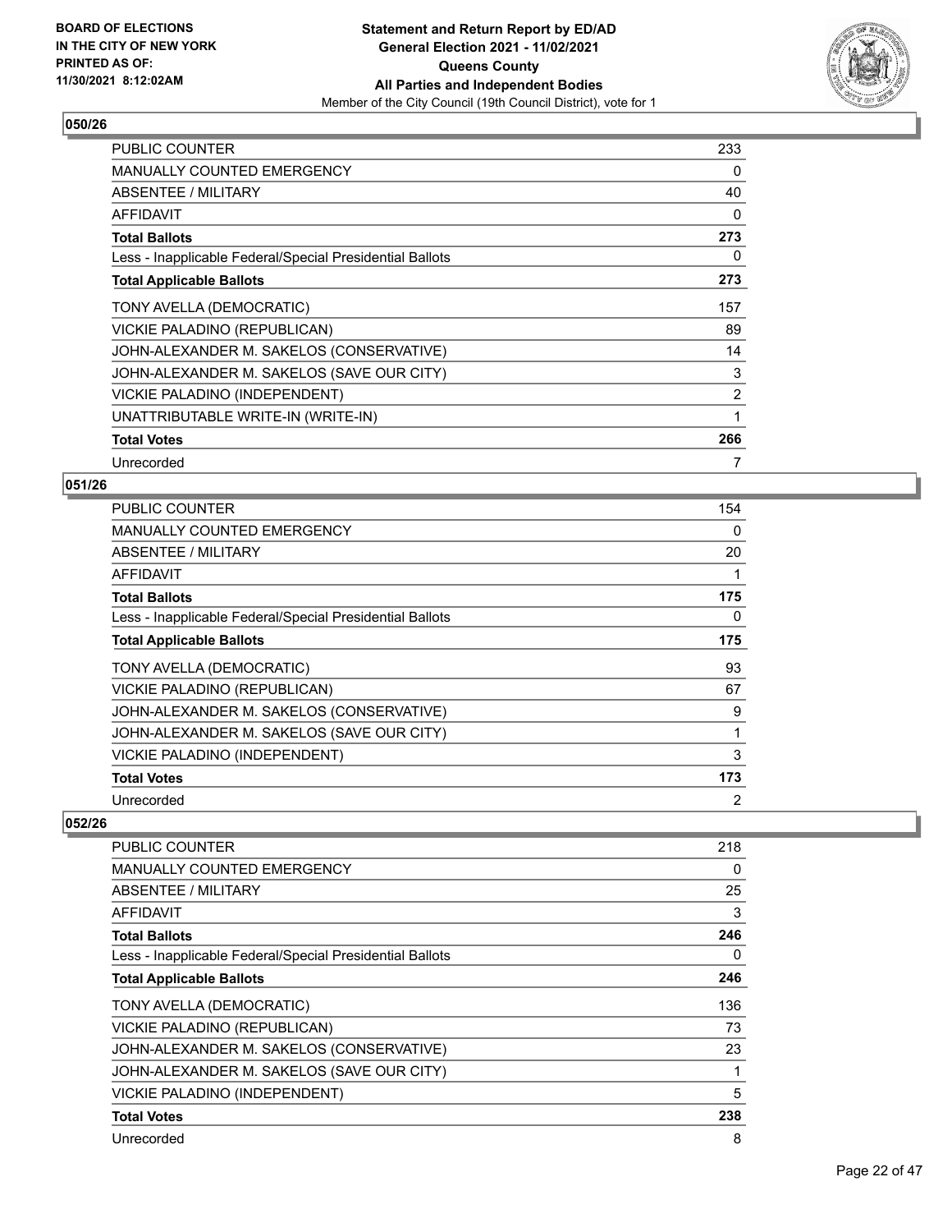BOARD OF ELECTIONS
IN THE CITY OF NEW YORK
PRINTED AS OF:
11/30/2021 8:12:02AM

**Statement and Return Report by ED/AD**
**General Election 2021 - 11/02/2021**
**Queens County**
**All Parties and Independent Bodies**
Member of the City Council (19th Council District), vote for 1

## 050/26

| | |
|---|---|
| PUBLIC COUNTER | 233 |
| MANUALLY COUNTED EMERGENCY | 0 |
| ABSENTEE / MILITARY | 40 |
| AFFIDAVIT | 0 |
| **Total Ballots** | **273** |
| Less - Inapplicable Federal/Special Presidential Ballots | 0 |
| **Total Applicable Ballots** | **273** |
| TONY AVELLA (DEMOCRATIC) | 157 |
| VICKIE PALADINO (REPUBLICAN) | 89 |
| JOHN-ALEXANDER M. SAKELOS (CONSERVATIVE) | 14 |
| JOHN-ALEXANDER M. SAKELOS (SAVE OUR CITY) | 3 |
| VICKIE PALADINO (INDEPENDENT) | 2 |
| UNATTRIBUTABLE WRITE-IN (WRITE-IN) | 1 |
| **Total Votes** | **266** |
| Unrecorded | 7 |

## 051/26

| | |
|---|---|
| PUBLIC COUNTER | 154 |
| MANUALLY COUNTED EMERGENCY | 0 |
| ABSENTEE / MILITARY | 20 |
| AFFIDAVIT | 1 |
| **Total Ballots** | **175** |
| Less - Inapplicable Federal/Special Presidential Ballots | 0 |
| **Total Applicable Ballots** | **175** |
| TONY AVELLA (DEMOCRATIC) | 93 |
| VICKIE PALADINO (REPUBLICAN) | 67 |
| JOHN-ALEXANDER M. SAKELOS (CONSERVATIVE) | 9 |
| JOHN-ALEXANDER M. SAKELOS (SAVE OUR CITY) | 1 |
| VICKIE PALADINO (INDEPENDENT) | 3 |
| **Total Votes** | **173** |
| Unrecorded | 2 |

## 052/26

| | |
|---|---|
| PUBLIC COUNTER | 218 |
| MANUALLY COUNTED EMERGENCY | 0 |
| ABSENTEE / MILITARY | 25 |
| AFFIDAVIT | 3 |
| **Total Ballots** | **246** |
| Less - Inapplicable Federal/Special Presidential Ballots | 0 |
| **Total Applicable Ballots** | **246** |
| TONY AVELLA (DEMOCRATIC) | 136 |
| VICKIE PALADINO (REPUBLICAN) | 73 |
| JOHN-ALEXANDER M. SAKELOS (CONSERVATIVE) | 23 |
| JOHN-ALEXANDER M. SAKELOS (SAVE OUR CITY) | 1 |
| VICKIE PALADINO (INDEPENDENT) | 5 |
| **Total Votes** | **238** |
| Unrecorded | 8 |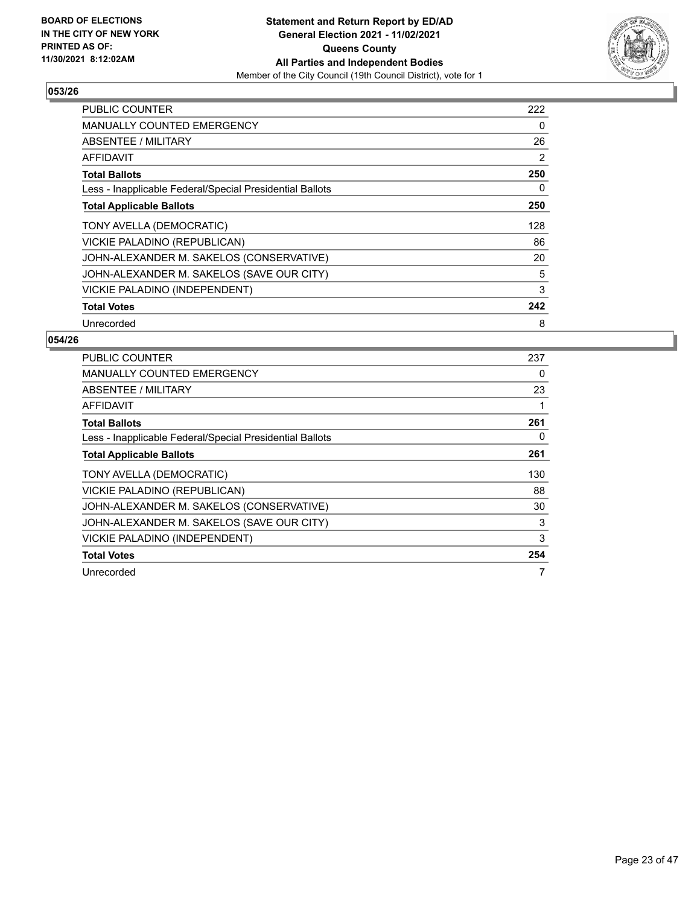BOARD OF ELECTIONS
IN THE CITY OF NEW YORK
PRINTED AS OF:
11/30/2021 8:12:02AM

**Statement and Return Report by ED/AD**
**General Election 2021 - 11/02/2021**
**Queens County**
**All Parties and Independent Bodies**
Member of the City Council (19th Council District), vote for 1

## 053/26

| | |
|---|---|
| PUBLIC COUNTER | 222 |
| MANUALLY COUNTED EMERGENCY | 0 |
| ABSENTEE / MILITARY | 26 |
| AFFIDAVIT | 2 |
| **Total Ballots** | **250** |
| Less - Inapplicable Federal/Special Presidential Ballots | 0 |
| **Total Applicable Ballots** | **250** |
| TONY AVELLA (DEMOCRATIC) | 128 |
| VICKIE PALADINO (REPUBLICAN) | 86 |
| JOHN-ALEXANDER M. SAKELOS (CONSERVATIVE) | 20 |
| JOHN-ALEXANDER M. SAKELOS (SAVE OUR CITY) | 5 |
| VICKIE PALADINO (INDEPENDENT) | 3 |
| **Total Votes** | **242** |
| Unrecorded | 8 |

## 054/26

| | |
|---|---|
| PUBLIC COUNTER | 237 |
| MANUALLY COUNTED EMERGENCY | 0 |
| ABSENTEE / MILITARY | 23 |
| AFFIDAVIT | 1 |
| **Total Ballots** | **261** |
| Less - Inapplicable Federal/Special Presidential Ballots | 0 |
| **Total Applicable Ballots** | **261** |
| TONY AVELLA (DEMOCRATIC) | 130 |
| VICKIE PALADINO (REPUBLICAN) | 88 |
| JOHN-ALEXANDER M. SAKELOS (CONSERVATIVE) | 30 |
| JOHN-ALEXANDER M. SAKELOS (SAVE OUR CITY) | 3 |
| VICKIE PALADINO (INDEPENDENT) | 3 |
| **Total Votes** | **254** |
| Unrecorded | 7 |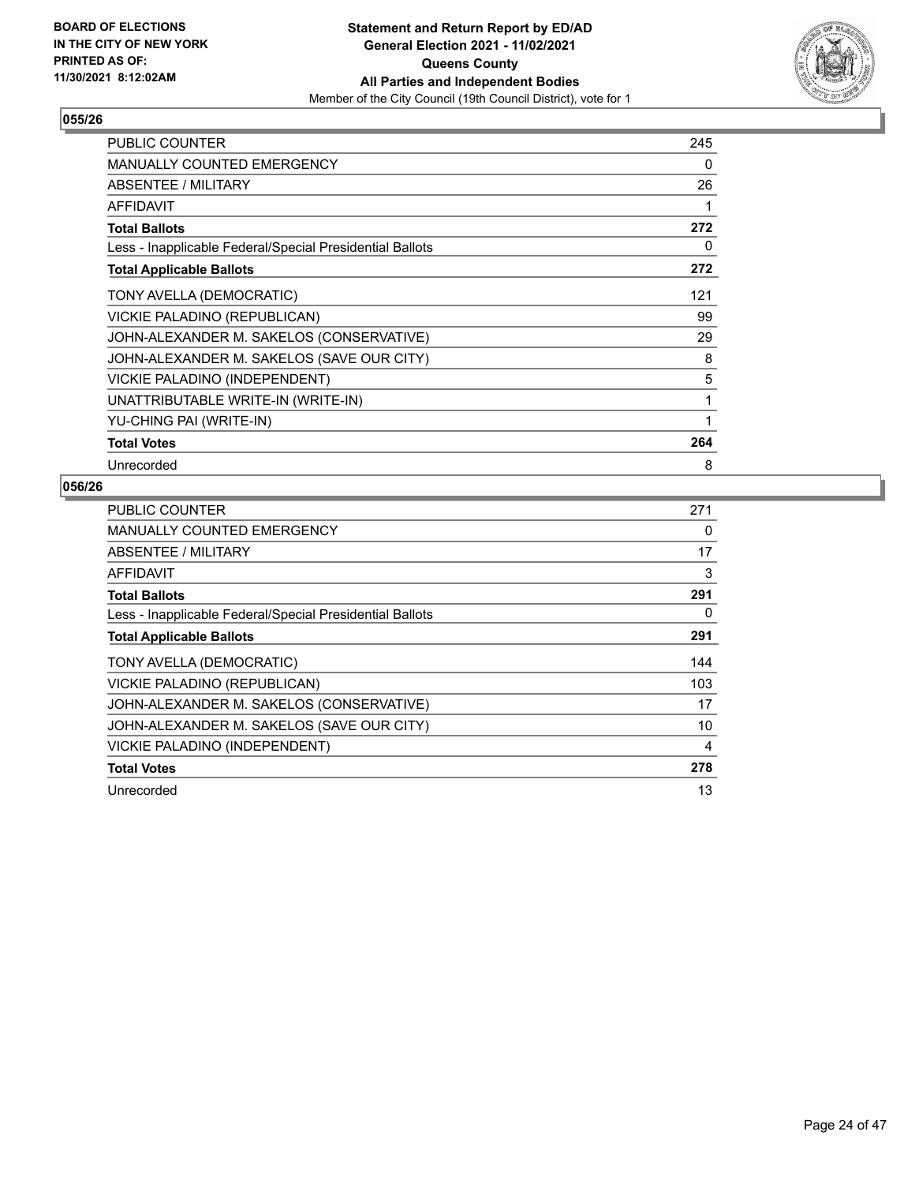**BOARD OF ELECTIONS IN THE CITY OF NEW YORK PRINTED AS OF: 11/30/2021 8:12:02AM**

**Statement and Return Report by ED/AD**
**General Election 2021 - 11/02/2021**
**Queens County**
**All Parties and Independent Bodies**
Member of the City Council (19th Council District), vote for 1

## 055/26

| | |
|---|---|
| PUBLIC COUNTER | 245 |
| MANUALLY COUNTED EMERGENCY | 0 |
| ABSENTEE / MILITARY | 26 |
| AFFIDAVIT | 1 |
| **Total Ballots** | **272** |
| Less - Inapplicable Federal/Special Presidential Ballots | 0 |
| **Total Applicable Ballots** | **272** |
| TONY AVELLA (DEMOCRATIC) | 121 |
| VICKIE PALADINO (REPUBLICAN) | 99 |
| JOHN-ALEXANDER M. SAKELOS (CONSERVATIVE) | 29 |
| JOHN-ALEXANDER M. SAKELOS (SAVE OUR CITY) | 8 |
| VICKIE PALADINO (INDEPENDENT) | 5 |
| UNATTRIBUTABLE WRITE-IN (WRITE-IN) | 1 |
| YU-CHING PAI (WRITE-IN) | 1 |
| **Total Votes** | **264** |
| Unrecorded | 8 |

## 056/26

| | |
|---|---|
| PUBLIC COUNTER | 271 |
| MANUALLY COUNTED EMERGENCY | 0 |
| ABSENTEE / MILITARY | 17 |
| AFFIDAVIT | 3 |
| **Total Ballots** | **291** |
| Less - Inapplicable Federal/Special Presidential Ballots | 0 |
| **Total Applicable Ballots** | **291** |
| TONY AVELLA (DEMOCRATIC) | 144 |
| VICKIE PALADINO (REPUBLICAN) | 103 |
| JOHN-ALEXANDER M. SAKELOS (CONSERVATIVE) | 17 |
| JOHN-ALEXANDER M. SAKELOS (SAVE OUR CITY) | 10 |
| VICKIE PALADINO (INDEPENDENT) | 4 |
| **Total Votes** | **278** |
| Unrecorded | 13 |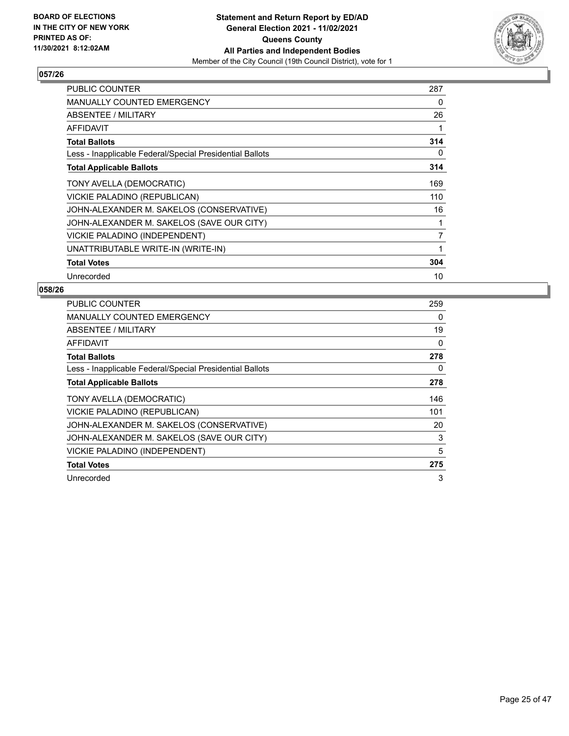**BOARD OF ELECTIONS IN THE CITY OF NEW YORK PRINTED AS OF: 11/30/2021 8:12:02AM**

**Statement and Return Report by ED/AD**
**General Election 2021 - 11/02/2021**
**Queens County**
**All Parties and Independent Bodies**
Member of the City Council (19th Council District), vote for 1

## 057/26

| | |
|---|---|
| PUBLIC COUNTER | 287 |
| MANUALLY COUNTED EMERGENCY | 0 |
| ABSENTEE / MILITARY | 26 |
| AFFIDAVIT | 1 |
| **Total Ballots** | **314** |
| Less - Inapplicable Federal/Special Presidential Ballots | 0 |
| **Total Applicable Ballots** | **314** |
| TONY AVELLA (DEMOCRATIC) | 169 |
| VICKIE PALADINO (REPUBLICAN) | 110 |
| JOHN-ALEXANDER M. SAKELOS (CONSERVATIVE) | 16 |
| JOHN-ALEXANDER M. SAKELOS (SAVE OUR CITY) | 1 |
| VICKIE PALADINO (INDEPENDENT) | 7 |
| UNATTRIBUTABLE WRITE-IN (WRITE-IN) | 1 |
| **Total Votes** | **304** |
| Unrecorded | 10 |

## 058/26

| | |
|---|---|
| PUBLIC COUNTER | 259 |
| MANUALLY COUNTED EMERGENCY | 0 |
| ABSENTEE / MILITARY | 19 |
| AFFIDAVIT | 0 |
| **Total Ballots** | **278** |
| Less - Inapplicable Federal/Special Presidential Ballots | 0 |
| **Total Applicable Ballots** | **278** |
| TONY AVELLA (DEMOCRATIC) | 146 |
| VICKIE PALADINO (REPUBLICAN) | 101 |
| JOHN-ALEXANDER M. SAKELOS (CONSERVATIVE) | 20 |
| JOHN-ALEXANDER M. SAKELOS (SAVE OUR CITY) | 3 |
| VICKIE PALADINO (INDEPENDENT) | 5 |
| **Total Votes** | **275** |
| Unrecorded | 3 |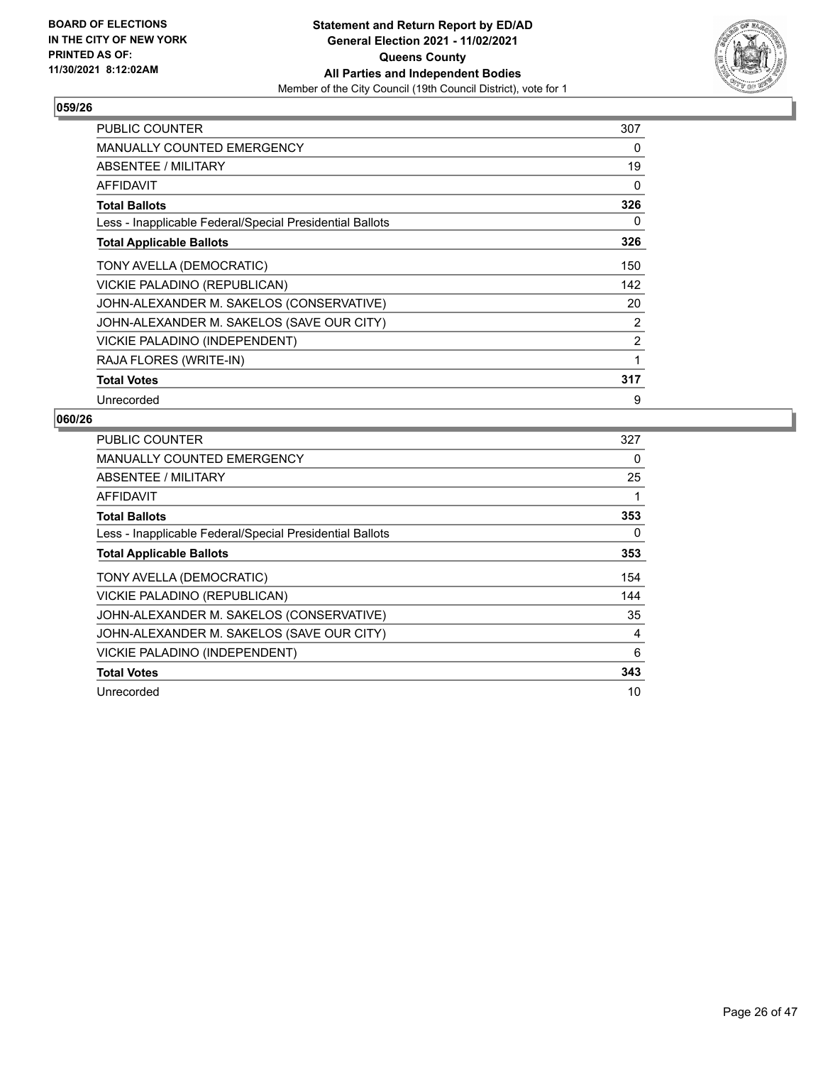BOARD OF ELECTIONS
IN THE CITY OF NEW YORK
PRINTED AS OF:
11/30/2021 8:12:02AM

**Statement and Return Report by ED/AD**
**General Election 2021 - 11/02/2021**
**Queens County**
**All Parties and Independent Bodies**
Member of the City Council (19th Council District), vote for 1

### 059/26

| | |
|---|---|
| PUBLIC COUNTER | 307 |
| MANUALLY COUNTED EMERGENCY | 0 |
| ABSENTEE / MILITARY | 19 |
| AFFIDAVIT | 0 |
| **Total Ballots** | **326** |
| Less - Inapplicable Federal/Special Presidential Ballots | 0 |
| **Total Applicable Ballots** | **326** |
| TONY AVELLA (DEMOCRATIC) | 150 |
| VICKIE PALADINO (REPUBLICAN) | 142 |
| JOHN-ALEXANDER M. SAKELOS (CONSERVATIVE) | 20 |
| JOHN-ALEXANDER M. SAKELOS (SAVE OUR CITY) | 2 |
| VICKIE PALADINO (INDEPENDENT) | 2 |
| RAJA FLORES (WRITE-IN) | 1 |
| **Total Votes** | **317** |
| Unrecorded | 9 |

### 060/26

| | |
|---|---|
| PUBLIC COUNTER | 327 |
| MANUALLY COUNTED EMERGENCY | 0 |
| ABSENTEE / MILITARY | 25 |
| AFFIDAVIT | 1 |
| **Total Ballots** | **353** |
| Less - Inapplicable Federal/Special Presidential Ballots | 0 |
| **Total Applicable Ballots** | **353** |
| TONY AVELLA (DEMOCRATIC) | 154 |
| VICKIE PALADINO (REPUBLICAN) | 144 |
| JOHN-ALEXANDER M. SAKELOS (CONSERVATIVE) | 35 |
| JOHN-ALEXANDER M. SAKELOS (SAVE OUR CITY) | 4 |
| VICKIE PALADINO (INDEPENDENT) | 6 |
| **Total Votes** | **343** |
| Unrecorded | 10 |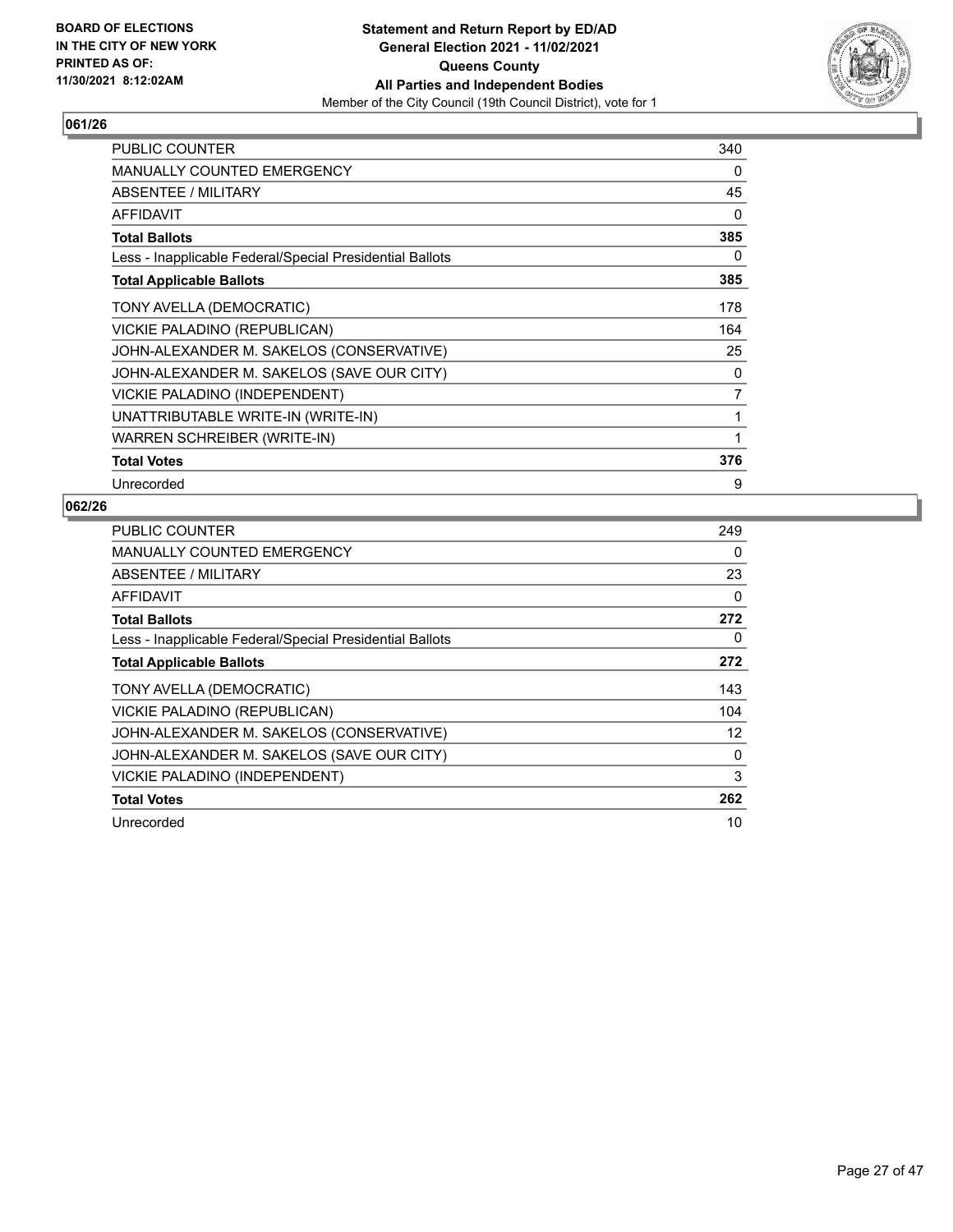**BOARD OF ELECTIONS IN THE CITY OF NEW YORK PRINTED AS OF: 11/30/2021 8:12:02AM**

**Statement and Return Report by ED/AD General Election 2021 - 11/02/2021 Queens County All Parties and Independent Bodies**

Member of the City Council (19th Council District), vote for 1

## 061/26

| | |
|---|---|
| PUBLIC COUNTER | 340 |
| MANUALLY COUNTED EMERGENCY | 0 |
| ABSENTEE / MILITARY | 45 |
| AFFIDAVIT | 0 |
| **Total Ballots** | **385** |
| Less - Inapplicable Federal/Special Presidential Ballots | 0 |
| **Total Applicable Ballots** | **385** |
| TONY AVELLA (DEMOCRATIC) | 178 |
| VICKIE PALADINO (REPUBLICAN) | 164 |
| JOHN-ALEXANDER M. SAKELOS (CONSERVATIVE) | 25 |
| JOHN-ALEXANDER M. SAKELOS (SAVE OUR CITY) | 0 |
| VICKIE PALADINO (INDEPENDENT) | 7 |
| UNATTRIBUTABLE WRITE-IN (WRITE-IN) | 1 |
| WARREN SCHREIBER (WRITE-IN) | 1 |
| **Total Votes** | **376** |
| Unrecorded | 9 |

## 062/26

| | |
|---|---|
| PUBLIC COUNTER | 249 |
| MANUALLY COUNTED EMERGENCY | 0 |
| ABSENTEE / MILITARY | 23 |
| AFFIDAVIT | 0 |
| **Total Ballots** | **272** |
| Less - Inapplicable Federal/Special Presidential Ballots | 0 |
| **Total Applicable Ballots** | **272** |
| TONY AVELLA (DEMOCRATIC) | 143 |
| VICKIE PALADINO (REPUBLICAN) | 104 |
| JOHN-ALEXANDER M. SAKELOS (CONSERVATIVE) | 12 |
| JOHN-ALEXANDER M. SAKELOS (SAVE OUR CITY) | 0 |
| VICKIE PALADINO (INDEPENDENT) | 3 |
| **Total Votes** | **262** |
| Unrecorded | 10 |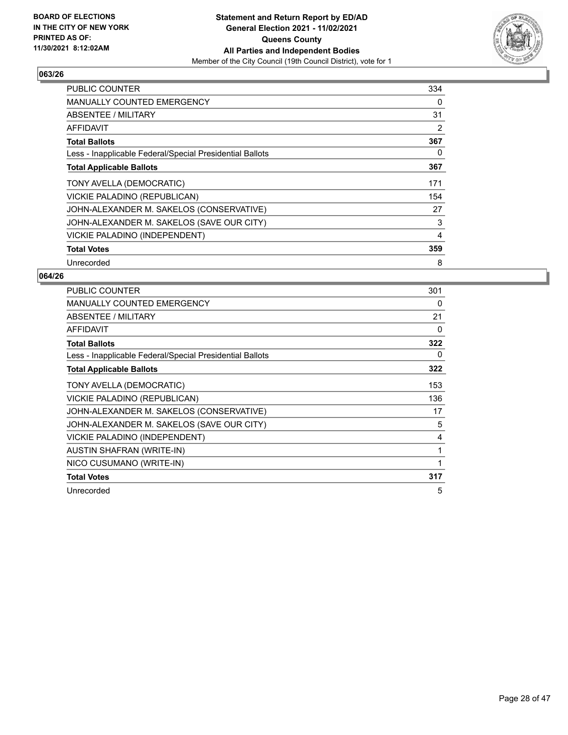**BOARD OF ELECTIONS IN THE CITY OF NEW YORK PRINTED AS OF: 11/30/2021 8:12:02AM**

**Statement and Return Report by ED/AD General Election 2021 - 11/02/2021 Queens County All Parties and Independent Bodies**

Member of the City Council (19th Council District), vote for 1

## 063/26

| | |
|---|---|
| PUBLIC COUNTER | 334 |
| MANUALLY COUNTED EMERGENCY | 0 |
| ABSENTEE / MILITARY | 31 |
| AFFIDAVIT | 2 |
| **Total Ballots** | **367** |
| Less - Inapplicable Federal/Special Presidential Ballots | 0 |
| **Total Applicable Ballots** | **367** |
| TONY AVELLA (DEMOCRATIC) | 171 |
| VICKIE PALADINO (REPUBLICAN) | 154 |
| JOHN-ALEXANDER M. SAKELOS (CONSERVATIVE) | 27 |
| JOHN-ALEXANDER M. SAKELOS (SAVE OUR CITY) | 3 |
| VICKIE PALADINO (INDEPENDENT) | 4 |
| **Total Votes** | **359** |
| Unrecorded | 8 |

## 064/26

| | |
|---|---|
| PUBLIC COUNTER | 301 |
| MANUALLY COUNTED EMERGENCY | 0 |
| ABSENTEE / MILITARY | 21 |
| AFFIDAVIT | 0 |
| **Total Ballots** | **322** |
| Less - Inapplicable Federal/Special Presidential Ballots | 0 |
| **Total Applicable Ballots** | **322** |
| TONY AVELLA (DEMOCRATIC) | 153 |
| VICKIE PALADINO (REPUBLICAN) | 136 |
| JOHN-ALEXANDER M. SAKELOS (CONSERVATIVE) | 17 |
| JOHN-ALEXANDER M. SAKELOS (SAVE OUR CITY) | 5 |
| VICKIE PALADINO (INDEPENDENT) | 4 |
| AUSTIN SHAFRAN (WRITE-IN) | 1 |
| NICO CUSUMANO (WRITE-IN) | 1 |
| **Total Votes** | **317** |
| Unrecorded | 5 |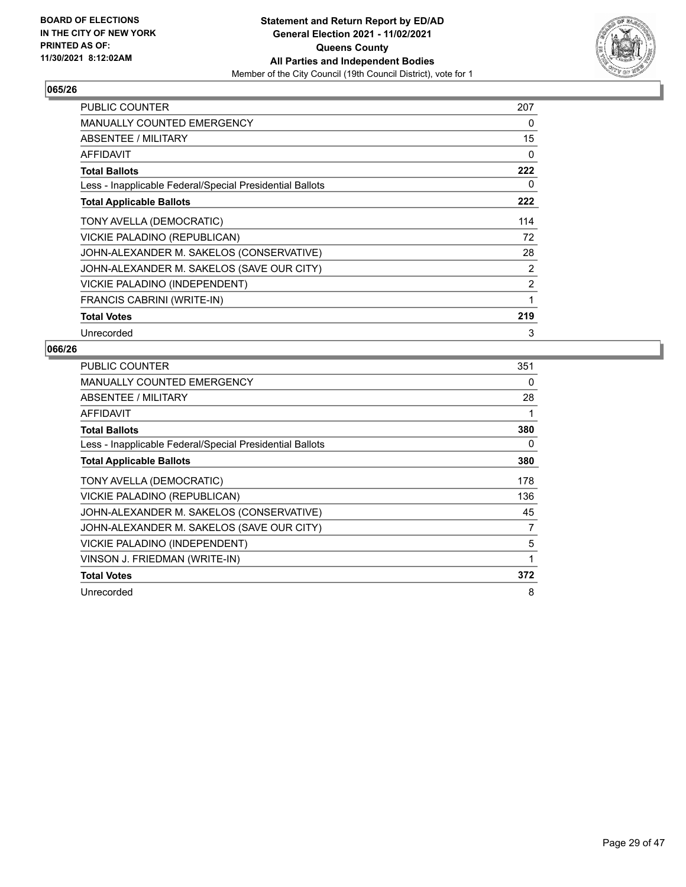BOARD OF ELECTIONS
IN THE CITY OF NEW YORK
PRINTED AS OF:
11/30/2021 8:12:02AM

**Statement and Return Report by ED/AD**
**General Election 2021 - 11/02/2021**
**Queens County**
**All Parties and Independent Bodies**
Member of the City Council (19th Council District), vote for 1

## 065/26

| | |
|---|---|
| PUBLIC COUNTER | 207 |
| MANUALLY COUNTED EMERGENCY | 0 |
| ABSENTEE / MILITARY | 15 |
| AFFIDAVIT | 0 |
| **Total Ballots** | **222** |
| Less - Inapplicable Federal/Special Presidential Ballots | 0 |
| **Total Applicable Ballots** | **222** |
| TONY AVELLA (DEMOCRATIC) | 114 |
| VICKIE PALADINO (REPUBLICAN) | 72 |
| JOHN-ALEXANDER M. SAKELOS (CONSERVATIVE) | 28 |
| JOHN-ALEXANDER M. SAKELOS (SAVE OUR CITY) | 2 |
| VICKIE PALADINO (INDEPENDENT) | 2 |
| FRANCIS CABRINI (WRITE-IN) | 1 |
| **Total Votes** | **219** |
| Unrecorded | 3 |

## 066/26

| | |
|---|---|
| PUBLIC COUNTER | 351 |
| MANUALLY COUNTED EMERGENCY | 0 |
| ABSENTEE / MILITARY | 28 |
| AFFIDAVIT | 1 |
| **Total Ballots** | **380** |
| Less - Inapplicable Federal/Special Presidential Ballots | 0 |
| **Total Applicable Ballots** | **380** |
| TONY AVELLA (DEMOCRATIC) | 178 |
| VICKIE PALADINO (REPUBLICAN) | 136 |
| JOHN-ALEXANDER M. SAKELOS (CONSERVATIVE) | 45 |
| JOHN-ALEXANDER M. SAKELOS (SAVE OUR CITY) | 7 |
| VICKIE PALADINO (INDEPENDENT) | 5 |
| VINSON J. FRIEDMAN (WRITE-IN) | 1 |
| **Total Votes** | **372** |
| Unrecorded | 8 |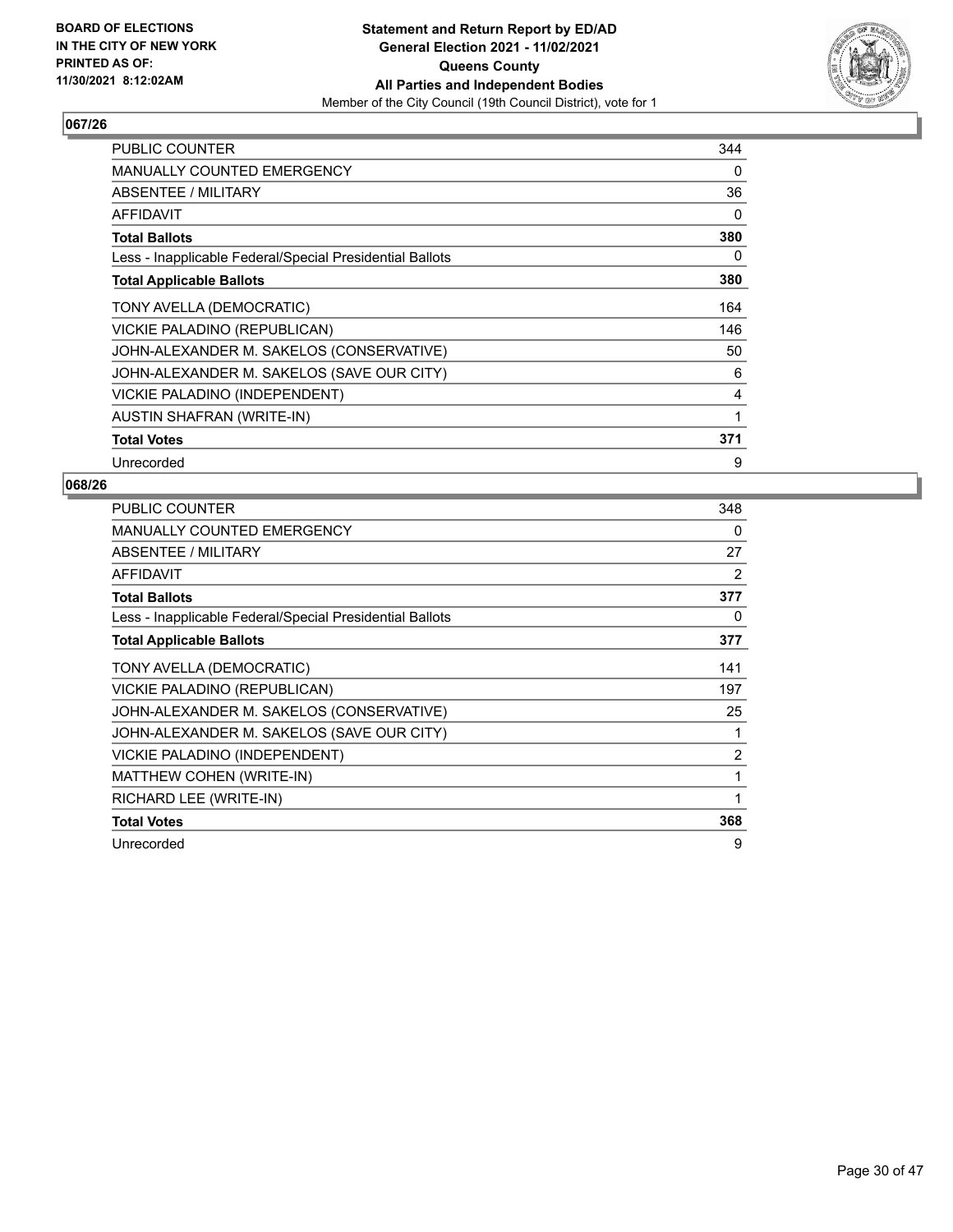**BOARD OF ELECTIONS IN THE CITY OF NEW YORK PRINTED AS OF: 11/30/2021 8:12:02AM**

**Statement and Return Report by ED/AD General Election 2021 - 11/02/2021 Queens County All Parties and Independent Bodies**
Member of the City Council (19th Council District), vote for 1

## 067/26

| | |
|---|---|
| PUBLIC COUNTER | 344 |
| MANUALLY COUNTED EMERGENCY | 0 |
| ABSENTEE / MILITARY | 36 |
| AFFIDAVIT | 0 |
| **Total Ballots** | **380** |
| Less - Inapplicable Federal/Special Presidential Ballots | 0 |
| **Total Applicable Ballots** | **380** |
| TONY AVELLA (DEMOCRATIC) | 164 |
| VICKIE PALADINO (REPUBLICAN) | 146 |
| JOHN-ALEXANDER M. SAKELOS (CONSERVATIVE) | 50 |
| JOHN-ALEXANDER M. SAKELOS (SAVE OUR CITY) | 6 |
| VICKIE PALADINO (INDEPENDENT) | 4 |
| AUSTIN SHAFRAN (WRITE-IN) | 1 |
| **Total Votes** | **371** |
| Unrecorded | 9 |

## 068/26

| | |
|---|---|
| PUBLIC COUNTER | 348 |
| MANUALLY COUNTED EMERGENCY | 0 |
| ABSENTEE / MILITARY | 27 |
| AFFIDAVIT | 2 |
| **Total Ballots** | **377** |
| Less - Inapplicable Federal/Special Presidential Ballots | 0 |
| **Total Applicable Ballots** | **377** |
| TONY AVELLA (DEMOCRATIC) | 141 |
| VICKIE PALADINO (REPUBLICAN) | 197 |
| JOHN-ALEXANDER M. SAKELOS (CONSERVATIVE) | 25 |
| JOHN-ALEXANDER M. SAKELOS (SAVE OUR CITY) | 1 |
| VICKIE PALADINO (INDEPENDENT) | 2 |
| MATTHEW COHEN (WRITE-IN) | 1 |
| RICHARD LEE (WRITE-IN) | 1 |
| **Total Votes** | **368** |
| Unrecorded | 9 |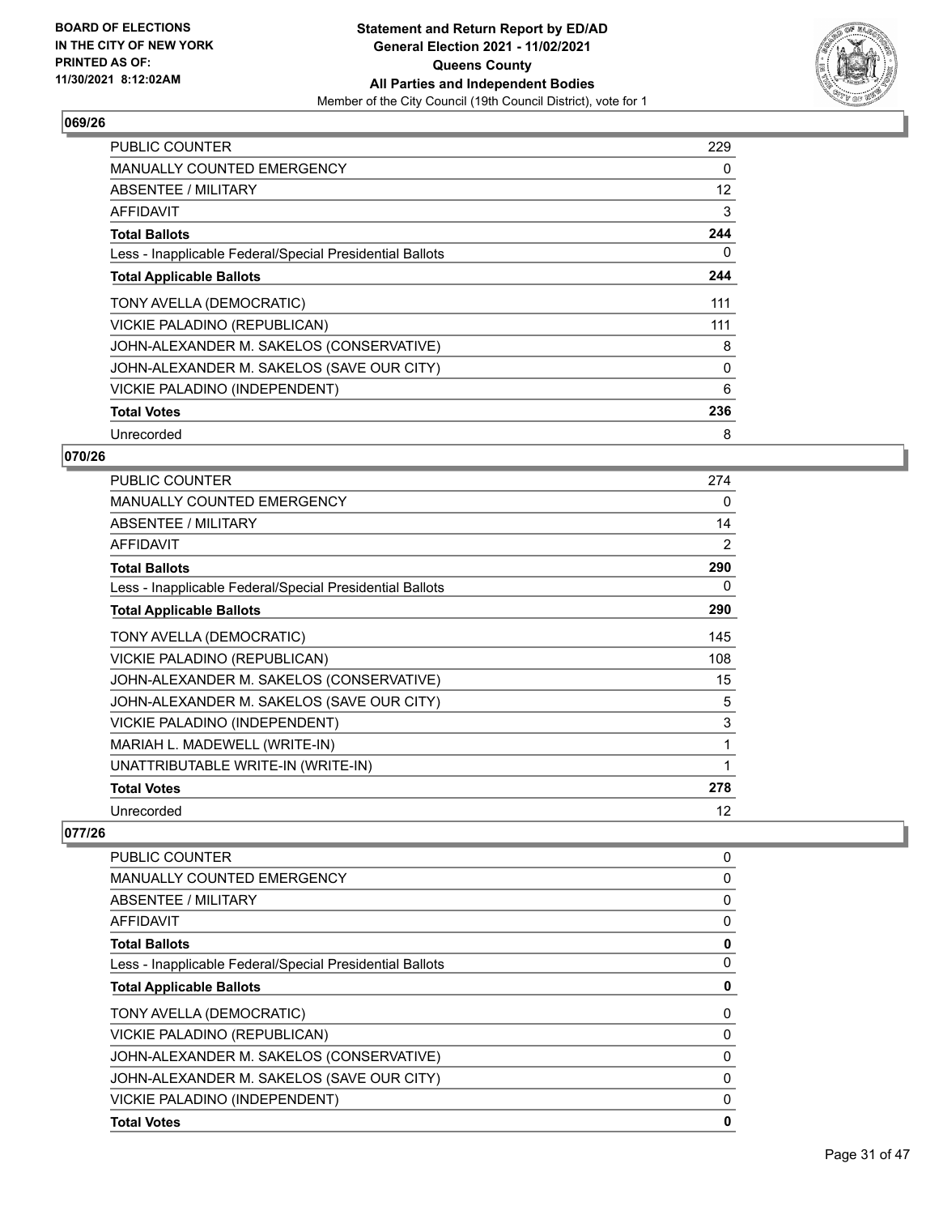### 069/26

| | |
|---|---|
| PUBLIC COUNTER | 229 |
| MANUALLY COUNTED EMERGENCY | 0 |
| ABSENTEE / MILITARY | 12 |
| AFFIDAVIT | 3 |
| **Total Ballots** | **244** |
| Less - Inapplicable Federal/Special Presidential Ballots | 0 |
| **Total Applicable Ballots** | **244** |
| TONY AVELLA (DEMOCRATIC) | 111 |
| VICKIE PALADINO (REPUBLICAN) | 111 |
| JOHN-ALEXANDER M. SAKELOS (CONSERVATIVE) | 8 |
| JOHN-ALEXANDER M. SAKELOS (SAVE OUR CITY) | 0 |
| VICKIE PALADINO (INDEPENDENT) | 6 |
| **Total Votes** | **236** |
| Unrecorded | 8 |

### 070/26

| | |
|---|---|
| PUBLIC COUNTER | 274 |
| MANUALLY COUNTED EMERGENCY | 0 |
| ABSENTEE / MILITARY | 14 |
| AFFIDAVIT | 2 |
| **Total Ballots** | **290** |
| Less - Inapplicable Federal/Special Presidential Ballots | 0 |
| **Total Applicable Ballots** | **290** |
| TONY AVELLA (DEMOCRATIC) | 145 |
| VICKIE PALADINO (REPUBLICAN) | 108 |
| JOHN-ALEXANDER M. SAKELOS (CONSERVATIVE) | 15 |
| JOHN-ALEXANDER M. SAKELOS (SAVE OUR CITY) | 5 |
| VICKIE PALADINO (INDEPENDENT) | 3 |
| MARIAH L. MADEWELL (WRITE-IN) | 1 |
| UNATTRIBUTABLE WRITE-IN (WRITE-IN) | 1 |
| **Total Votes** | **278** |
| Unrecorded | 12 |

### 077/26

| | |
|---|---|
| PUBLIC COUNTER | 0 |
| MANUALLY COUNTED EMERGENCY | 0 |
| ABSENTEE / MILITARY | 0 |
| AFFIDAVIT | 0 |
| **Total Ballots** | **0** |
| Less - Inapplicable Federal/Special Presidential Ballots | 0 |
| **Total Applicable Ballots** | **0** |
| TONY AVELLA (DEMOCRATIC) | 0 |
| VICKIE PALADINO (REPUBLICAN) | 0 |
| JOHN-ALEXANDER M. SAKELOS (CONSERVATIVE) | 0 |
| JOHN-ALEXANDER M. SAKELOS (SAVE OUR CITY) | 0 |
| VICKIE PALADINO (INDEPENDENT) | 0 |
| **Total Votes** | **0** |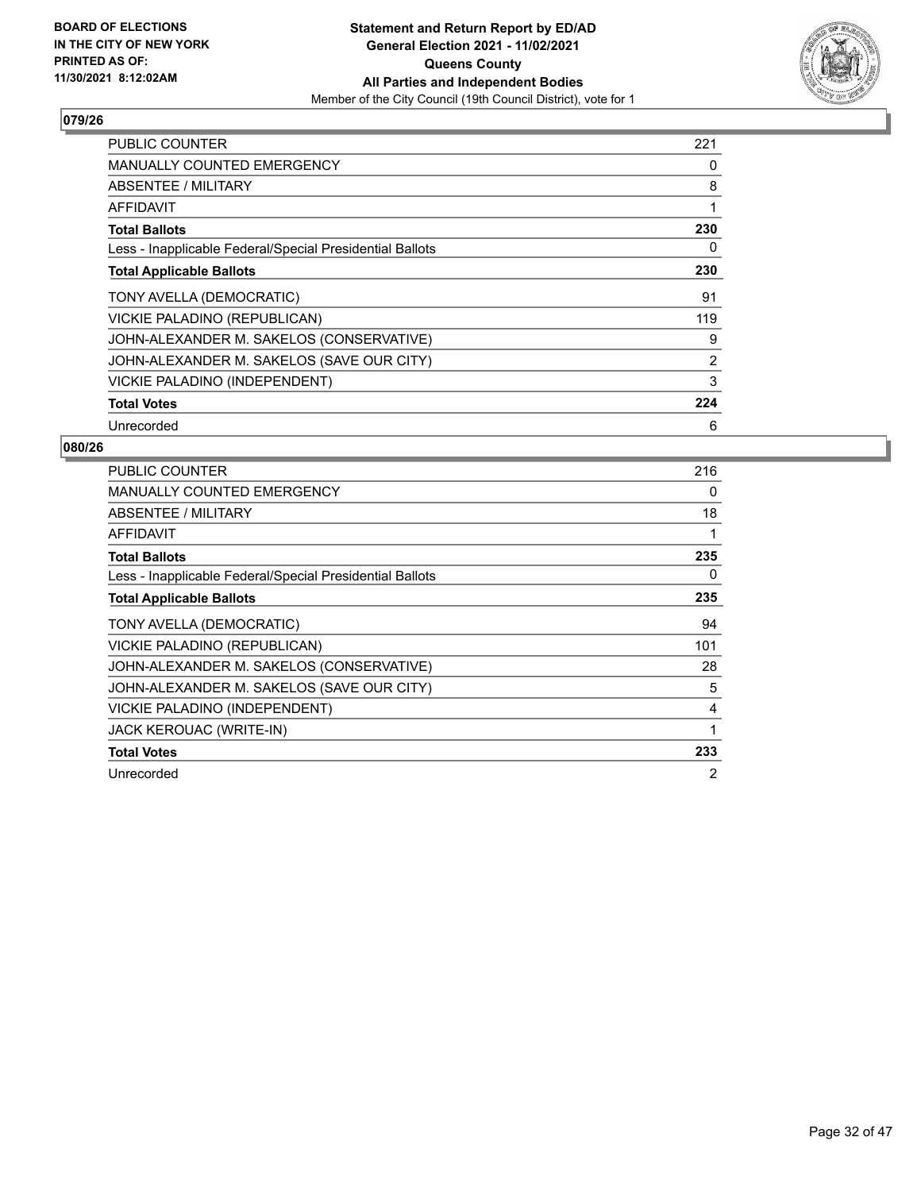BOARD OF ELECTIONS
IN THE CITY OF NEW YORK
PRINTED AS OF:
11/30/2021 8:12:02AM

**Statement and Return Report by ED/AD**
**General Election 2021 - 11/02/2021**
**Queens County**
**All Parties and Independent Bodies**
Member of the City Council (19th Council District), vote for 1

## 079/26

| | |
|---|---|
| PUBLIC COUNTER | 221 |
| MANUALLY COUNTED EMERGENCY | 0 |
| ABSENTEE / MILITARY | 8 |
| AFFIDAVIT | 1 |
| **Total Ballots** | **230** |
| Less - Inapplicable Federal/Special Presidential Ballots | 0 |
| **Total Applicable Ballots** | **230** |
| TONY AVELLA (DEMOCRATIC) | 91 |
| VICKIE PALADINO (REPUBLICAN) | 119 |
| JOHN-ALEXANDER M. SAKELOS (CONSERVATIVE) | 9 |
| JOHN-ALEXANDER M. SAKELOS (SAVE OUR CITY) | 2 |
| VICKIE PALADINO (INDEPENDENT) | 3 |
| **Total Votes** | **224** |
| Unrecorded | 6 |

## 080/26

| | |
|---|---|
| PUBLIC COUNTER | 216 |
| MANUALLY COUNTED EMERGENCY | 0 |
| ABSENTEE / MILITARY | 18 |
| AFFIDAVIT | 1 |
| **Total Ballots** | **235** |
| Less - Inapplicable Federal/Special Presidential Ballots | 0 |
| **Total Applicable Ballots** | **235** |
| TONY AVELLA (DEMOCRATIC) | 94 |
| VICKIE PALADINO (REPUBLICAN) | 101 |
| JOHN-ALEXANDER M. SAKELOS (CONSERVATIVE) | 28 |
| JOHN-ALEXANDER M. SAKELOS (SAVE OUR CITY) | 5 |
| VICKIE PALADINO (INDEPENDENT) | 4 |
| JACK KEROUAC (WRITE-IN) | 1 |
| **Total Votes** | **233** |
| Unrecorded | 2 |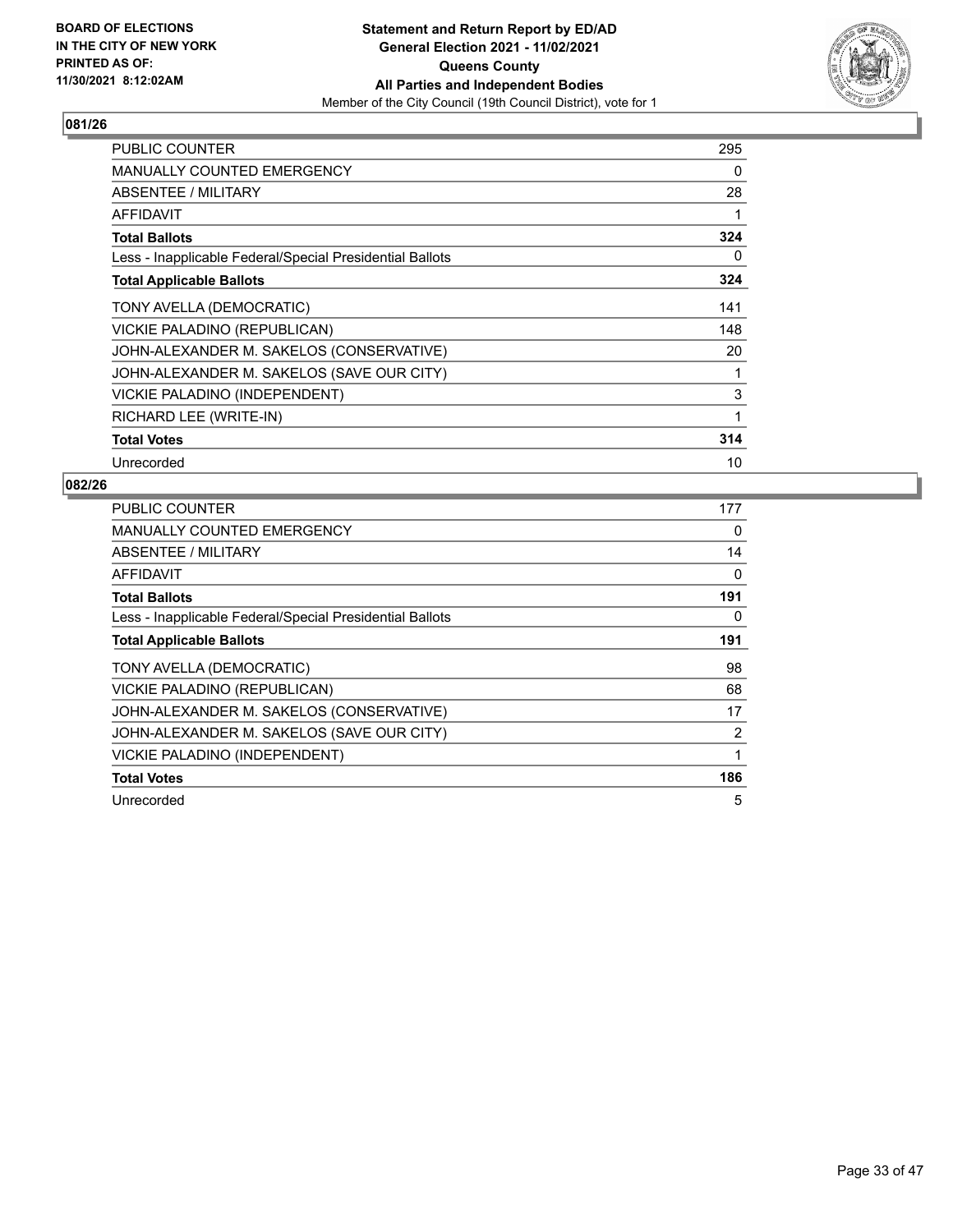BOARD OF ELECTIONS
IN THE CITY OF NEW YORK
PRINTED AS OF:
11/30/2021 8:12:02AM

**Statement and Return Report by ED/AD**
**General Election 2021 - 11/02/2021**
**Queens County**
**All Parties and Independent Bodies**
Member of the City Council (19th Council District), vote for 1

### 081/26

| | |
|---|---|
| PUBLIC COUNTER | 295 |
| MANUALLY COUNTED EMERGENCY | 0 |
| ABSENTEE / MILITARY | 28 |
| AFFIDAVIT | 1 |
| **Total Ballots** | **324** |
| Less - Inapplicable Federal/Special Presidential Ballots | 0 |
| **Total Applicable Ballots** | **324** |
| TONY AVELLA (DEMOCRATIC) | 141 |
| VICKIE PALADINO (REPUBLICAN) | 148 |
| JOHN-ALEXANDER M. SAKELOS (CONSERVATIVE) | 20 |
| JOHN-ALEXANDER M. SAKELOS (SAVE OUR CITY) | 1 |
| VICKIE PALADINO (INDEPENDENT) | 3 |
| RICHARD LEE (WRITE-IN) | 1 |
| **Total Votes** | **314** |
| Unrecorded | 10 |

### 082/26

| | |
|---|---|
| PUBLIC COUNTER | 177 |
| MANUALLY COUNTED EMERGENCY | 0 |
| ABSENTEE / MILITARY | 14 |
| AFFIDAVIT | 0 |
| **Total Ballots** | **191** |
| Less - Inapplicable Federal/Special Presidential Ballots | 0 |
| **Total Applicable Ballots** | **191** |
| TONY AVELLA (DEMOCRATIC) | 98 |
| VICKIE PALADINO (REPUBLICAN) | 68 |
| JOHN-ALEXANDER M. SAKELOS (CONSERVATIVE) | 17 |
| JOHN-ALEXANDER M. SAKELOS (SAVE OUR CITY) | 2 |
| VICKIE PALADINO (INDEPENDENT) | 1 |
| **Total Votes** | **186** |
| Unrecorded | 5 |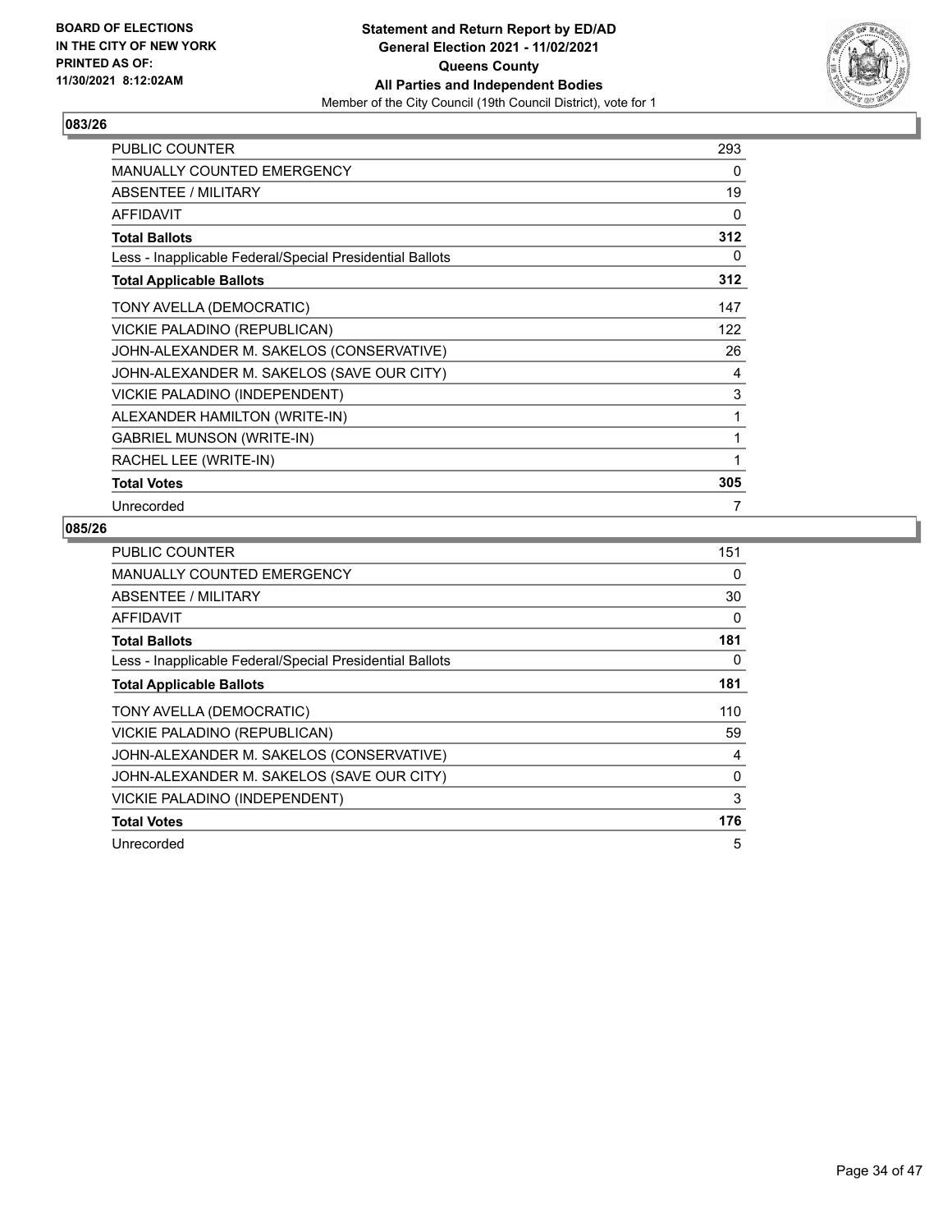BOARD OF ELECTIONS IN THE CITY OF NEW YORK PRINTED AS OF: 11/30/2021 8:12:02AM

**Statement and Return Report by ED/AD**
**General Election 2021 - 11/02/2021**
**Queens County**
**All Parties and Independent Bodies**
Member of the City Council (19th Council District), vote for 1

### 083/26

| | |
|---|---|
| PUBLIC COUNTER | 293 |
| MANUALLY COUNTED EMERGENCY | 0 |
| ABSENTEE / MILITARY | 19 |
| AFFIDAVIT | 0 |
| **Total Ballots** | **312** |
| Less - Inapplicable Federal/Special Presidential Ballots | 0 |
| **Total Applicable Ballots** | **312** |
| TONY AVELLA (DEMOCRATIC) | 147 |
| VICKIE PALADINO (REPUBLICAN) | 122 |
| JOHN-ALEXANDER M. SAKELOS (CONSERVATIVE) | 26 |
| JOHN-ALEXANDER M. SAKELOS (SAVE OUR CITY) | 4 |
| VICKIE PALADINO (INDEPENDENT) | 3 |
| ALEXANDER HAMILTON (WRITE-IN) | 1 |
| GABRIEL MUNSON (WRITE-IN) | 1 |
| RACHEL LEE (WRITE-IN) | 1 |
| **Total Votes** | **305** |
| Unrecorded | 7 |

### 085/26

| | |
|---|---|
| PUBLIC COUNTER | 151 |
| MANUALLY COUNTED EMERGENCY | 0 |
| ABSENTEE / MILITARY | 30 |
| AFFIDAVIT | 0 |
| **Total Ballots** | **181** |
| Less - Inapplicable Federal/Special Presidential Ballots | 0 |
| **Total Applicable Ballots** | **181** |
| TONY AVELLA (DEMOCRATIC) | 110 |
| VICKIE PALADINO (REPUBLICAN) | 59 |
| JOHN-ALEXANDER M. SAKELOS (CONSERVATIVE) | 4 |
| JOHN-ALEXANDER M. SAKELOS (SAVE OUR CITY) | 0 |
| VICKIE PALADINO (INDEPENDENT) | 3 |
| **Total Votes** | **176** |
| Unrecorded | 5 |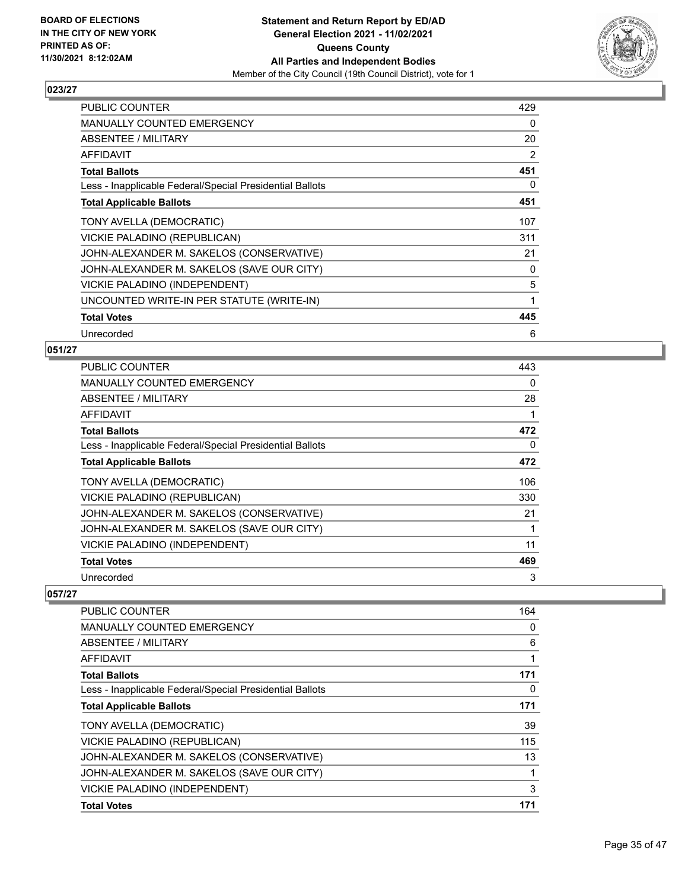**BOARD OF ELECTIONS IN THE CITY OF NEW YORK PRINTED AS OF: 11/30/2021 8:12:02AM**

**Statement and Return Report by ED/AD General Election 2021 - 11/02/2021 Queens County All Parties and Independent Bodies**

Member of the City Council (19th Council District), vote for 1

## 023/27

| | |
|---|---|
| PUBLIC COUNTER | 429 |
| MANUALLY COUNTED EMERGENCY | 0 |
| ABSENTEE / MILITARY | 20 |
| AFFIDAVIT | 2 |
| **Total Ballots** | **451** |
| Less - Inapplicable Federal/Special Presidential Ballots | 0 |
| **Total Applicable Ballots** | **451** |
| TONY AVELLA (DEMOCRATIC) | 107 |
| VICKIE PALADINO (REPUBLICAN) | 311 |
| JOHN-ALEXANDER M. SAKELOS (CONSERVATIVE) | 21 |
| JOHN-ALEXANDER M. SAKELOS (SAVE OUR CITY) | 0 |
| VICKIE PALADINO (INDEPENDENT) | 5 |
| UNCOUNTED WRITE-IN PER STATUTE (WRITE-IN) | 1 |
| **Total Votes** | **445** |
| Unrecorded | 6 |

## 051/27

| | |
|---|---|
| PUBLIC COUNTER | 443 |
| MANUALLY COUNTED EMERGENCY | 0 |
| ABSENTEE / MILITARY | 28 |
| AFFIDAVIT | 1 |
| **Total Ballots** | **472** |
| Less - Inapplicable Federal/Special Presidential Ballots | 0 |
| **Total Applicable Ballots** | **472** |
| TONY AVELLA (DEMOCRATIC) | 106 |
| VICKIE PALADINO (REPUBLICAN) | 330 |
| JOHN-ALEXANDER M. SAKELOS (CONSERVATIVE) | 21 |
| JOHN-ALEXANDER M. SAKELOS (SAVE OUR CITY) | 1 |
| VICKIE PALADINO (INDEPENDENT) | 11 |
| **Total Votes** | **469** |
| Unrecorded | 3 |

## 057/27

| | |
|---|---|
| PUBLIC COUNTER | 164 |
| MANUALLY COUNTED EMERGENCY | 0 |
| ABSENTEE / MILITARY | 6 |
| AFFIDAVIT | 1 |
| **Total Ballots** | **171** |
| Less - Inapplicable Federal/Special Presidential Ballots | 0 |
| **Total Applicable Ballots** | **171** |
| TONY AVELLA (DEMOCRATIC) | 39 |
| VICKIE PALADINO (REPUBLICAN) | 115 |
| JOHN-ALEXANDER M. SAKELOS (CONSERVATIVE) | 13 |
| JOHN-ALEXANDER M. SAKELOS (SAVE OUR CITY) | 1 |
| VICKIE PALADINO (INDEPENDENT) | 3 |
| **Total Votes** | **171** |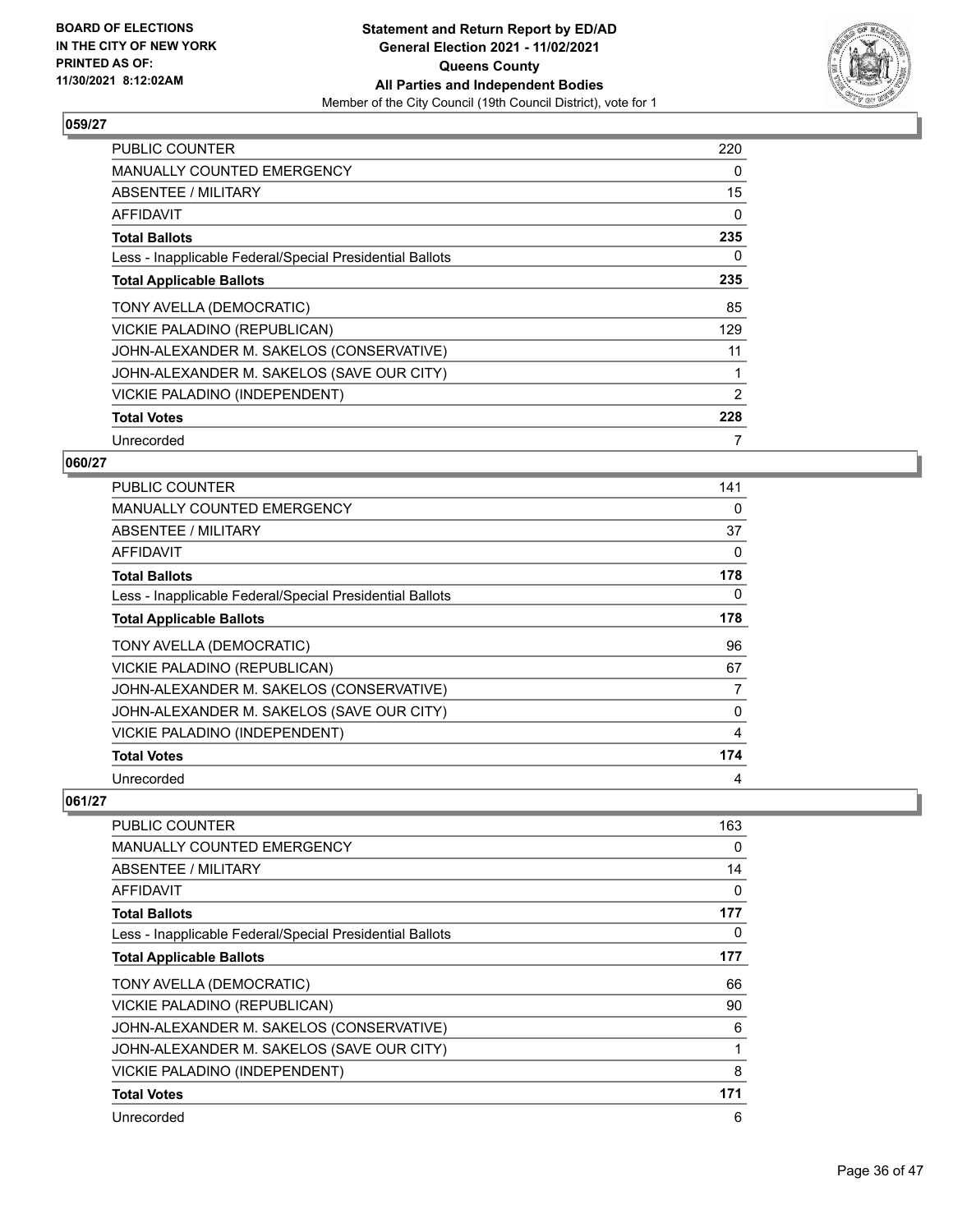Statement and Return Report by ED/AD
General Election 2021 - 11/02/2021
Queens County
All Parties and Independent Bodies
Member of the City Council (19th Council District), vote for 1

BOARD OF ELECTIONS
IN THE CITY OF NEW YORK
PRINTED AS OF:
11/30/2021 8:12:02AM

### 059/27

| | |
|---|---|
| PUBLIC COUNTER | 220 |
| MANUALLY COUNTED EMERGENCY | 0 |
| ABSENTEE / MILITARY | 15 |
| AFFIDAVIT | 0 |
| **Total Ballots** | **235** |
| Less - Inapplicable Federal/Special Presidential Ballots | 0 |
| **Total Applicable Ballots** | **235** |
| TONY AVELLA (DEMOCRATIC) | 85 |
| VICKIE PALADINO (REPUBLICAN) | 129 |
| JOHN-ALEXANDER M. SAKELOS (CONSERVATIVE) | 11 |
| JOHN-ALEXANDER M. SAKELOS (SAVE OUR CITY) | 1 |
| VICKIE PALADINO (INDEPENDENT) | 2 |
| **Total Votes** | **228** |
| Unrecorded | 7 |

### 060/27

| | |
|---|---|
| PUBLIC COUNTER | 141 |
| MANUALLY COUNTED EMERGENCY | 0 |
| ABSENTEE / MILITARY | 37 |
| AFFIDAVIT | 0 |
| **Total Ballots** | **178** |
| Less - Inapplicable Federal/Special Presidential Ballots | 0 |
| **Total Applicable Ballots** | **178** |
| TONY AVELLA (DEMOCRATIC) | 96 |
| VICKIE PALADINO (REPUBLICAN) | 67 |
| JOHN-ALEXANDER M. SAKELOS (CONSERVATIVE) | 7 |
| JOHN-ALEXANDER M. SAKELOS (SAVE OUR CITY) | 0 |
| VICKIE PALADINO (INDEPENDENT) | 4 |
| **Total Votes** | **174** |
| Unrecorded | 4 |

### 061/27

| | |
|---|---|
| PUBLIC COUNTER | 163 |
| MANUALLY COUNTED EMERGENCY | 0 |
| ABSENTEE / MILITARY | 14 |
| AFFIDAVIT | 0 |
| **Total Ballots** | **177** |
| Less - Inapplicable Federal/Special Presidential Ballots | 0 |
| **Total Applicable Ballots** | **177** |
| TONY AVELLA (DEMOCRATIC) | 66 |
| VICKIE PALADINO (REPUBLICAN) | 90 |
| JOHN-ALEXANDER M. SAKELOS (CONSERVATIVE) | 6 |
| JOHN-ALEXANDER M. SAKELOS (SAVE OUR CITY) | 1 |
| VICKIE PALADINO (INDEPENDENT) | 8 |
| **Total Votes** | **171** |
| Unrecorded | 6 |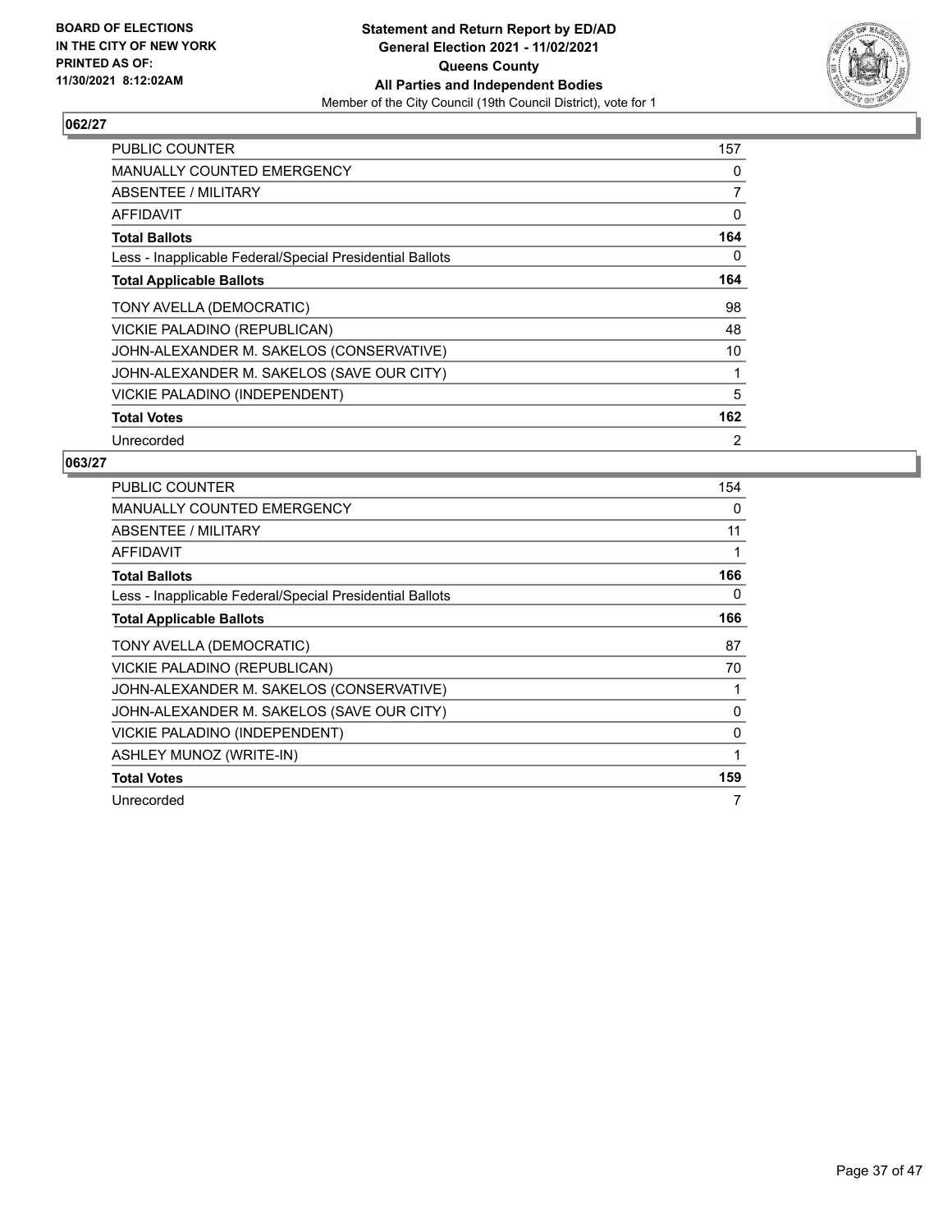**BOARD OF ELECTIONS IN THE CITY OF NEW YORK PRINTED AS OF: 11/30/2021 8:12:02AM**

**Statement and Return Report by ED/AD**
**General Election 2021 - 11/02/2021**
**Queens County**
**All Parties and Independent Bodies**
Member of the City Council (19th Council District), vote for 1

### 062/27

| | |
|---|---|
| PUBLIC COUNTER | 157 |
| MANUALLY COUNTED EMERGENCY | 0 |
| ABSENTEE / MILITARY | 7 |
| AFFIDAVIT | 0 |
| **Total Ballots** | **164** |
| Less - Inapplicable Federal/Special Presidential Ballots | 0 |
| **Total Applicable Ballots** | **164** |
| TONY AVELLA (DEMOCRATIC) | 98 |
| VICKIE PALADINO (REPUBLICAN) | 48 |
| JOHN-ALEXANDER M. SAKELOS (CONSERVATIVE) | 10 |
| JOHN-ALEXANDER M. SAKELOS (SAVE OUR CITY) | 1 |
| VICKIE PALADINO (INDEPENDENT) | 5 |
| **Total Votes** | **162** |
| Unrecorded | 2 |

### 063/27

| | |
|---|---|
| PUBLIC COUNTER | 154 |
| MANUALLY COUNTED EMERGENCY | 0 |
| ABSENTEE / MILITARY | 11 |
| AFFIDAVIT | 1 |
| **Total Ballots** | **166** |
| Less - Inapplicable Federal/Special Presidential Ballots | 0 |
| **Total Applicable Ballots** | **166** |
| TONY AVELLA (DEMOCRATIC) | 87 |
| VICKIE PALADINO (REPUBLICAN) | 70 |
| JOHN-ALEXANDER M. SAKELOS (CONSERVATIVE) | 1 |
| JOHN-ALEXANDER M. SAKELOS (SAVE OUR CITY) | 0 |
| VICKIE PALADINO (INDEPENDENT) | 0 |
| ASHLEY MUNOZ (WRITE-IN) | 1 |
| **Total Votes** | **159** |
| Unrecorded | 7 |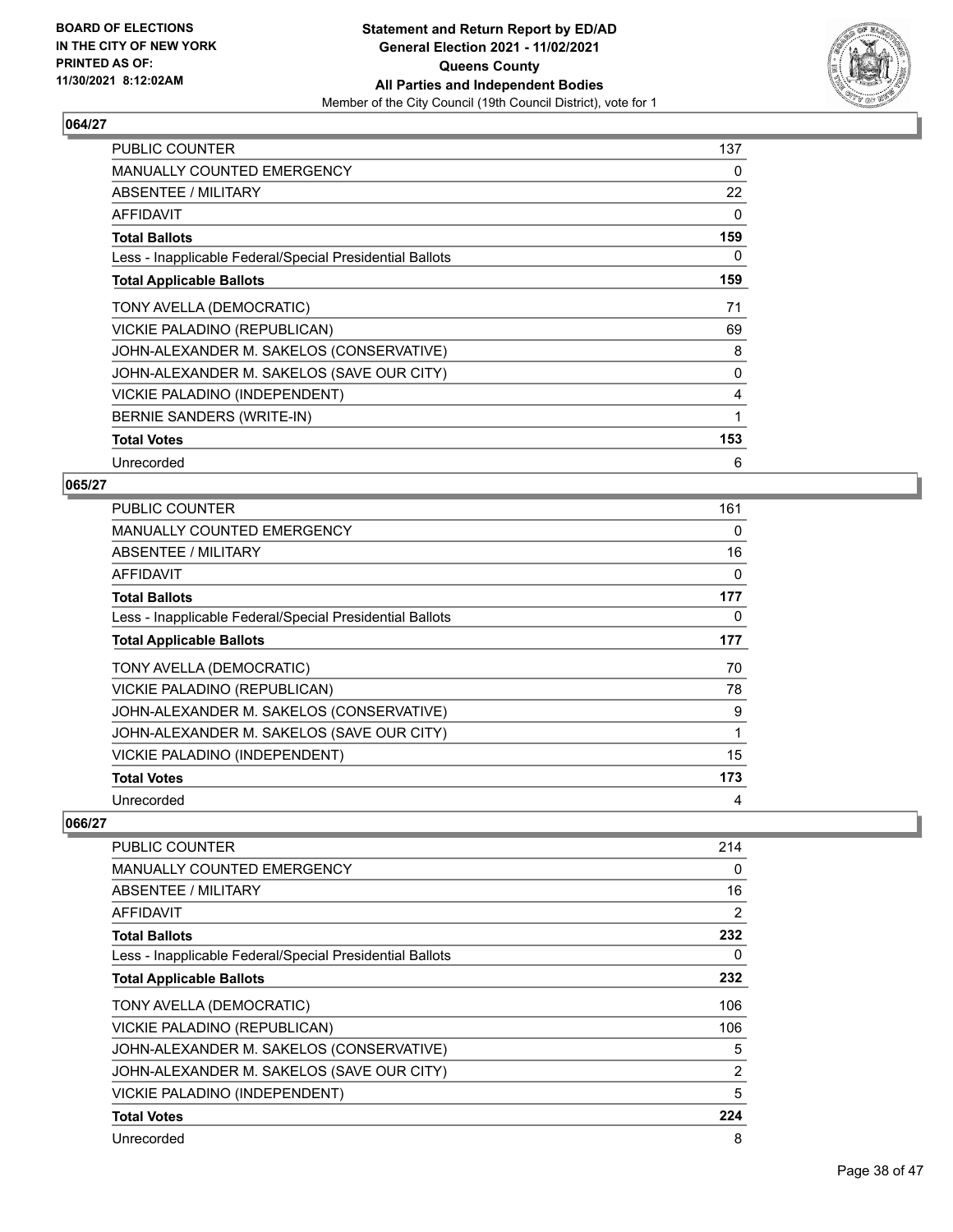BOARD OF ELECTIONS IN THE CITY OF NEW YORK PRINTED AS OF: 11/30/2021 8:12:02AM

**Statement and Return Report by ED/AD General Election 2021 - 11/02/2021 Queens County All Parties and Independent Bodies**

Member of the City Council (19th Council District), vote for 1

## 064/27

| | |
|---|---|
| PUBLIC COUNTER | 137 |
| MANUALLY COUNTED EMERGENCY | 0 |
| ABSENTEE / MILITARY | 22 |
| AFFIDAVIT | 0 |
| **Total Ballots** | **159** |
| Less - Inapplicable Federal/Special Presidential Ballots | 0 |
| **Total Applicable Ballots** | **159** |
| TONY AVELLA (DEMOCRATIC) | 71 |
| VICKIE PALADINO (REPUBLICAN) | 69 |
| JOHN-ALEXANDER M. SAKELOS (CONSERVATIVE) | 8 |
| JOHN-ALEXANDER M. SAKELOS (SAVE OUR CITY) | 0 |
| VICKIE PALADINO (INDEPENDENT) | 4 |
| BERNIE SANDERS (WRITE-IN) | 1 |
| **Total Votes** | **153** |
| Unrecorded | 6 |

## 065/27

| | |
|---|---|
| PUBLIC COUNTER | 161 |
| MANUALLY COUNTED EMERGENCY | 0 |
| ABSENTEE / MILITARY | 16 |
| AFFIDAVIT | 0 |
| **Total Ballots** | **177** |
| Less - Inapplicable Federal/Special Presidential Ballots | 0 |
| **Total Applicable Ballots** | **177** |
| TONY AVELLA (DEMOCRATIC) | 70 |
| VICKIE PALADINO (REPUBLICAN) | 78 |
| JOHN-ALEXANDER M. SAKELOS (CONSERVATIVE) | 9 |
| JOHN-ALEXANDER M. SAKELOS (SAVE OUR CITY) | 1 |
| VICKIE PALADINO (INDEPENDENT) | 15 |
| **Total Votes** | **173** |
| Unrecorded | 4 |

## 066/27

| | |
|---|---|
| PUBLIC COUNTER | 214 |
| MANUALLY COUNTED EMERGENCY | 0 |
| ABSENTEE / MILITARY | 16 |
| AFFIDAVIT | 2 |
| **Total Ballots** | **232** |
| Less - Inapplicable Federal/Special Presidential Ballots | 0 |
| **Total Applicable Ballots** | **232** |
| TONY AVELLA (DEMOCRATIC) | 106 |
| VICKIE PALADINO (REPUBLICAN) | 106 |
| JOHN-ALEXANDER M. SAKELOS (CONSERVATIVE) | 5 |
| JOHN-ALEXANDER M. SAKELOS (SAVE OUR CITY) | 2 |
| VICKIE PALADINO (INDEPENDENT) | 5 |
| **Total Votes** | **224** |
| Unrecorded | 8 |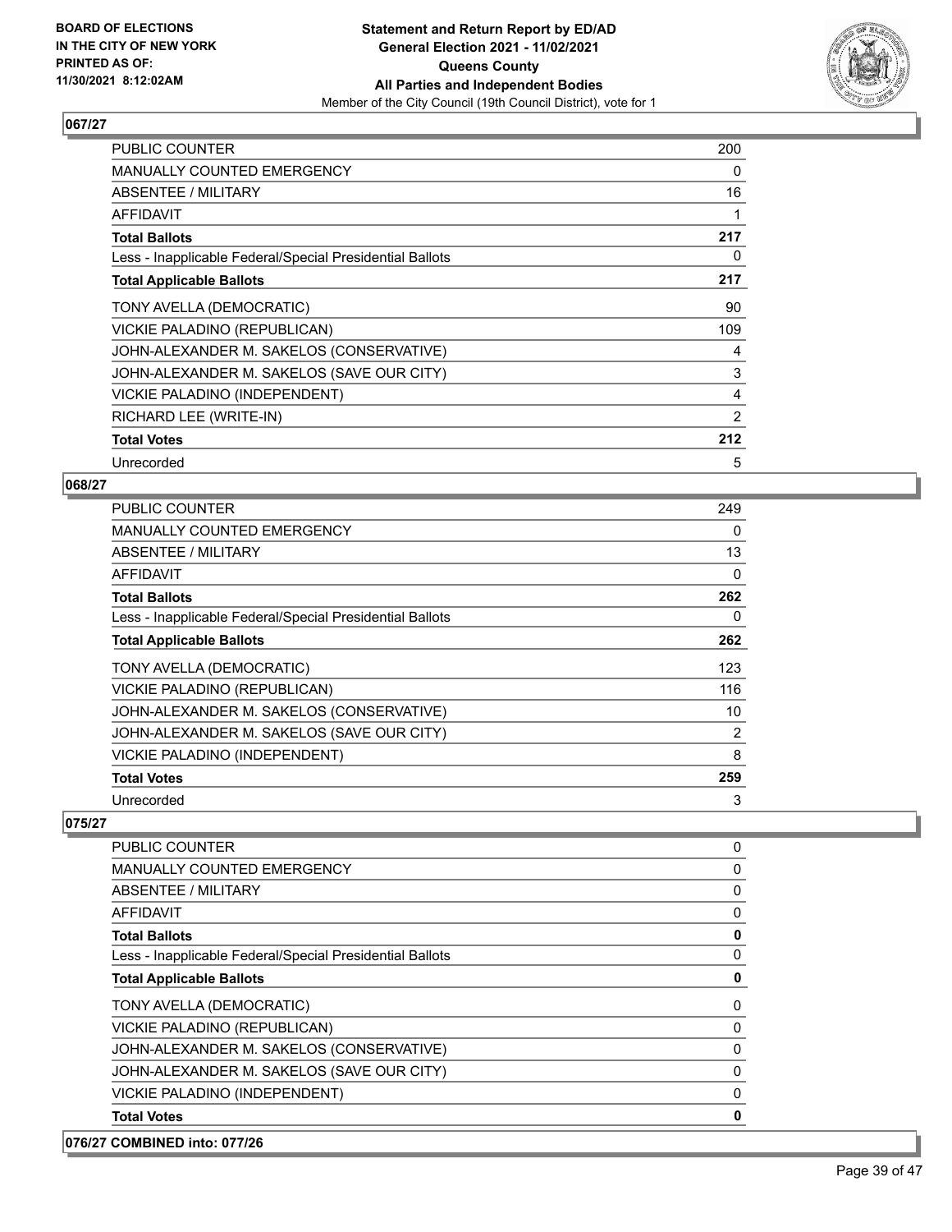**BOARD OF ELECTIONS IN THE CITY OF NEW YORK PRINTED AS OF: 11/30/2021 8:12:02AM**

**Statement and Return Report by ED/AD General Election 2021 - 11/02/2021 Queens County All Parties and Independent Bodies**
Member of the City Council (19th Council District), vote for 1

## 067/27

| | |
|---|---|
| PUBLIC COUNTER | 200 |
| MANUALLY COUNTED EMERGENCY | 0 |
| ABSENTEE / MILITARY | 16 |
| AFFIDAVIT | 1 |
| **Total Ballots** | **217** |
| Less - Inapplicable Federal/Special Presidential Ballots | 0 |
| **Total Applicable Ballots** | **217** |
| TONY AVELLA (DEMOCRATIC) | 90 |
| VICKIE PALADINO (REPUBLICAN) | 109 |
| JOHN-ALEXANDER M. SAKELOS (CONSERVATIVE) | 4 |
| JOHN-ALEXANDER M. SAKELOS (SAVE OUR CITY) | 3 |
| VICKIE PALADINO (INDEPENDENT) | 4 |
| RICHARD LEE (WRITE-IN) | 2 |
| **Total Votes** | **212** |
| Unrecorded | 5 |

## 068/27

| | |
|---|---|
| PUBLIC COUNTER | 249 |
| MANUALLY COUNTED EMERGENCY | 0 |
| ABSENTEE / MILITARY | 13 |
| AFFIDAVIT | 0 |
| **Total Ballots** | **262** |
| Less - Inapplicable Federal/Special Presidential Ballots | 0 |
| **Total Applicable Ballots** | **262** |
| TONY AVELLA (DEMOCRATIC) | 123 |
| VICKIE PALADINO (REPUBLICAN) | 116 |
| JOHN-ALEXANDER M. SAKELOS (CONSERVATIVE) | 10 |
| JOHN-ALEXANDER M. SAKELOS (SAVE OUR CITY) | 2 |
| VICKIE PALADINO (INDEPENDENT) | 8 |
| **Total Votes** | **259** |
| Unrecorded | 3 |

## 075/27

| | |
|---|---|
| PUBLIC COUNTER | 0 |
| MANUALLY COUNTED EMERGENCY | 0 |
| ABSENTEE / MILITARY | 0 |
| AFFIDAVIT | 0 |
| **Total Ballots** | **0** |
| Less - Inapplicable Federal/Special Presidential Ballots | 0 |
| **Total Applicable Ballots** | **0** |
| TONY AVELLA (DEMOCRATIC) | 0 |
| VICKIE PALADINO (REPUBLICAN) | 0 |
| JOHN-ALEXANDER M. SAKELOS (CONSERVATIVE) | 0 |
| JOHN-ALEXANDER M. SAKELOS (SAVE OUR CITY) | 0 |
| VICKIE PALADINO (INDEPENDENT) | 0 |
| **Total Votes** | **0** |

## 076/27 COMBINED into: 077/26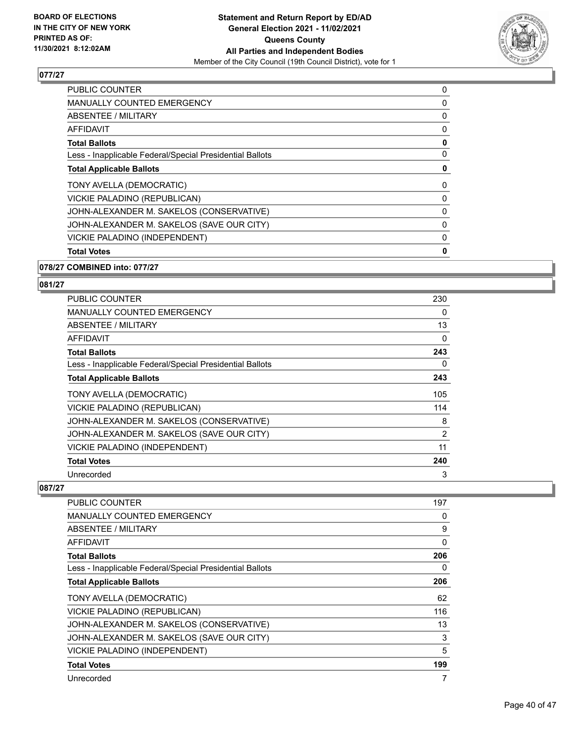### 077/27

| | |
|---|---|
| PUBLIC COUNTER | 0 |
| MANUALLY COUNTED EMERGENCY | 0 |
| ABSENTEE / MILITARY | 0 |
| AFFIDAVIT | 0 |
| **Total Ballots** | **0** |
| Less - Inapplicable Federal/Special Presidential Ballots | 0 |
| **Total Applicable Ballots** | **0** |
| TONY AVELLA (DEMOCRATIC) | 0 |
| VICKIE PALADINO (REPUBLICAN) | 0 |
| JOHN-ALEXANDER M. SAKELOS (CONSERVATIVE) | 0 |
| JOHN-ALEXANDER M. SAKELOS (SAVE OUR CITY) | 0 |
| VICKIE PALADINO (INDEPENDENT) | 0 |
| **Total Votes** | **0** |

### 078/27 COMBINED into: 077/27

### 081/27

| | |
|---|---|
| PUBLIC COUNTER | 230 |
| MANUALLY COUNTED EMERGENCY | 0 |
| ABSENTEE / MILITARY | 13 |
| AFFIDAVIT | 0 |
| **Total Ballots** | **243** |
| Less - Inapplicable Federal/Special Presidential Ballots | 0 |
| **Total Applicable Ballots** | **243** |
| TONY AVELLA (DEMOCRATIC) | 105 |
| VICKIE PALADINO (REPUBLICAN) | 114 |
| JOHN-ALEXANDER M. SAKELOS (CONSERVATIVE) | 8 |
| JOHN-ALEXANDER M. SAKELOS (SAVE OUR CITY) | 2 |
| VICKIE PALADINO (INDEPENDENT) | 11 |
| **Total Votes** | **240** |
| Unrecorded | 3 |

### 087/27

| | |
|---|---|
| PUBLIC COUNTER | 197 |
| MANUALLY COUNTED EMERGENCY | 0 |
| ABSENTEE / MILITARY | 9 |
| AFFIDAVIT | 0 |
| **Total Ballots** | **206** |
| Less - Inapplicable Federal/Special Presidential Ballots | 0 |
| **Total Applicable Ballots** | **206** |
| TONY AVELLA (DEMOCRATIC) | 62 |
| VICKIE PALADINO (REPUBLICAN) | 116 |
| JOHN-ALEXANDER M. SAKELOS (CONSERVATIVE) | 13 |
| JOHN-ALEXANDER M. SAKELOS (SAVE OUR CITY) | 3 |
| VICKIE PALADINO (INDEPENDENT) | 5 |
| **Total Votes** | **199** |
| Unrecorded | 7 |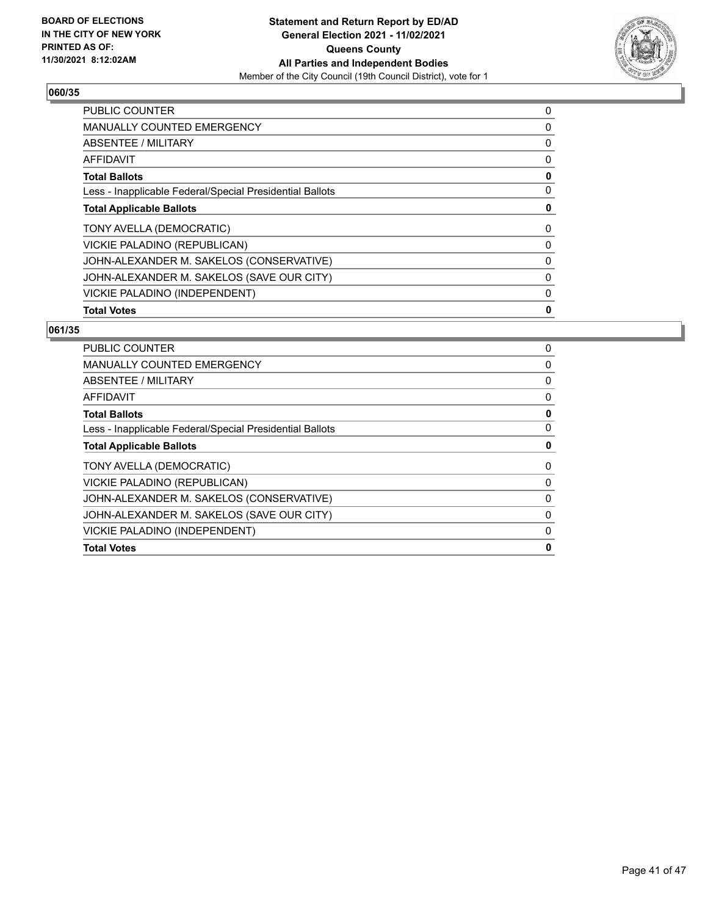BOARD OF ELECTIONS
IN THE CITY OF NEW YORK
PRINTED AS OF:
11/30/2021 8:12:02AM

**Statement and Return Report by ED/AD**
**General Election 2021 - 11/02/2021**
**Queens County**
**All Parties and Independent Bodies**
Member of the City Council (19th Council District), vote for 1

## 060/35

| | |
|---|---|
| PUBLIC COUNTER | 0 |
| MANUALLY COUNTED EMERGENCY | 0 |
| ABSENTEE / MILITARY | 0 |
| AFFIDAVIT | 0 |
| **Total Ballots** | **0** |
| Less - Inapplicable Federal/Special Presidential Ballots | 0 |
| **Total Applicable Ballots** | **0** |
| TONY AVELLA (DEMOCRATIC) | 0 |
| VICKIE PALADINO (REPUBLICAN) | 0 |
| JOHN-ALEXANDER M. SAKELOS (CONSERVATIVE) | 0 |
| JOHN-ALEXANDER M. SAKELOS (SAVE OUR CITY) | 0 |
| VICKIE PALADINO (INDEPENDENT) | 0 |
| **Total Votes** | **0** |

## 061/35

| | |
|---|---|
| PUBLIC COUNTER | 0 |
| MANUALLY COUNTED EMERGENCY | 0 |
| ABSENTEE / MILITARY | 0 |
| AFFIDAVIT | 0 |
| **Total Ballots** | **0** |
| Less - Inapplicable Federal/Special Presidential Ballots | 0 |
| **Total Applicable Ballots** | **0** |
| TONY AVELLA (DEMOCRATIC) | 0 |
| VICKIE PALADINO (REPUBLICAN) | 0 |
| JOHN-ALEXANDER M. SAKELOS (CONSERVATIVE) | 0 |
| JOHN-ALEXANDER M. SAKELOS (SAVE OUR CITY) | 0 |
| VICKIE PALADINO (INDEPENDENT) | 0 |
| **Total Votes** | **0** |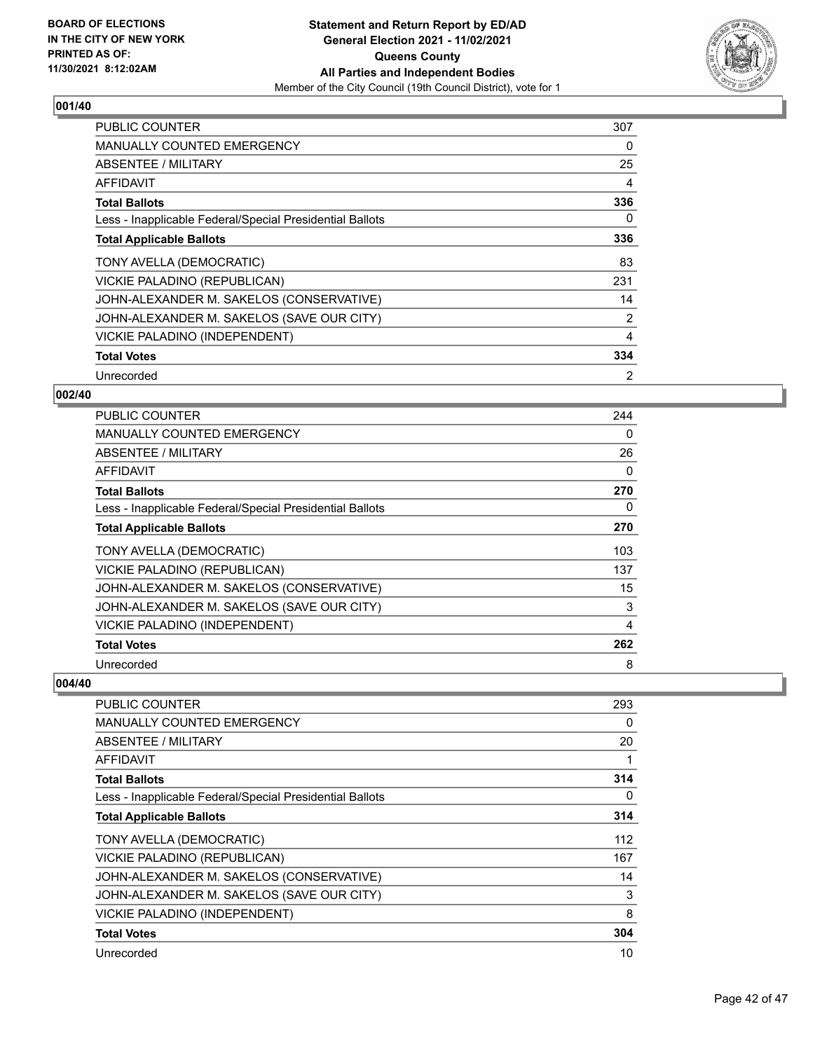BOARD OF ELECTIONS
IN THE CITY OF NEW YORK
PRINTED AS OF:
11/30/2021 8:12:02AM

**Statement and Return Report by ED/AD**
**General Election 2021 - 11/02/2021**
**Queens County**
**All Parties and Independent Bodies**
Member of the City Council (19th Council District), vote for 1

### 001/40

| | |
|---|---|
| PUBLIC COUNTER | 307 |
| MANUALLY COUNTED EMERGENCY | 0 |
| ABSENTEE / MILITARY | 25 |
| AFFIDAVIT | 4 |
| **Total Ballots** | **336** |
| Less - Inapplicable Federal/Special Presidential Ballots | 0 |
| **Total Applicable Ballots** | **336** |
| TONY AVELLA (DEMOCRATIC) | 83 |
| VICKIE PALADINO (REPUBLICAN) | 231 |
| JOHN-ALEXANDER M. SAKELOS (CONSERVATIVE) | 14 |
| JOHN-ALEXANDER M. SAKELOS (SAVE OUR CITY) | 2 |
| VICKIE PALADINO (INDEPENDENT) | 4 |
| **Total Votes** | **334** |
| Unrecorded | 2 |

### 002/40

| | |
|---|---|
| PUBLIC COUNTER | 244 |
| MANUALLY COUNTED EMERGENCY | 0 |
| ABSENTEE / MILITARY | 26 |
| AFFIDAVIT | 0 |
| **Total Ballots** | **270** |
| Less - Inapplicable Federal/Special Presidential Ballots | 0 |
| **Total Applicable Ballots** | **270** |
| TONY AVELLA (DEMOCRATIC) | 103 |
| VICKIE PALADINO (REPUBLICAN) | 137 |
| JOHN-ALEXANDER M. SAKELOS (CONSERVATIVE) | 15 |
| JOHN-ALEXANDER M. SAKELOS (SAVE OUR CITY) | 3 |
| VICKIE PALADINO (INDEPENDENT) | 4 |
| **Total Votes** | **262** |
| Unrecorded | 8 |

### 004/40

| | |
|---|---|
| PUBLIC COUNTER | 293 |
| MANUALLY COUNTED EMERGENCY | 0 |
| ABSENTEE / MILITARY | 20 |
| AFFIDAVIT | 1 |
| **Total Ballots** | **314** |
| Less - Inapplicable Federal/Special Presidential Ballots | 0 |
| **Total Applicable Ballots** | **314** |
| TONY AVELLA (DEMOCRATIC) | 112 |
| VICKIE PALADINO (REPUBLICAN) | 167 |
| JOHN-ALEXANDER M. SAKELOS (CONSERVATIVE) | 14 |
| JOHN-ALEXANDER M. SAKELOS (SAVE OUR CITY) | 3 |
| VICKIE PALADINO (INDEPENDENT) | 8 |
| **Total Votes** | **304** |
| Unrecorded | 10 |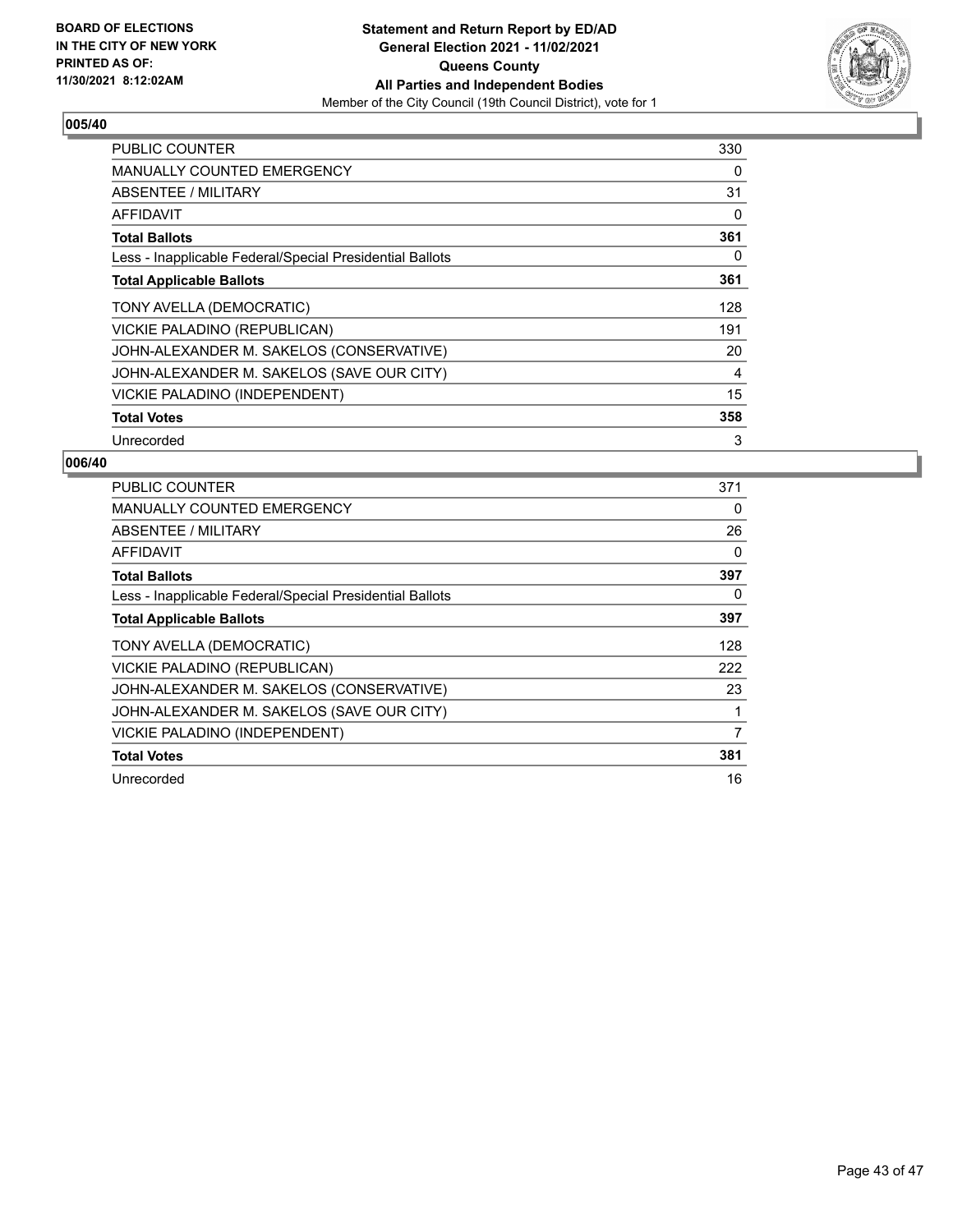BOARD OF ELECTIONS IN THE CITY OF NEW YORK PRINTED AS OF: 11/30/2021 8:12:02AM

**Statement and Return Report by ED/AD General Election 2021 - 11/02/2021 Queens County All Parties and Independent Bodies**

Member of the City Council (19th Council District), vote for 1

### 005/40

| | |
|---|---|
| PUBLIC COUNTER | 330 |
| MANUALLY COUNTED EMERGENCY | 0 |
| ABSENTEE / MILITARY | 31 |
| AFFIDAVIT | 0 |
| **Total Ballots** | **361** |
| Less - Inapplicable Federal/Special Presidential Ballots | 0 |
| **Total Applicable Ballots** | **361** |
| TONY AVELLA (DEMOCRATIC) | 128 |
| VICKIE PALADINO (REPUBLICAN) | 191 |
| JOHN-ALEXANDER M. SAKELOS (CONSERVATIVE) | 20 |
| JOHN-ALEXANDER M. SAKELOS (SAVE OUR CITY) | 4 |
| VICKIE PALADINO (INDEPENDENT) | 15 |
| **Total Votes** | **358** |
| Unrecorded | 3 |

### 006/40

| | |
|---|---|
| PUBLIC COUNTER | 371 |
| MANUALLY COUNTED EMERGENCY | 0 |
| ABSENTEE / MILITARY | 26 |
| AFFIDAVIT | 0 |
| **Total Ballots** | **397** |
| Less - Inapplicable Federal/Special Presidential Ballots | 0 |
| **Total Applicable Ballots** | **397** |
| TONY AVELLA (DEMOCRATIC) | 128 |
| VICKIE PALADINO (REPUBLICAN) | 222 |
| JOHN-ALEXANDER M. SAKELOS (CONSERVATIVE) | 23 |
| JOHN-ALEXANDER M. SAKELOS (SAVE OUR CITY) | 1 |
| VICKIE PALADINO (INDEPENDENT) | 7 |
| **Total Votes** | **381** |
| Unrecorded | 16 |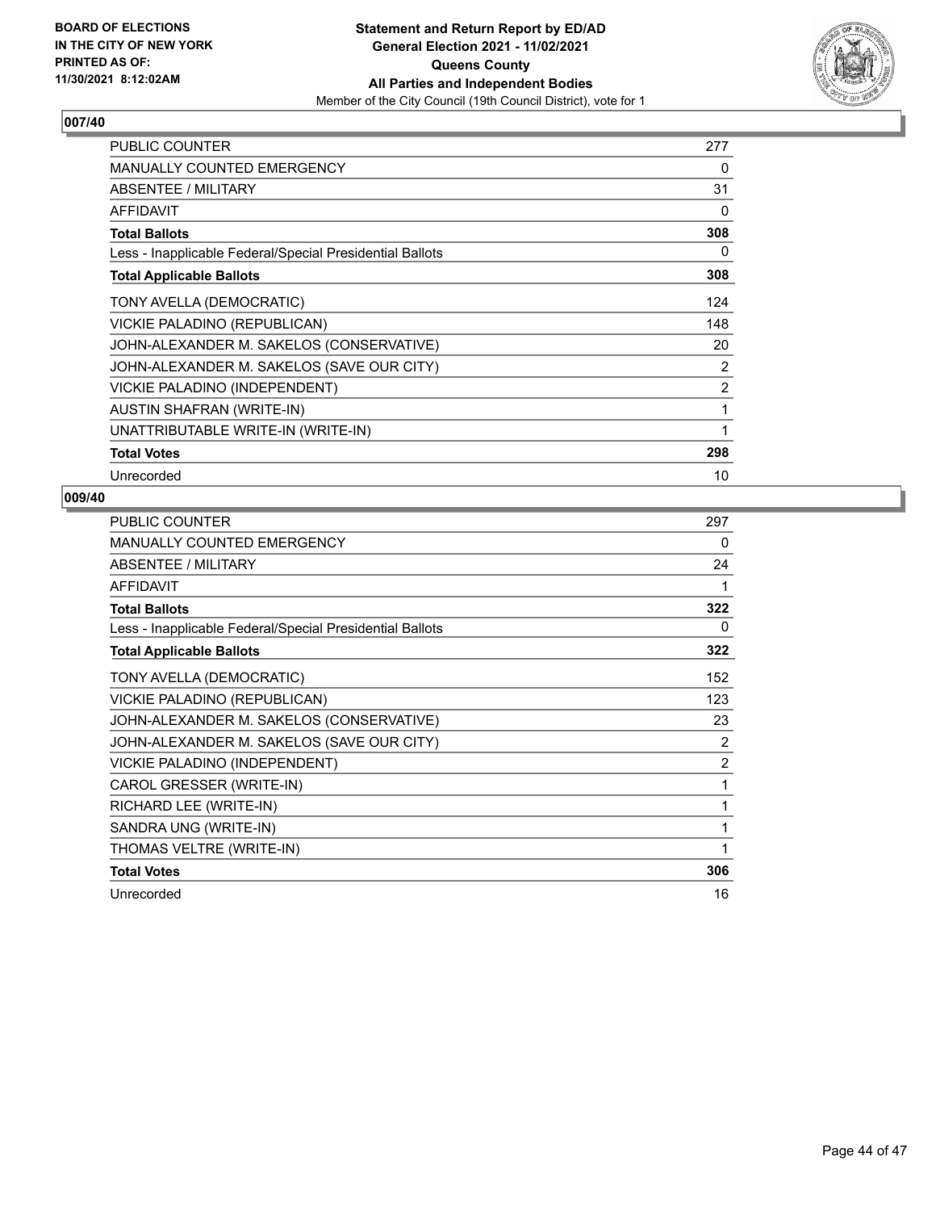**BOARD OF ELECTIONS IN THE CITY OF NEW YORK PRINTED AS OF: 11/30/2021 8:12:02AM**

**Statement and Return Report by ED/AD General Election 2021 - 11/02/2021 Queens County All Parties and Independent Bodies**
Member of the City Council (19th Council District), vote for 1

### 007/40

| | |
|---|---|
| PUBLIC COUNTER | 277 |
| MANUALLY COUNTED EMERGENCY | 0 |
| ABSENTEE / MILITARY | 31 |
| AFFIDAVIT | 0 |
| **Total Ballots** | **308** |
| Less - Inapplicable Federal/Special Presidential Ballots | 0 |
| **Total Applicable Ballots** | **308** |
| TONY AVELLA (DEMOCRATIC) | 124 |
| VICKIE PALADINO (REPUBLICAN) | 148 |
| JOHN-ALEXANDER M. SAKELOS (CONSERVATIVE) | 20 |
| JOHN-ALEXANDER M. SAKELOS (SAVE OUR CITY) | 2 |
| VICKIE PALADINO (INDEPENDENT) | 2 |
| AUSTIN SHAFRAN (WRITE-IN) | 1 |
| UNATTRIBUTABLE WRITE-IN (WRITE-IN) | 1 |
| **Total Votes** | **298** |
| Unrecorded | 10 |

### 009/40

| | |
|---|---|
| PUBLIC COUNTER | 297 |
| MANUALLY COUNTED EMERGENCY | 0 |
| ABSENTEE / MILITARY | 24 |
| AFFIDAVIT | 1 |
| **Total Ballots** | **322** |
| Less - Inapplicable Federal/Special Presidential Ballots | 0 |
| **Total Applicable Ballots** | **322** |
| TONY AVELLA (DEMOCRATIC) | 152 |
| VICKIE PALADINO (REPUBLICAN) | 123 |
| JOHN-ALEXANDER M. SAKELOS (CONSERVATIVE) | 23 |
| JOHN-ALEXANDER M. SAKELOS (SAVE OUR CITY) | 2 |
| VICKIE PALADINO (INDEPENDENT) | 2 |
| CAROL GRESSER (WRITE-IN) | 1 |
| RICHARD LEE (WRITE-IN) | 1 |
| SANDRA UNG (WRITE-IN) | 1 |
| THOMAS VELTRE (WRITE-IN) | 1 |
| **Total Votes** | **306** |
| Unrecorded | 16 |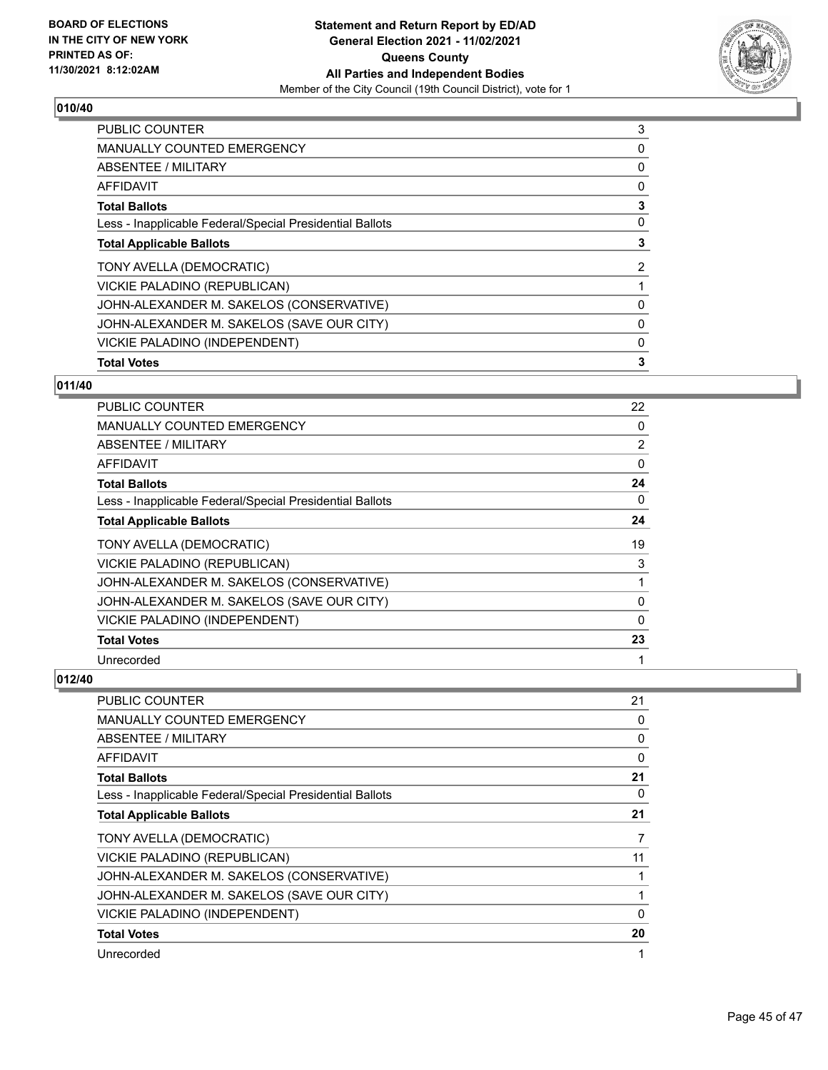**BOARD OF ELECTIONS IN THE CITY OF NEW YORK PRINTED AS OF: 11/30/2021 8:12:02AM**

**Statement and Return Report by ED/AD General Election 2021 - 11/02/2021 Queens County All Parties and Independent Bodies**

Member of the City Council (19th Council District), vote for 1

## 010/40

| | |
|---|---|
| PUBLIC COUNTER | 3 |
| MANUALLY COUNTED EMERGENCY | 0 |
| ABSENTEE / MILITARY | 0 |
| AFFIDAVIT | 0 |
| **Total Ballots** | **3** |
| Less - Inapplicable Federal/Special Presidential Ballots | 0 |
| **Total Applicable Ballots** | **3** |
| TONY AVELLA (DEMOCRATIC) | 2 |
| VICKIE PALADINO (REPUBLICAN) | 1 |
| JOHN-ALEXANDER M. SAKELOS (CONSERVATIVE) | 0 |
| JOHN-ALEXANDER M. SAKELOS (SAVE OUR CITY) | 0 |
| VICKIE PALADINO (INDEPENDENT) | 0 |
| **Total Votes** | **3** |

## 011/40

| | |
|---|---|
| PUBLIC COUNTER | 22 |
| MANUALLY COUNTED EMERGENCY | 0 |
| ABSENTEE / MILITARY | 2 |
| AFFIDAVIT | 0 |
| **Total Ballots** | **24** |
| Less - Inapplicable Federal/Special Presidential Ballots | 0 |
| **Total Applicable Ballots** | **24** |
| TONY AVELLA (DEMOCRATIC) | 19 |
| VICKIE PALADINO (REPUBLICAN) | 3 |
| JOHN-ALEXANDER M. SAKELOS (CONSERVATIVE) | 1 |
| JOHN-ALEXANDER M. SAKELOS (SAVE OUR CITY) | 0 |
| VICKIE PALADINO (INDEPENDENT) | 0 |
| **Total Votes** | **23** |
| Unrecorded | 1 |

## 012/40

| | |
|---|---|
| PUBLIC COUNTER | 21 |
| MANUALLY COUNTED EMERGENCY | 0 |
| ABSENTEE / MILITARY | 0 |
| AFFIDAVIT | 0 |
| **Total Ballots** | **21** |
| Less - Inapplicable Federal/Special Presidential Ballots | 0 |
| **Total Applicable Ballots** | **21** |
| TONY AVELLA (DEMOCRATIC) | 7 |
| VICKIE PALADINO (REPUBLICAN) | 11 |
| JOHN-ALEXANDER M. SAKELOS (CONSERVATIVE) | 1 |
| JOHN-ALEXANDER M. SAKELOS (SAVE OUR CITY) | 1 |
| VICKIE PALADINO (INDEPENDENT) | 0 |
| **Total Votes** | **20** |
| Unrecorded | 1 |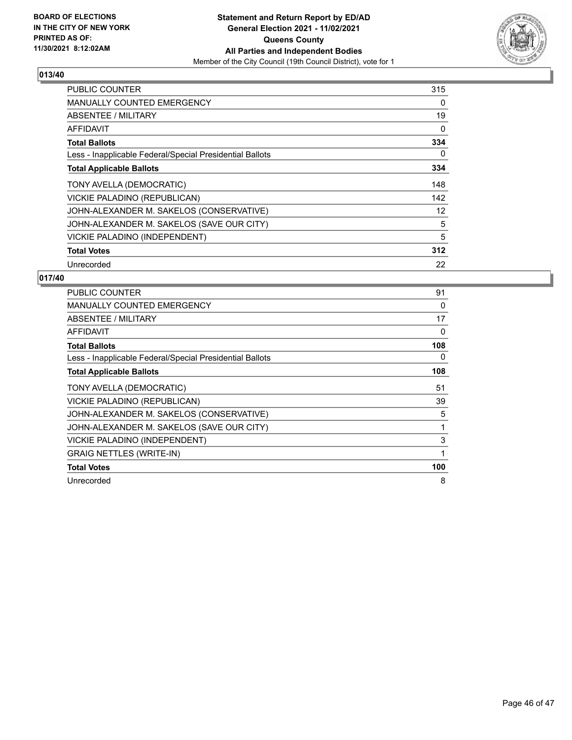**BOARD OF ELECTIONS IN THE CITY OF NEW YORK PRINTED AS OF: 11/30/2021 8:12:02AM**

**Statement and Return Report by ED/AD General Election 2021 - 11/02/2021 Queens County All Parties and Independent Bodies**
Member of the City Council (19th Council District), vote for 1

## 013/40

| | |
|---|---|
| PUBLIC COUNTER | 315 |
| MANUALLY COUNTED EMERGENCY | 0 |
| ABSENTEE / MILITARY | 19 |
| AFFIDAVIT | 0 |
| **Total Ballots** | **334** |
| Less - Inapplicable Federal/Special Presidential Ballots | 0 |
| **Total Applicable Ballots** | **334** |
| TONY AVELLA (DEMOCRATIC) | 148 |
| VICKIE PALADINO (REPUBLICAN) | 142 |
| JOHN-ALEXANDER M. SAKELOS (CONSERVATIVE) | 12 |
| JOHN-ALEXANDER M. SAKELOS (SAVE OUR CITY) | 5 |
| VICKIE PALADINO (INDEPENDENT) | 5 |
| **Total Votes** | **312** |
| Unrecorded | 22 |

## 017/40

| | |
|---|---|
| PUBLIC COUNTER | 91 |
| MANUALLY COUNTED EMERGENCY | 0 |
| ABSENTEE / MILITARY | 17 |
| AFFIDAVIT | 0 |
| **Total Ballots** | **108** |
| Less - Inapplicable Federal/Special Presidential Ballots | 0 |
| **Total Applicable Ballots** | **108** |
| TONY AVELLA (DEMOCRATIC) | 51 |
| VICKIE PALADINO (REPUBLICAN) | 39 |
| JOHN-ALEXANDER M. SAKELOS (CONSERVATIVE) | 5 |
| JOHN-ALEXANDER M. SAKELOS (SAVE OUR CITY) | 1 |
| VICKIE PALADINO (INDEPENDENT) | 3 |
| GRAIG NETTLES (WRITE-IN) | 1 |
| **Total Votes** | **100** |
| Unrecorded | 8 |